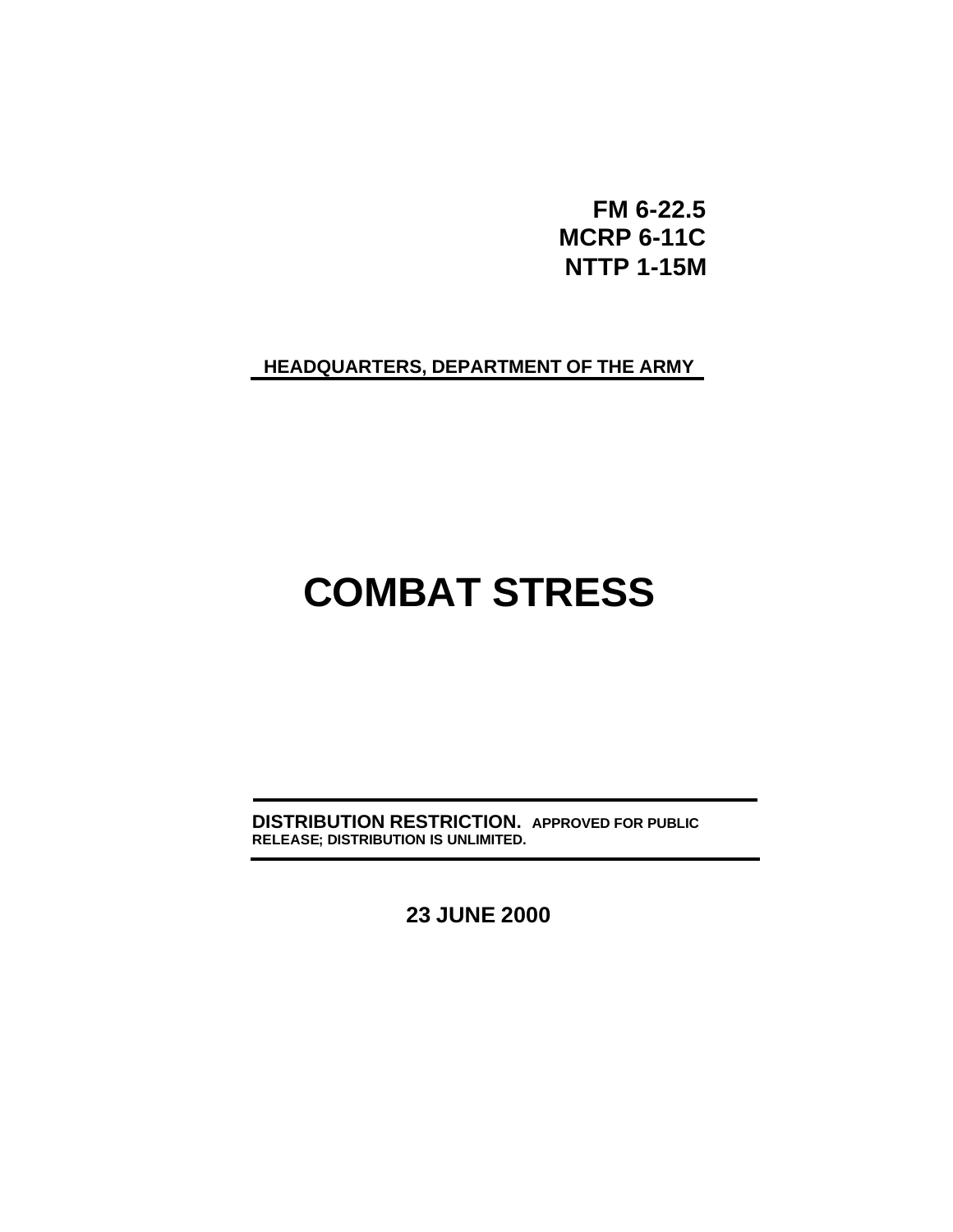**FM 6-22.5**
**MCRP 6-11C**
**NTTP 1-15M**

**HEADQUARTERS, DEPARTMENT OF THE ARMY**

# COMBAT STRESS

**DISTRIBUTION RESTRICTION.** **APPROVED FOR PUBLIC RELEASE; DISTRIBUTION IS UNLIMITED.**

**23 JUNE 2000**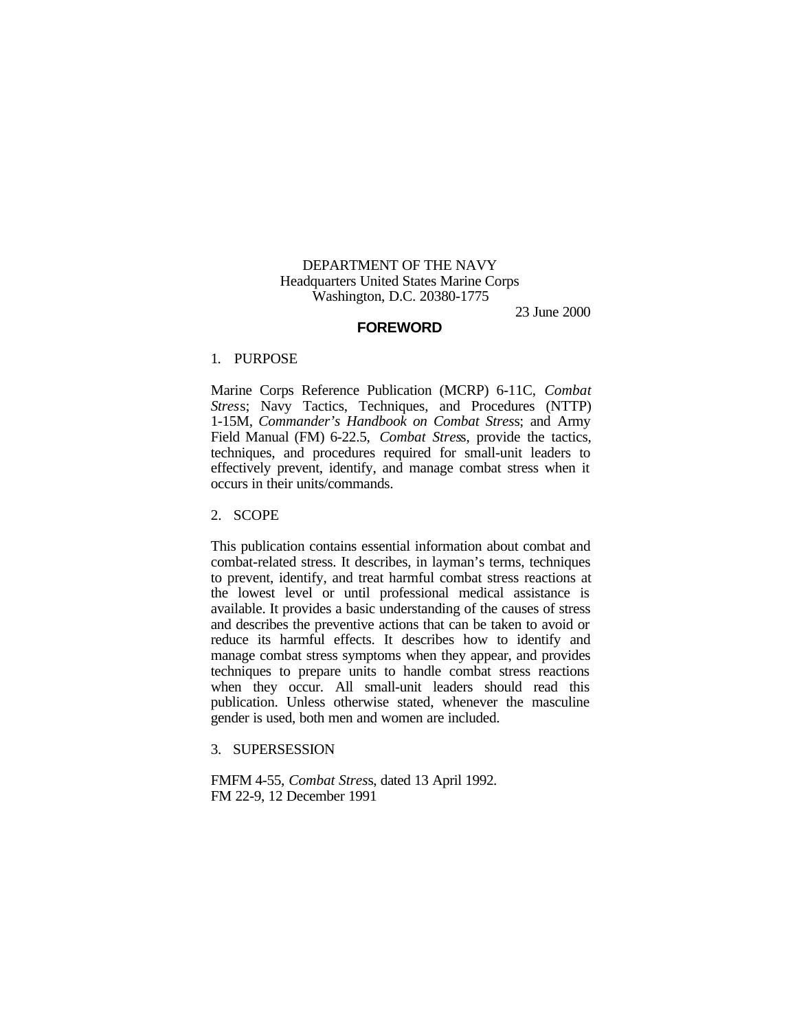DEPARTMENT OF THE NAVY
Headquarters United States Marine Corps
Washington, D.C. 20380-1775

23 June 2000

# FOREWORD

1. PURPOSE

Marine Corps Reference Publication (MCRP) 6-11C, *Combat Stress*; Navy Tactics, Techniques, and Procedures (NTTP) 1-15M, *Commander's Handbook on Combat Stress*; and Army Field Manual (FM) 6-22.5, *Combat Stress*, provide the tactics, techniques, and procedures required for small-unit leaders to effectively prevent, identify, and manage combat stress when it occurs in their units/commands.

2. SCOPE

This publication contains essential information about combat and combat-related stress. It describes, in layman's terms, techniques to prevent, identify, and treat harmful combat stress reactions at the lowest level or until professional medical assistance is available. It provides a basic understanding of the causes of stress and describes the preventive actions that can be taken to avoid or reduce its harmful effects. It describes how to identify and manage combat stress symptoms when they appear, and provides techniques to prepare units to handle combat stress reactions when they occur. All small-unit leaders should read this publication. Unless otherwise stated, whenever the masculine gender is used, both men and women are included.

3. SUPERSESSION

FMFM 4-55, *Combat Stress*, dated 13 April 1992.
FM 22-9, 12 December 1991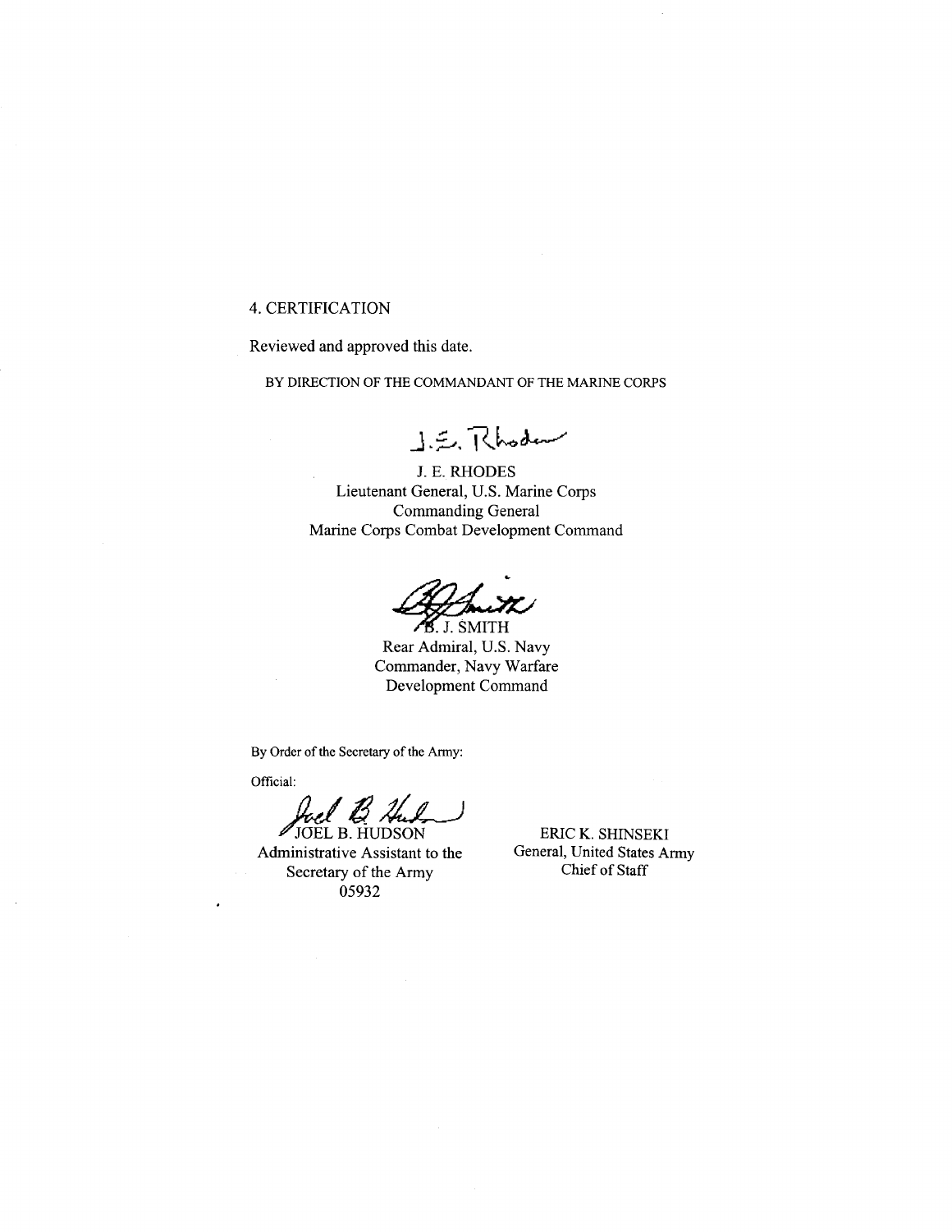4. CERTIFICATION

Reviewed and approved this date.

BY DIRECTION OF THE COMMANDANT OF THE MARINE CORPS

J. E. RHODES
Lieutenant General, U.S. Marine Corps
Commanding General
Marine Corps Combat Development Command

B. J. SMITH
Rear Admiral, U.S. Navy
Commander, Navy Warfare
Development Command

By Order of the Secretary of the Army:

Official:

JOEL B. HUDSON
Administrative Assistant to the
Secretary of the Army
05932

ERIC K. SHINSEKI
General, United States Army
Chief of Staff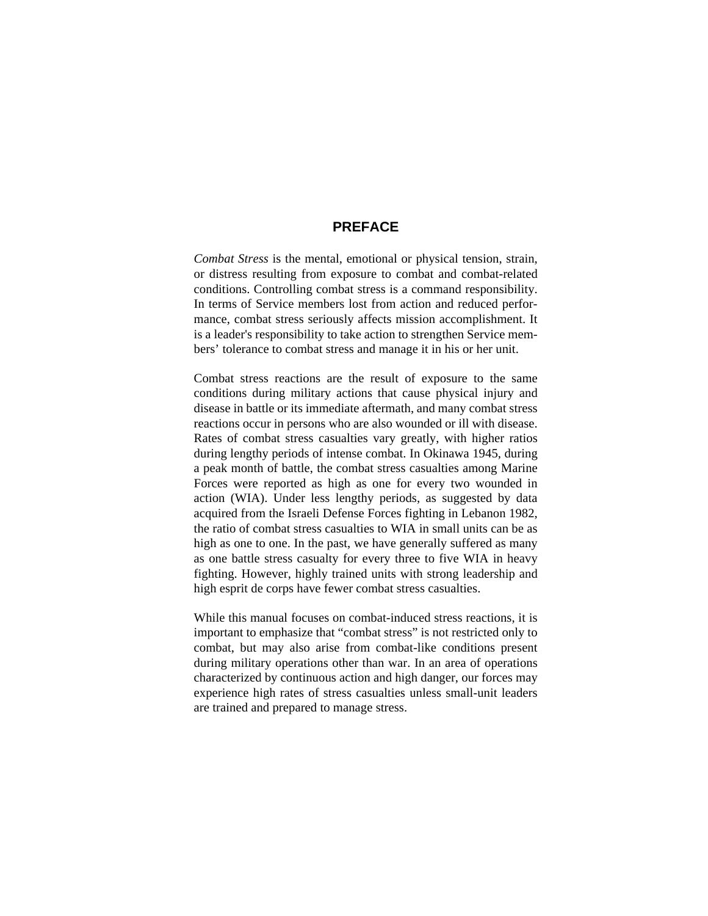# PREFACE

*Combat Stress* is the mental, emotional or physical tension, strain, or distress resulting from exposure to combat and combat-related conditions. Controlling combat stress is a command responsibility. In terms of Service members lost from action and reduced performance, combat stress seriously affects mission accomplishment. It is a leader's responsibility to take action to strengthen Service members' tolerance to combat stress and manage it in his or her unit.

Combat stress reactions are the result of exposure to the same conditions during military actions that cause physical injury and disease in battle or its immediate aftermath, and many combat stress reactions occur in persons who are also wounded or ill with disease. Rates of combat stress casualties vary greatly, with higher ratios during lengthy periods of intense combat. In Okinawa 1945, during a peak month of battle, the combat stress casualties among Marine Forces were reported as high as one for every two wounded in action (WIA). Under less lengthy periods, as suggested by data acquired from the Israeli Defense Forces fighting in Lebanon 1982, the ratio of combat stress casualties to WIA in small units can be as high as one to one. In the past, we have generally suffered as many as one battle stress casualty for every three to five WIA in heavy fighting. However, highly trained units with strong leadership and high esprit de corps have fewer combat stress casualties.

While this manual focuses on combat-induced stress reactions, it is important to emphasize that "combat stress" is not restricted only to combat, but may also arise from combat-like conditions present during military operations other than war. In an area of operations characterized by continuous action and high danger, our forces may experience high rates of stress casualties unless small-unit leaders are trained and prepared to manage stress.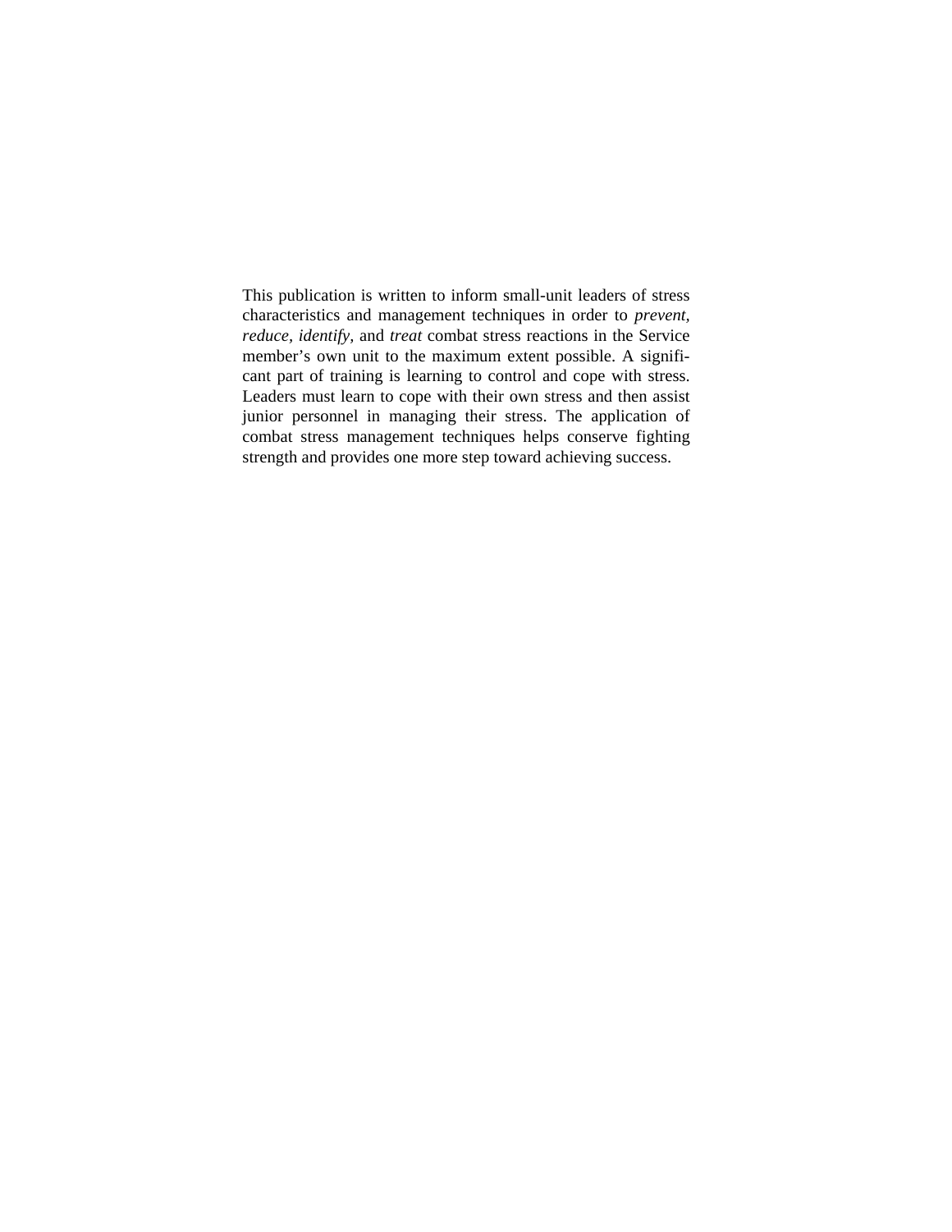This publication is written to inform small-unit leaders of stress characteristics and management techniques in order to *prevent, reduce, identify,* and *treat* combat stress reactions in the Service member's own unit to the maximum extent possible. A significant part of training is learning to control and cope with stress. Leaders must learn to cope with their own stress and then assist junior personnel in managing their stress. The application of combat stress management techniques helps conserve fighting strength and provides one more step toward achieving success.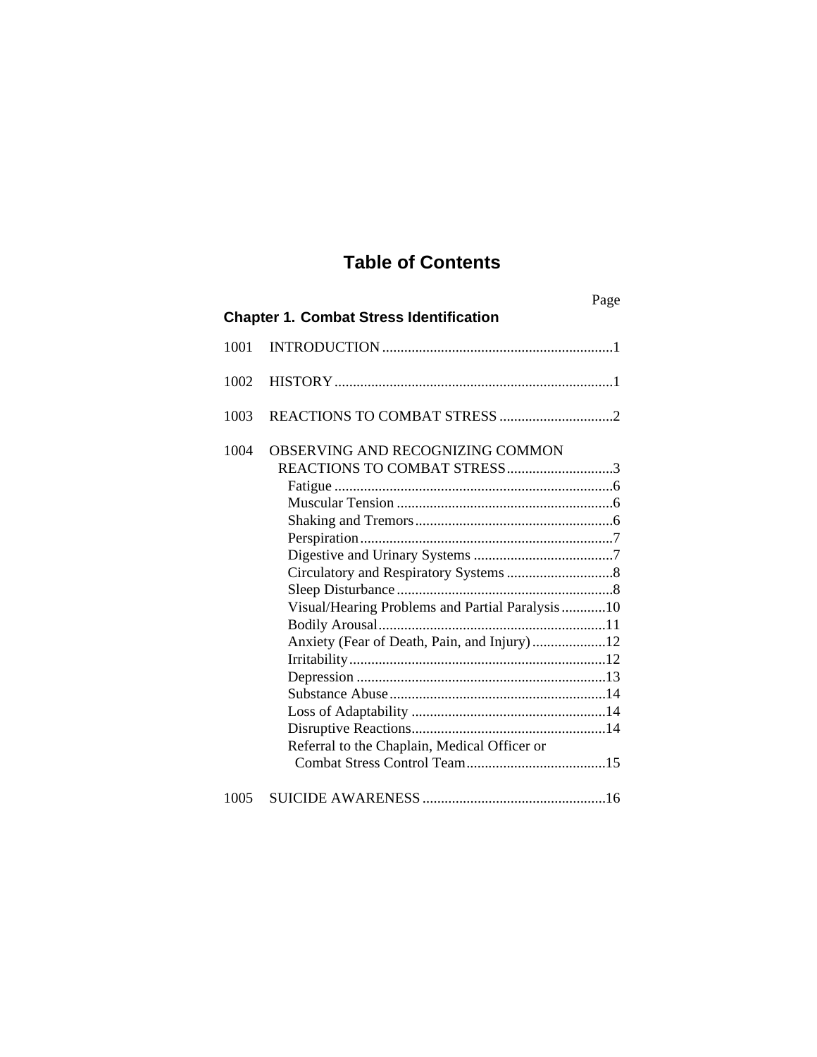# Table of Contents

**Chapter 1. Combat Stress Identification**

| | | Page |
|---|---|---|
| 1001 | INTRODUCTION | 1 |
| 1002 | HISTORY | 1 |
| 1003 | REACTIONS TO COMBAT STRESS | 2 |
| 1004 | OBSERVING AND RECOGNIZING COMMON REACTIONS TO COMBAT STRESS | 3 |
| | Fatigue | 6 |
| | Muscular Tension | 6 |
| | Shaking and Tremors | 6 |
| | Perspiration | 7 |
| | Digestive and Urinary Systems | 7 |
| | Circulatory and Respiratory Systems | 8 |
| | Sleep Disturbance | 8 |
| | Visual/Hearing Problems and Partial Paralysis | 10 |
| | Bodily Arousal | 11 |
| | Anxiety (Fear of Death, Pain, and Injury) | 12 |
| | Irritability | 12 |
| | Depression | 13 |
| | Substance Abuse | 14 |
| | Loss of Adaptability | 14 |
| | Disruptive Reactions | 14 |
| | Referral to the Chaplain, Medical Officer or Combat Stress Control Team | 15 |
| 1005 | SUICIDE AWARENESS | 16 |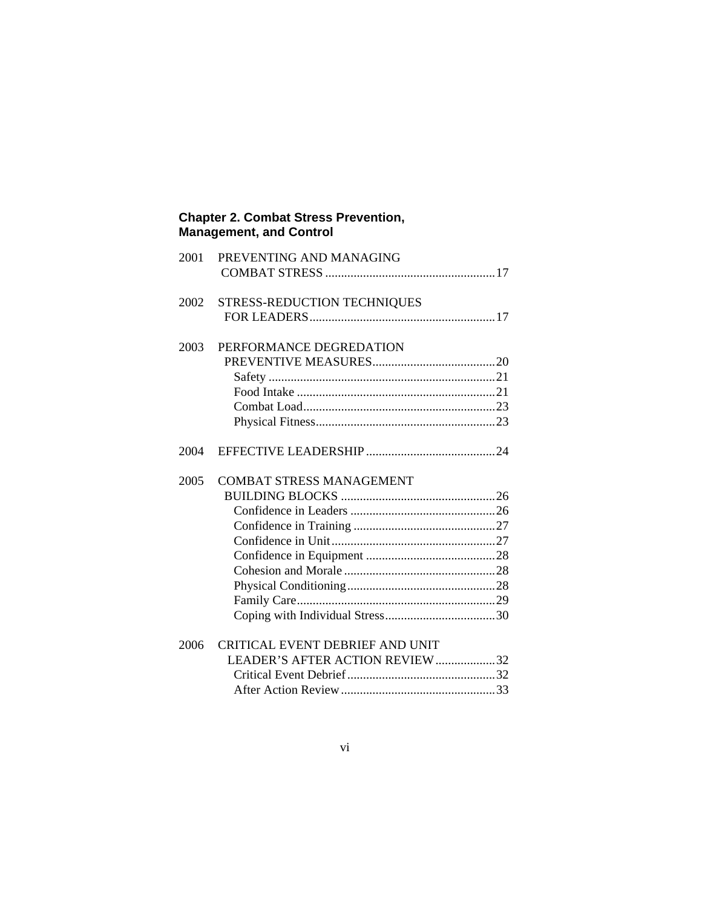**Chapter 2. Combat Stress Prevention, Management, and Control**

| | | |
|---|---|---|
| 2001 | PREVENTING AND MANAGING COMBAT STRESS | 17 |
| 2002 | STRESS-REDUCTION TECHNIQUES FOR LEADERS | 17 |
| 2003 | PERFORMANCE DEGREDATION PREVENTIVE MEASURES | 20 |
| | Safety | 21 |
| | Food Intake | 21 |
| | Combat Load | 23 |
| | Physical Fitness | 23 |
| 2004 | EFFECTIVE LEADERSHIP | 24 |
| 2005 | COMBAT STRESS MANAGEMENT BUILDING BLOCKS | 26 |
| | Confidence in Leaders | 26 |
| | Confidence in Training | 27 |
| | Confidence in Unit | 27 |
| | Confidence in Equipment | 28 |
| | Cohesion and Morale | 28 |
| | Physical Conditioning | 28 |
| | Family Care | 29 |
| | Coping with Individual Stress | 30 |
| 2006 | CRITICAL EVENT DEBRIEF AND UNIT LEADER'S AFTER ACTION REVIEW | 32 |
| | Critical Event Debrief | 32 |
| | After Action Review | 33 |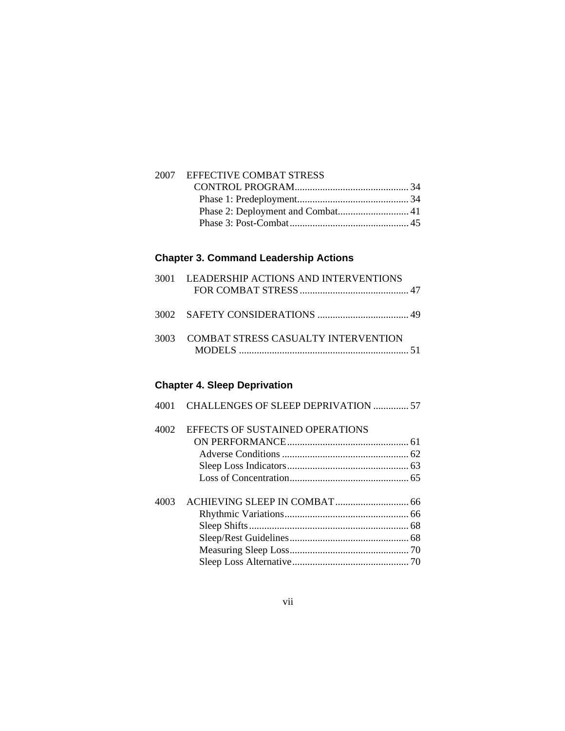| | | |
|---|---|---|
| 2007 | EFFECTIVE COMBAT STRESS CONTROL PROGRAM | 34 |
| | Phase 1: Predeployment | 34 |
| | Phase 2: Deployment and Combat | 41 |
| | Phase 3: Post-Combat | 45 |

## Chapter 3. Command Leadership Actions

| | | |
|---|---|---|
| 3001 | LEADERSHIP ACTIONS AND INTERVENTIONS FOR COMBAT STRESS | 47 |
| 3002 | SAFETY CONSIDERATIONS | 49 |
| 3003 | COMBAT STRESS CASUALTY INTERVENTION MODELS | 51 |

## Chapter 4. Sleep Deprivation

| | | |
|---|---|---|
| 4001 | CHALLENGES OF SLEEP DEPRIVATION | 57 |
| 4002 | EFFECTS OF SUSTAINED OPERATIONS ON PERFORMANCE | 61 |
| | Adverse Conditions | 62 |
| | Sleep Loss Indicators | 63 |
| | Loss of Concentration | 65 |
| 4003 | ACHIEVING SLEEP IN COMBAT | 66 |
| | Rhythmic Variations | 66 |
| | Sleep Shifts | 68 |
| | Sleep/Rest Guidelines | 68 |
| | Measuring Sleep Loss | 70 |
| | Sleep Loss Alternative | 70 |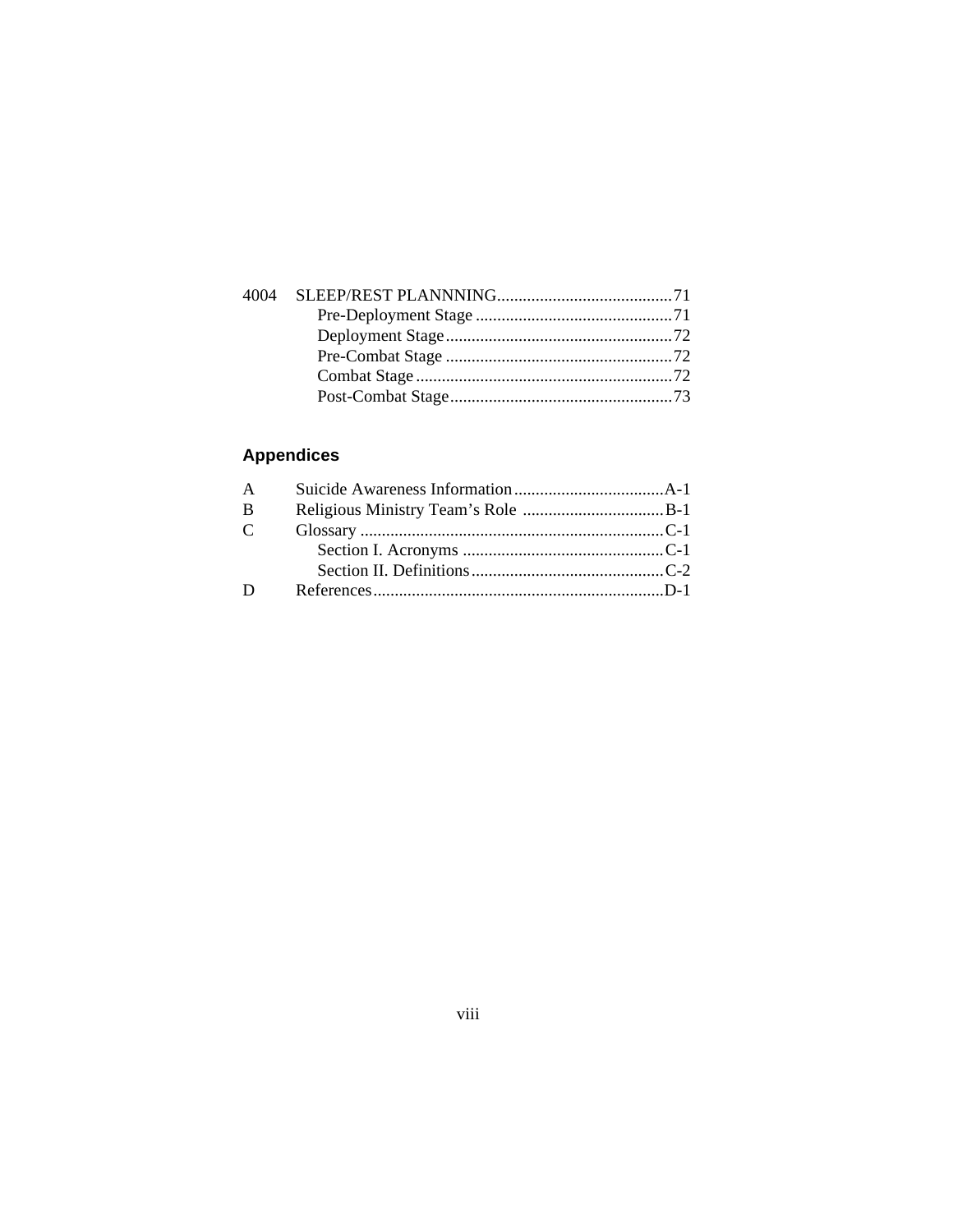| | | |
|---|---|---|
| 4004 | SLEEP/REST PLANNNING | 71 |
| | Pre-Deployment Stage | 71 |
| | Deployment Stage | 72 |
| | Pre-Combat Stage | 72 |
| | Combat Stage | 72 |
| | Post-Combat Stage | 73 |

## Appendices

| | | |
|---|---|---|
| A | Suicide Awareness Information | A-1 |
| B | Religious Ministry Team's Role | B-1 |
| C | Glossary | C-1 |
| | Section I. Acronyms | C-1 |
| | Section II. Definitions | C-2 |
| D | References | D-1 |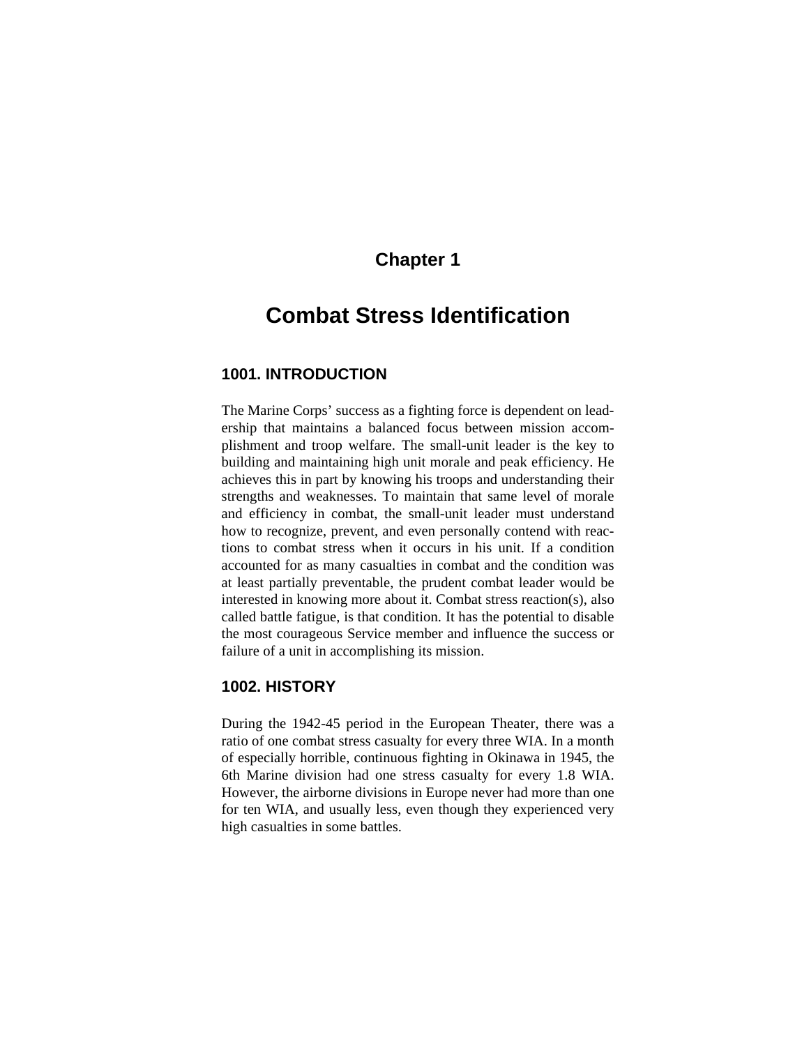# Chapter 1

# Combat Stress Identification

## 1001. INTRODUCTION

The Marine Corps' success as a fighting force is dependent on leadership that maintains a balanced focus between mission accomplishment and troop welfare. The small-unit leader is the key to building and maintaining high unit morale and peak efficiency. He achieves this in part by knowing his troops and understanding their strengths and weaknesses. To maintain that same level of morale and efficiency in combat, the small-unit leader must understand how to recognize, prevent, and even personally contend with reactions to combat stress when it occurs in his unit. If a condition accounted for as many casualties in combat and the condition was at least partially preventable, the prudent combat leader would be interested in knowing more about it. Combat stress reaction(s), also called battle fatigue, is that condition. It has the potential to disable the most courageous Service member and influence the success or failure of a unit in accomplishing its mission.

## 1002. HISTORY

During the 1942-45 period in the European Theater, there was a ratio of one combat stress casualty for every three WIA. In a month of especially horrible, continuous fighting in Okinawa in 1945, the 6th Marine division had one stress casualty for every 1.8 WIA. However, the airborne divisions in Europe never had more than one for ten WIA, and usually less, even though they experienced very high casualties in some battles.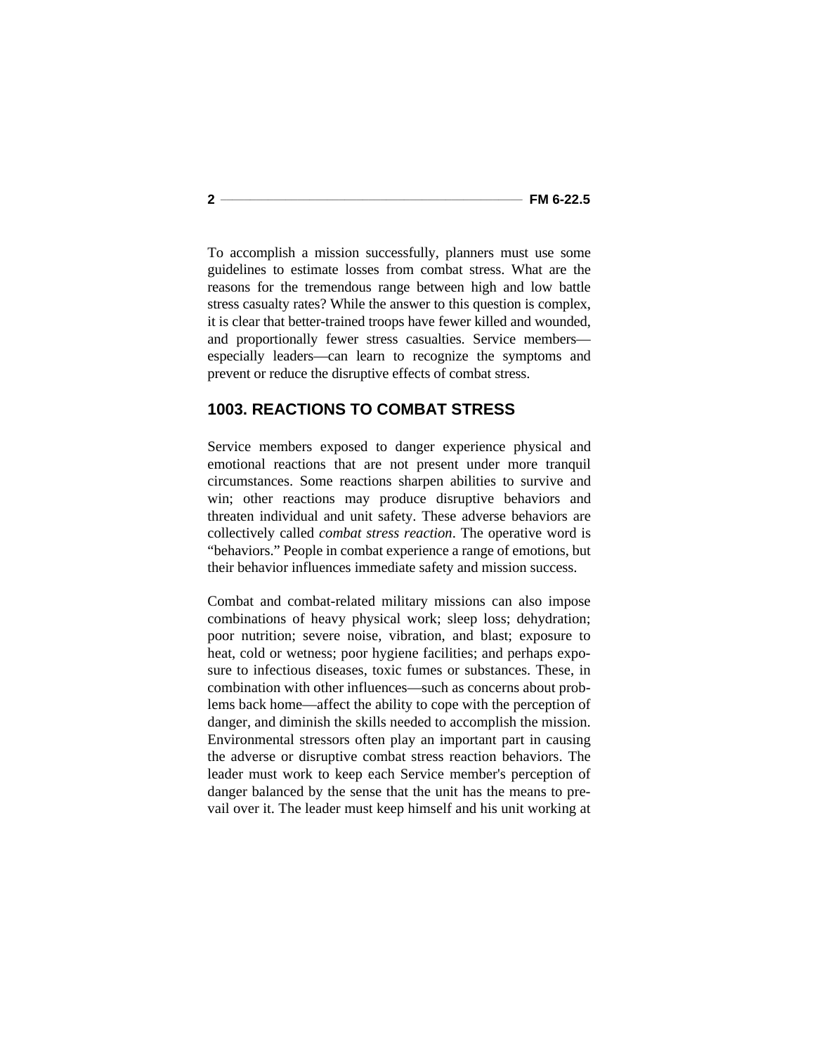To accomplish a mission successfully, planners must use some guidelines to estimate losses from combat stress. What are the reasons for the tremendous range between high and low battle stress casualty rates? While the answer to this question is complex, it is clear that better-trained troops have fewer killed and wounded, and proportionally fewer stress casualties. Service members—especially leaders—can learn to recognize the symptoms and prevent or reduce the disruptive effects of combat stress.

## 1003. REACTIONS TO COMBAT STRESS

Service members exposed to danger experience physical and emotional reactions that are not present under more tranquil circumstances. Some reactions sharpen abilities to survive and win; other reactions may produce disruptive behaviors and threaten individual and unit safety. These adverse behaviors are collectively called *combat stress reaction*. The operative word is "behaviors." People in combat experience a range of emotions, but their behavior influences immediate safety and mission success.

Combat and combat-related military missions can also impose combinations of heavy physical work; sleep loss; dehydration; poor nutrition; severe noise, vibration, and blast; exposure to heat, cold or wetness; poor hygiene facilities; and perhaps exposure to infectious diseases, toxic fumes or substances. These, in combination with other influences—such as concerns about problems back home—affect the ability to cope with the perception of danger, and diminish the skills needed to accomplish the mission. Environmental stressors often play an important part in causing the adverse or disruptive combat stress reaction behaviors. The leader must work to keep each Service member's perception of danger balanced by the sense that the unit has the means to prevail over it. The leader must keep himself and his unit working at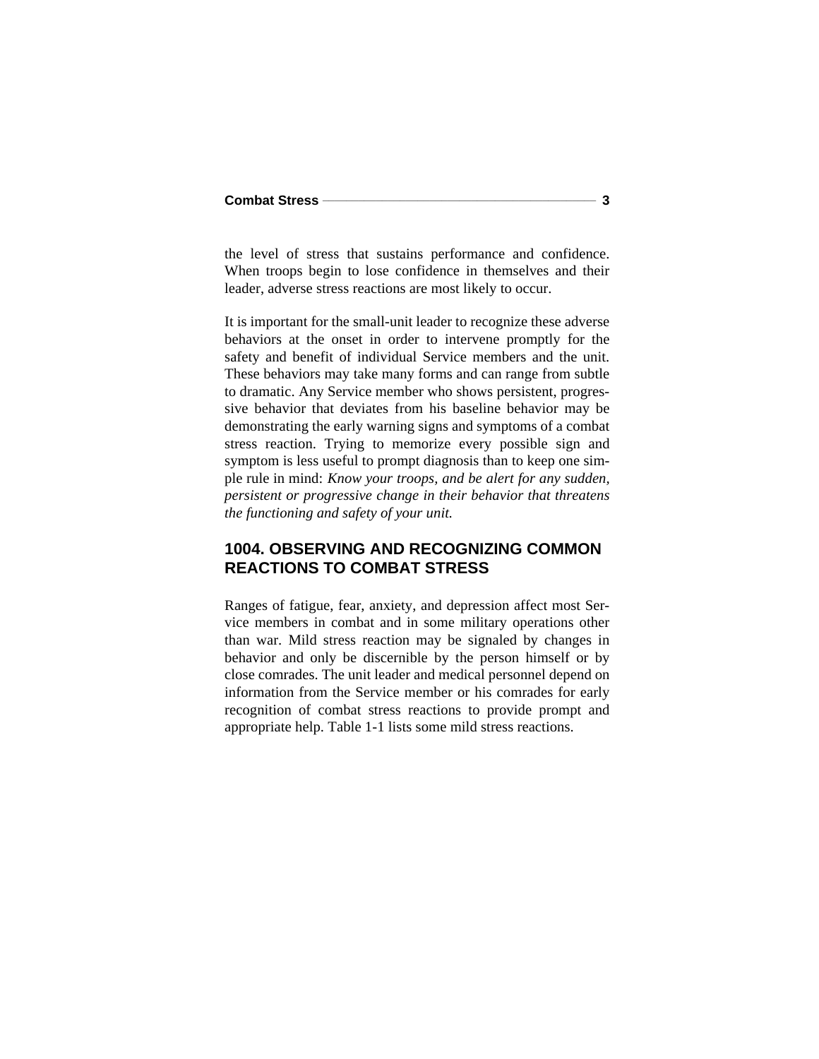the level of stress that sustains performance and confidence. When troops begin to lose confidence in themselves and their leader, adverse stress reactions are most likely to occur.

It is important for the small-unit leader to recognize these adverse behaviors at the onset in order to intervene promptly for the safety and benefit of individual Service members and the unit. These behaviors may take many forms and can range from subtle to dramatic. Any Service member who shows persistent, progressive behavior that deviates from his baseline behavior may be demonstrating the early warning signs and symptoms of a combat stress reaction. Trying to memorize every possible sign and symptom is less useful to prompt diagnosis than to keep one simple rule in mind: *Know your troops, and be alert for any sudden, persistent or progressive change in their behavior that threatens the functioning and safety of your unit.*

## 1004. OBSERVING AND RECOGNIZING COMMON REACTIONS TO COMBAT STRESS

Ranges of fatigue, fear, anxiety, and depression affect most Service members in combat and in some military operations other than war. Mild stress reaction may be signaled by changes in behavior and only be discernible by the person himself or by close comrades. The unit leader and medical personnel depend on information from the Service member or his comrades for early recognition of combat stress reactions to provide prompt and appropriate help. Table 1-1 lists some mild stress reactions.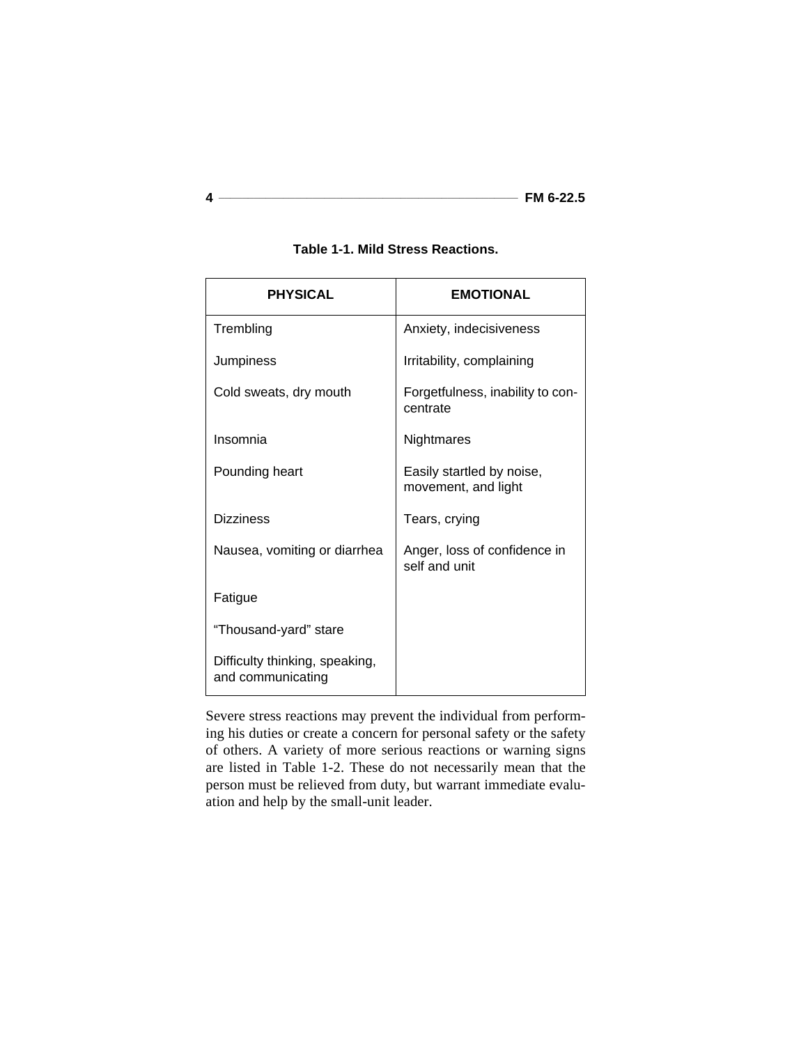**Table 1-1. Mild Stress Reactions.**

| PHYSICAL | EMOTIONAL |
|---|---|
| Trembling | Anxiety, indecisiveness |
| Jumpiness | Irritability, complaining |
| Cold sweats, dry mouth | Forgetfulness, inability to concentrate |
| Insomnia | Nightmares |
| Pounding heart | Easily startled by noise, movement, and light |
| Dizziness | Tears, crying |
| Nausea, vomiting or diarrhea | Anger, loss of confidence in self and unit |
| Fatigue | |
| “Thousand-yard” stare | |
| Difficulty thinking, speaking, and communicating | |

Severe stress reactions may prevent the individual from performing his duties or create a concern for personal safety or the safety of others. A variety of more serious reactions or warning signs are listed in Table 1-2. These do not necessarily mean that the person must be relieved from duty, but warrant immediate evaluation and help by the small-unit leader.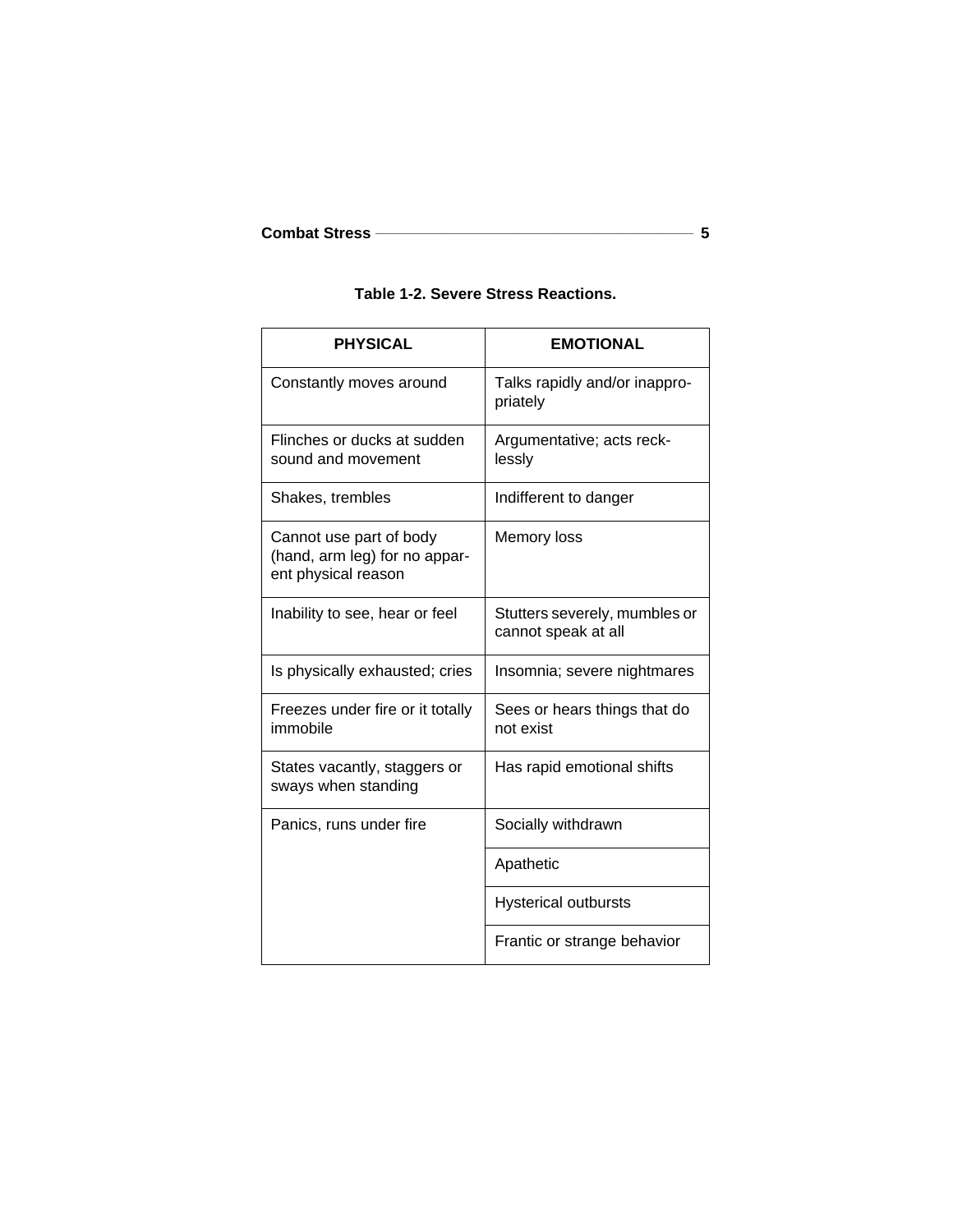**Table 1-2. Severe Stress Reactions.**

| PHYSICAL | EMOTIONAL |
|---|---|
| Constantly moves around | Talks rapidly and/or inappropriately |
| Flinches or ducks at sudden sound and movement | Argumentative; acts recklessly |
| Shakes, trembles | Indifferent to danger |
| Cannot use part of body (hand, arm leg) for no apparent physical reason | Memory loss |
| Inability to see, hear or feel | Stutters severely, mumbles or cannot speak at all |
| Is physically exhausted; cries | Insomnia; severe nightmares |
| Freezes under fire or it totally immobile | Sees or hears things that do not exist |
| States vacantly, staggers or sways when standing | Has rapid emotional shifts |
| Panics, runs under fire | Socially withdrawn |
| | Apathetic |
| | Hysterical outbursts |
| | Frantic or strange behavior |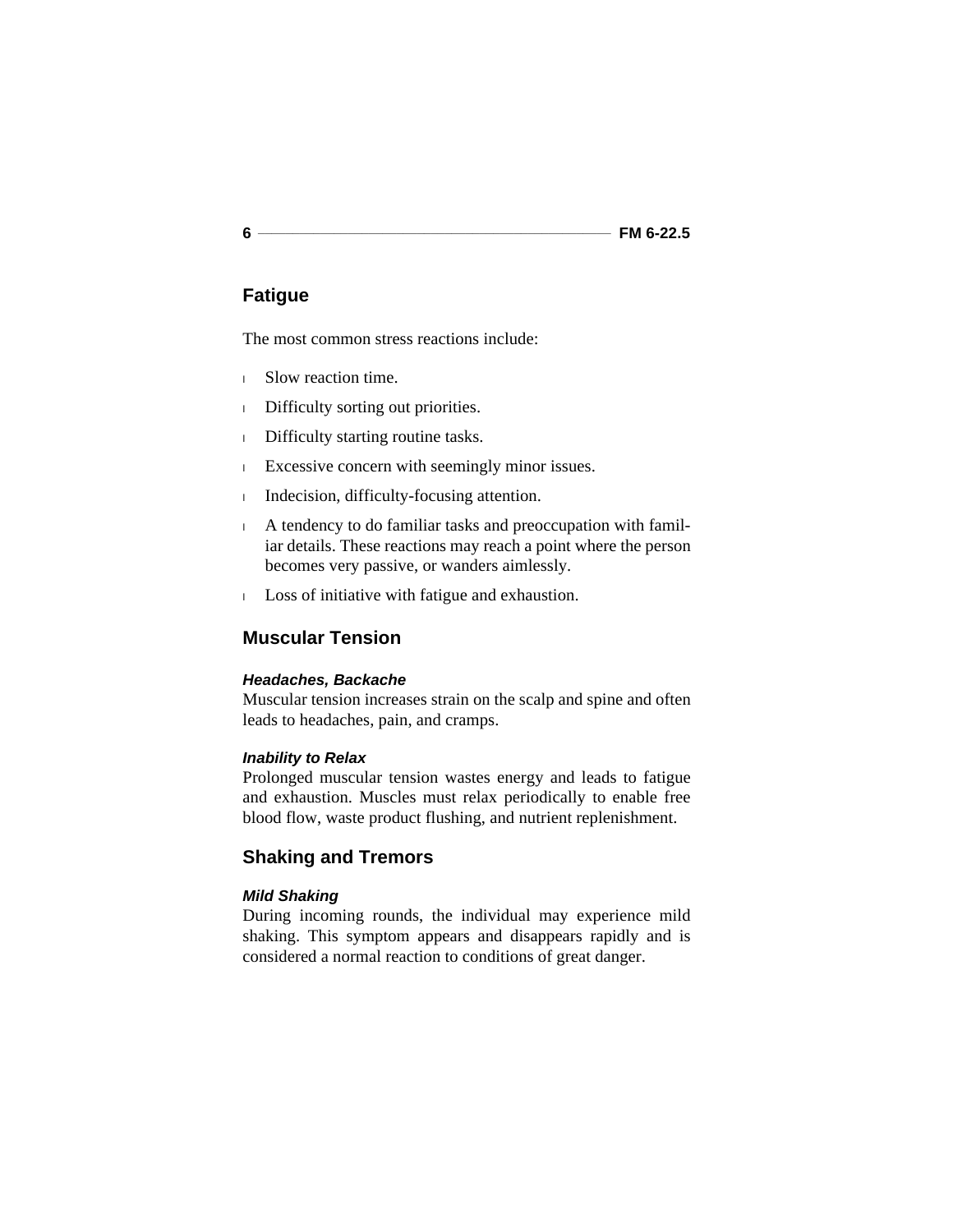## Fatigue

The most common stress reactions include:

- Slow reaction time.
- Difficulty sorting out priorities.
- Difficulty starting routine tasks.
- Excessive concern with seemingly minor issues.
- Indecision, difficulty-focusing attention.
- A tendency to do familiar tasks and preoccupation with familiar details. These reactions may reach a point where the person becomes very passive, or wanders aimlessly.
- Loss of initiative with fatigue and exhaustion.

## Muscular Tension

#### *Headaches, Backache*

Muscular tension increases strain on the scalp and spine and often leads to headaches, pain, and cramps.

#### *Inability to Relax*

Prolonged muscular tension wastes energy and leads to fatigue and exhaustion. Muscles must relax periodically to enable free blood flow, waste product flushing, and nutrient replenishment.

## Shaking and Tremors

#### *Mild Shaking*

During incoming rounds, the individual may experience mild shaking. This symptom appears and disappears rapidly and is considered a normal reaction to conditions of great danger.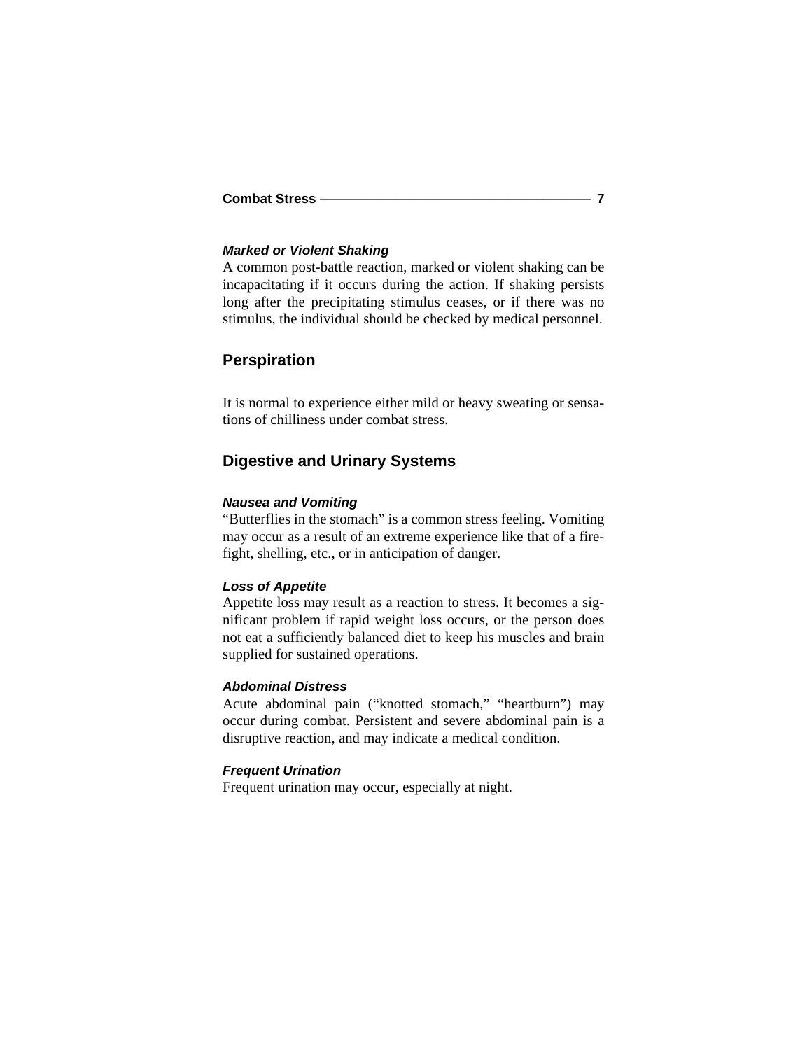#### *Marked or Violent Shaking*

A common post-battle reaction, marked or violent shaking can be incapacitating if it occurs during the action. If shaking persists long after the precipitating stimulus ceases, or if there was no stimulus, the individual should be checked by medical personnel.

### Perspiration

It is normal to experience either mild or heavy sweating or sensations of chilliness under combat stress.

### Digestive and Urinary Systems

#### *Nausea and Vomiting*

"Butterflies in the stomach" is a common stress feeling. Vomiting may occur as a result of an extreme experience like that of a firefight, shelling, etc., or in anticipation of danger.

#### *Loss of Appetite*

Appetite loss may result as a reaction to stress. It becomes a significant problem if rapid weight loss occurs, or the person does not eat a sufficiently balanced diet to keep his muscles and brain supplied for sustained operations.

#### *Abdominal Distress*

Acute abdominal pain ("knotted stomach," "heartburn") may occur during combat. Persistent and severe abdominal pain is a disruptive reaction, and may indicate a medical condition.

#### *Frequent Urination*

Frequent urination may occur, especially at night.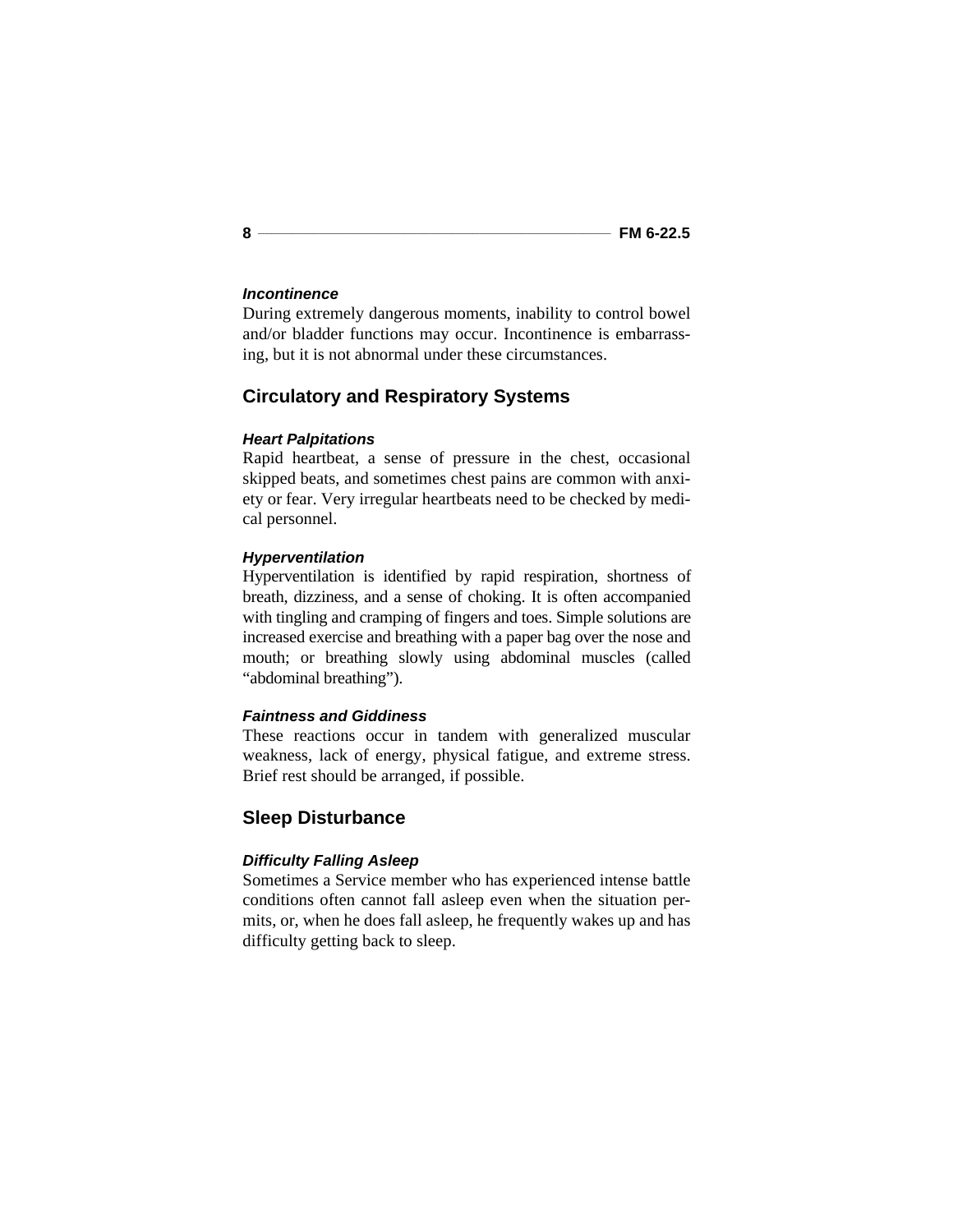#### *Incontinence*

During extremely dangerous moments, inability to control bowel and/or bladder functions may occur. Incontinence is embarrassing, but it is not abnormal under these circumstances.

## Circulatory and Respiratory Systems

#### *Heart Palpitations*

Rapid heartbeat, a sense of pressure in the chest, occasional skipped beats, and sometimes chest pains are common with anxiety or fear. Very irregular heartbeats need to be checked by medical personnel.

#### *Hyperventilation*

Hyperventilation is identified by rapid respiration, shortness of breath, dizziness, and a sense of choking. It is often accompanied with tingling and cramping of fingers and toes. Simple solutions are increased exercise and breathing with a paper bag over the nose and mouth; or breathing slowly using abdominal muscles (called "abdominal breathing").

#### *Faintness and Giddiness*

These reactions occur in tandem with generalized muscular weakness, lack of energy, physical fatigue, and extreme stress. Brief rest should be arranged, if possible.

## Sleep Disturbance

#### *Difficulty Falling Asleep*

Sometimes a Service member who has experienced intense battle conditions often cannot fall asleep even when the situation permits, or, when he does fall asleep, he frequently wakes up and has difficulty getting back to sleep.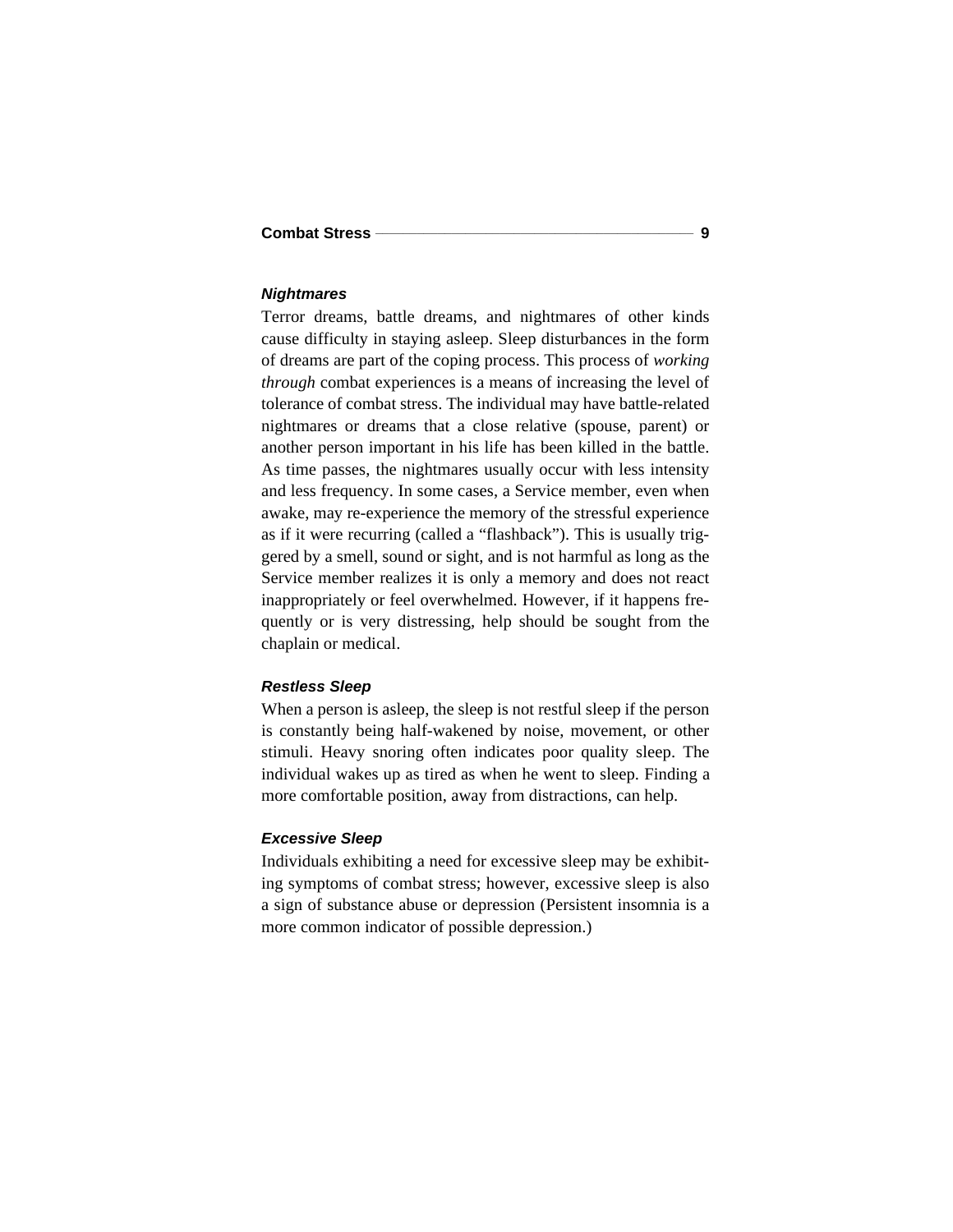### ***Nightmares***

Terror dreams, battle dreams, and nightmares of other kinds cause difficulty in staying asleep. Sleep disturbances in the form of dreams are part of the coping process. This process of *working through* combat experiences is a means of increasing the level of tolerance of combat stress. The individual may have battle-related nightmares or dreams that a close relative (spouse, parent) or another person important in his life has been killed in the battle. As time passes, the nightmares usually occur with less intensity and less frequency. In some cases, a Service member, even when awake, may re-experience the memory of the stressful experience as if it were recurring (called a "flashback"). This is usually triggered by a smell, sound or sight, and is not harmful as long as the Service member realizes it is only a memory and does not react inappropriately or feel overwhelmed. However, if it happens frequently or is very distressing, help should be sought from the chaplain or medical.

### ***Restless Sleep***

When a person is asleep, the sleep is not restful sleep if the person is constantly being half-wakened by noise, movement, or other stimuli. Heavy snoring often indicates poor quality sleep. The individual wakes up as tired as when he went to sleep. Finding a more comfortable position, away from distractions, can help.

### ***Excessive Sleep***

Individuals exhibiting a need for excessive sleep may be exhibiting symptoms of combat stress; however, excessive sleep is also a sign of substance abuse or depression (Persistent insomnia is a more common indicator of possible depression.)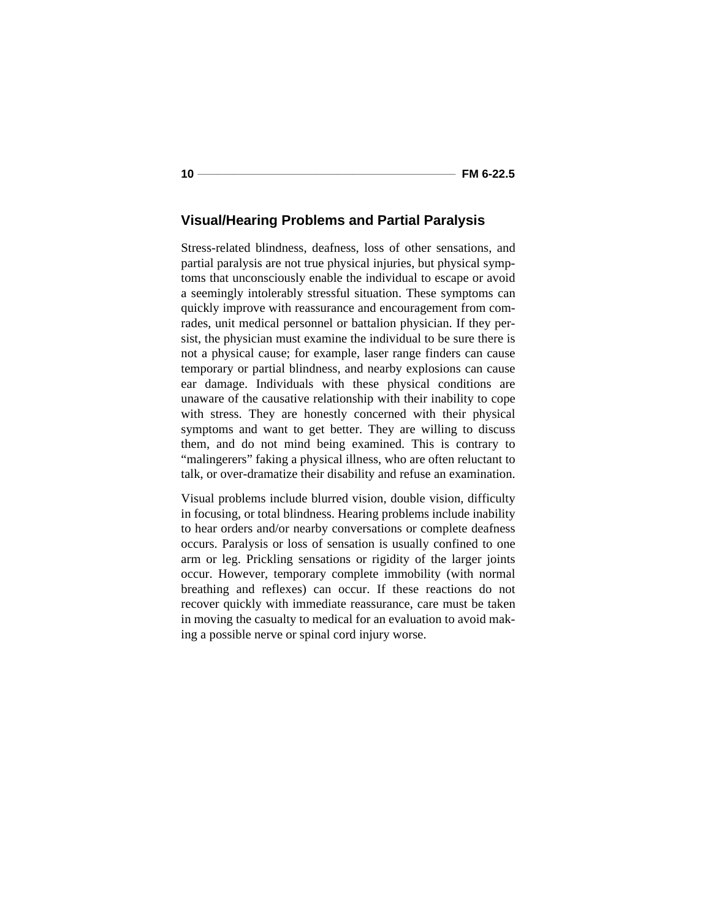## Visual/Hearing Problems and Partial Paralysis

Stress-related blindness, deafness, loss of other sensations, and partial paralysis are not true physical injuries, but physical symptoms that unconsciously enable the individual to escape or avoid a seemingly intolerably stressful situation. These symptoms can quickly improve with reassurance and encouragement from comrades, unit medical personnel or battalion physician. If they persist, the physician must examine the individual to be sure there is not a physical cause; for example, laser range finders can cause temporary or partial blindness, and nearby explosions can cause ear damage. Individuals with these physical conditions are unaware of the causative relationship with their inability to cope with stress. They are honestly concerned with their physical symptoms and want to get better. They are willing to discuss them, and do not mind being examined. This is contrary to "malingerers" faking a physical illness, who are often reluctant to talk, or over-dramatize their disability and refuse an examination.

Visual problems include blurred vision, double vision, difficulty in focusing, or total blindness. Hearing problems include inability to hear orders and/or nearby conversations or complete deafness occurs. Paralysis or loss of sensation is usually confined to one arm or leg. Prickling sensations or rigidity of the larger joints occur. However, temporary complete immobility (with normal breathing and reflexes) can occur. If these reactions do not recover quickly with immediate reassurance, care must be taken in moving the casualty to medical for an evaluation to avoid making a possible nerve or spinal cord injury worse.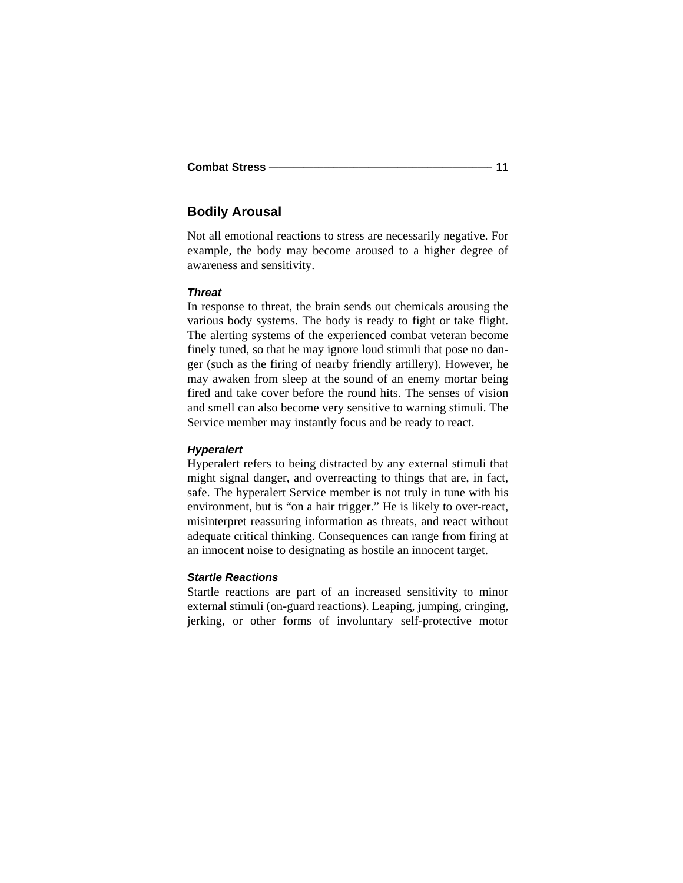## Bodily Arousal

Not all emotional reactions to stress are necessarily negative. For example, the body may become aroused to a higher degree of awareness and sensitivity.

### *Threat*

In response to threat, the brain sends out chemicals arousing the various body systems. The body is ready to fight or take flight. The alerting systems of the experienced combat veteran become finely tuned, so that he may ignore loud stimuli that pose no danger (such as the firing of nearby friendly artillery). However, he may awaken from sleep at the sound of an enemy mortar being fired and take cover before the round hits. The senses of vision and smell can also become very sensitive to warning stimuli. The Service member may instantly focus and be ready to react.

### *Hyperalert*

Hyperalert refers to being distracted by any external stimuli that might signal danger, and overreacting to things that are, in fact, safe. The hyperalert Service member is not truly in tune with his environment, but is "on a hair trigger." He is likely to over-react, misinterpret reassuring information as threats, and react without adequate critical thinking. Consequences can range from firing at an innocent noise to designating as hostile an innocent target.

### *Startle Reactions*

Startle reactions are part of an increased sensitivity to minor external stimuli (on-guard reactions). Leaping, jumping, cringing, jerking, or other forms of involuntary self-protective motor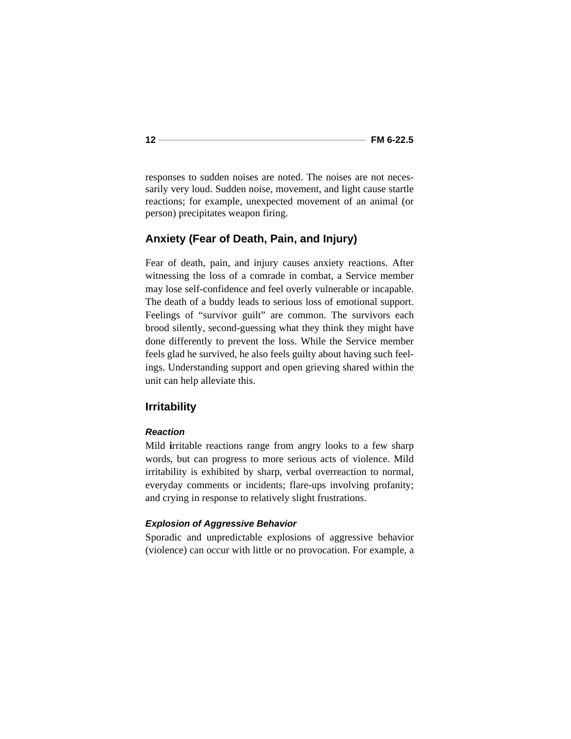responses to sudden noises are noted. The noises are not necessarily very loud. Sudden noise, movement, and light cause startle reactions; for example, unexpected movement of an animal (or person) precipitates weapon firing.

## Anxiety (Fear of Death, Pain, and Injury)

Fear of death, pain, and injury causes anxiety reactions. After witnessing the loss of a comrade in combat, a Service member may lose self-confidence and feel overly vulnerable or incapable. The death of a buddy leads to serious loss of emotional support. Feelings of "survivor guilt" are common. The survivors each brood silently, second-guessing what they think they might have done differently to prevent the loss. While the Service member feels glad he survived, he also feels guilty about having such feelings. Understanding support and open grieving shared within the unit can help alleviate this.

## Irritability

### *Reaction*

Mild irritable reactions range from angry looks to a few sharp words, but can progress to more serious acts of violence. Mild irritability is exhibited by sharp, verbal overreaction to normal, everyday comments or incidents; flare-ups involving profanity; and crying in response to relatively slight frustrations.

### *Explosion of Aggressive Behavior*

Sporadic and unpredictable explosions of aggressive behavior (violence) can occur with little or no provocation. For example, a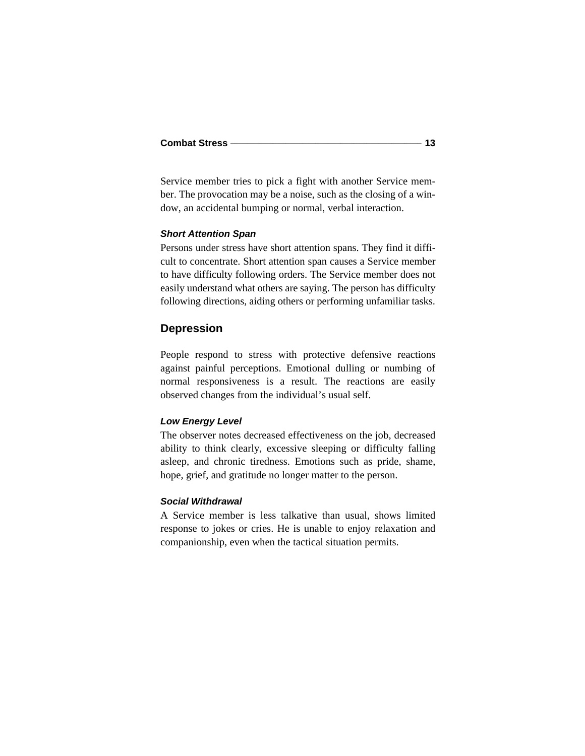Service member tries to pick a fight with another Service member. The provocation may be a noise, such as the closing of a window, an accidental bumping or normal, verbal interaction.

#### *Short Attention Span*

Persons under stress have short attention spans. They find it difficult to concentrate. Short attention span causes a Service member to have difficulty following orders. The Service member does not easily understand what others are saying. The person has difficulty following directions, aiding others or performing unfamiliar tasks.

### Depression

People respond to stress with protective defensive reactions against painful perceptions. Emotional dulling or numbing of normal responsiveness is a result. The reactions are easily observed changes from the individual's usual self.

#### *Low Energy Level*

The observer notes decreased effectiveness on the job, decreased ability to think clearly, excessive sleeping or difficulty falling asleep, and chronic tiredness. Emotions such as pride, shame, hope, grief, and gratitude no longer matter to the person.

#### *Social Withdrawal*

A Service member is less talkative than usual, shows limited response to jokes or cries. He is unable to enjoy relaxation and companionship, even when the tactical situation permits.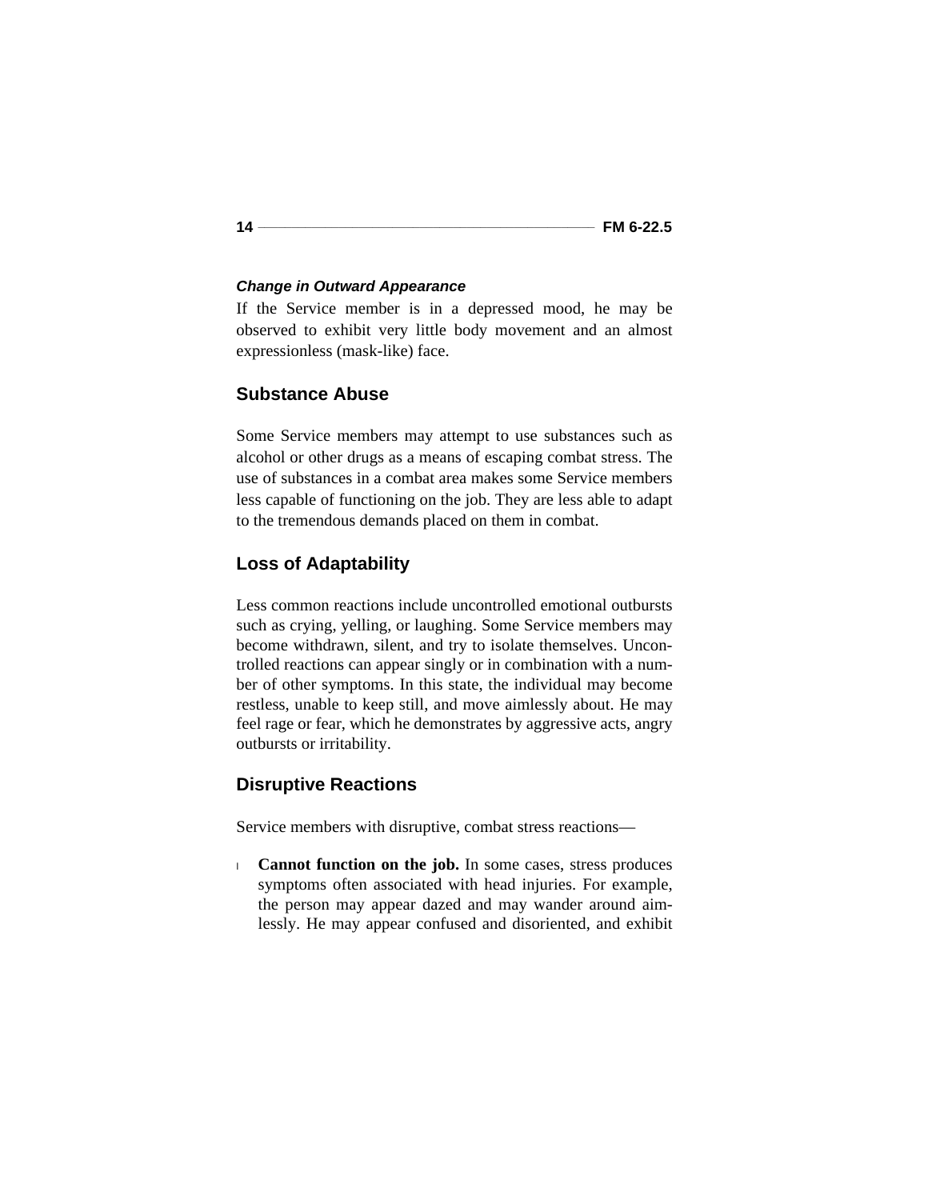### *Change in Outward Appearance*

If the Service member is in a depressed mood, he may be observed to exhibit very little body movement and an almost expressionless (mask-like) face.

## Substance Abuse

Some Service members may attempt to use substances such as alcohol or other drugs as a means of escaping combat stress. The use of substances in a combat area makes some Service members less capable of functioning on the job. They are less able to adapt to the tremendous demands placed on them in combat.

## Loss of Adaptability

Less common reactions include uncontrolled emotional outbursts such as crying, yelling, or laughing. Some Service members may become withdrawn, silent, and try to isolate themselves. Uncontrolled reactions can appear singly or in combination with a number of other symptoms. In this state, the individual may become restless, unable to keep still, and move aimlessly about. He may feel rage or fear, which he demonstrates by aggressive acts, angry outbursts or irritability.

## Disruptive Reactions

Service members with disruptive, combat stress reactions—

- **Cannot function on the job.** In some cases, stress produces symptoms often associated with head injuries. For example, the person may appear dazed and may wander around aimlessly. He may appear confused and disoriented, and exhibit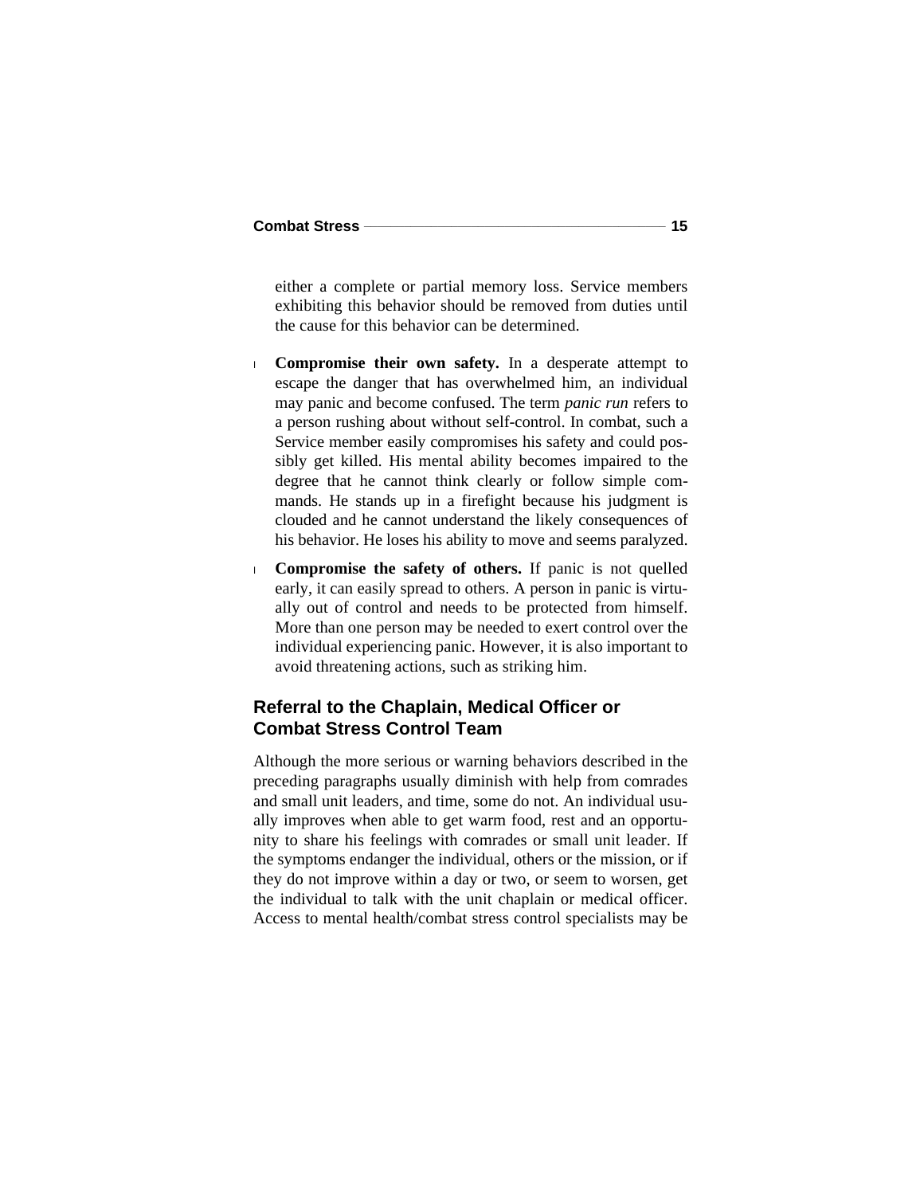either a complete or partial memory loss. Service members exhibiting this behavior should be removed from duties until the cause for this behavior can be determined.

- **Compromise their own safety.** In a desperate attempt to escape the danger that has overwhelmed him, an individual may panic and become confused. The term *panic run* refers to a person rushing about without self-control. In combat, such a Service member easily compromises his safety and could possibly get killed. His mental ability becomes impaired to the degree that he cannot think clearly or follow simple commands. He stands up in a firefight because his judgment is clouded and he cannot understand the likely consequences of his behavior. He loses his ability to move and seems paralyzed.
- **Compromise the safety of others.** If panic is not quelled early, it can easily spread to others. A person in panic is virtually out of control and needs to be protected from himself. More than one person may be needed to exert control over the individual experiencing panic. However, it is also important to avoid threatening actions, such as striking him.

## Referral to the Chaplain, Medical Officer or Combat Stress Control Team

Although the more serious or warning behaviors described in the preceding paragraphs usually diminish with help from comrades and small unit leaders, and time, some do not. An individual usually improves when able to get warm food, rest and an opportunity to share his feelings with comrades or small unit leader. If the symptoms endanger the individual, others or the mission, or if they do not improve within a day or two, or seem to worsen, get the individual to talk with the unit chaplain or medical officer. Access to mental health/combat stress control specialists may be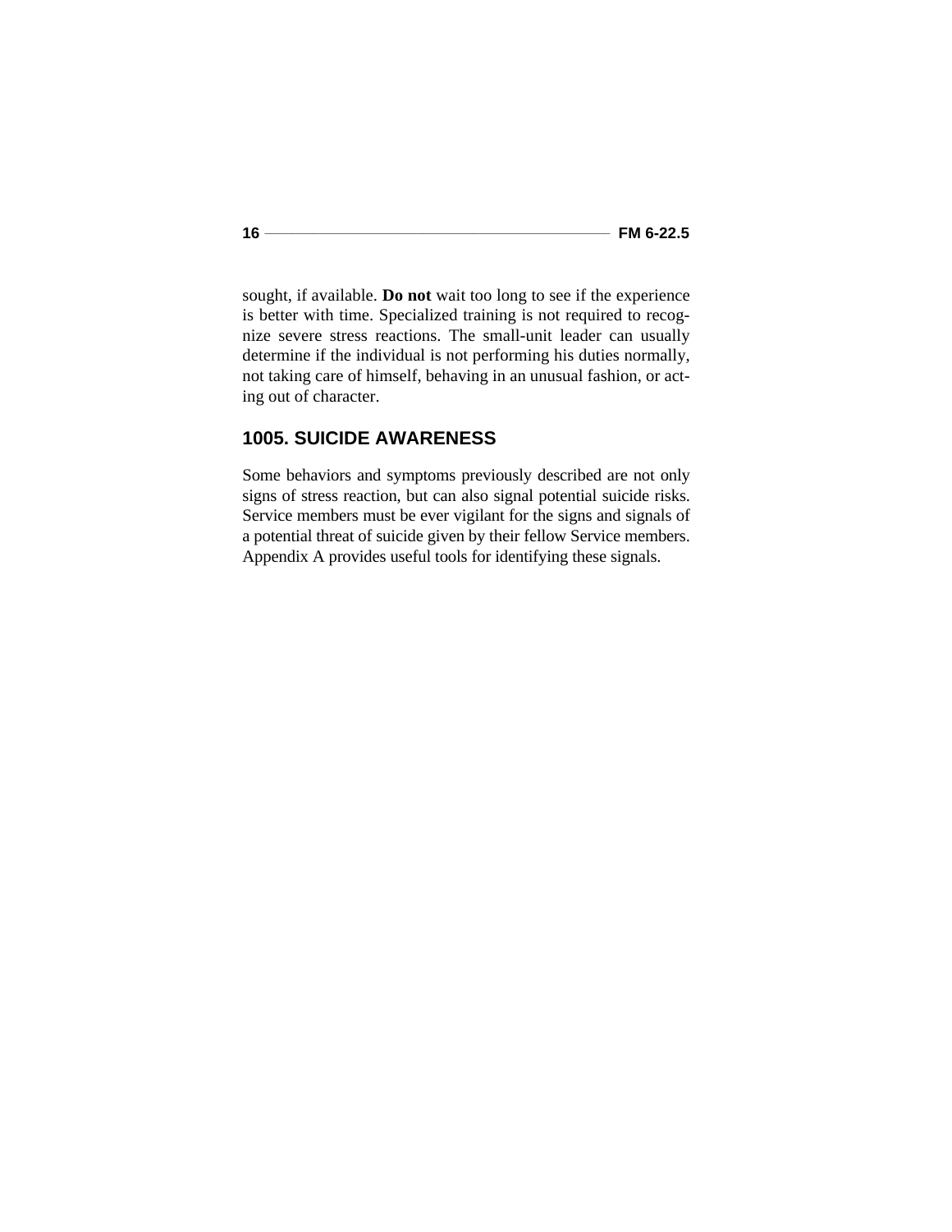sought, if available. **Do not** wait too long to see if the experience is better with time. Specialized training is not required to recognize severe stress reactions. The small-unit leader can usually determine if the individual is not performing his duties normally, not taking care of himself, behaving in an unusual fashion, or acting out of character.

## 1005. SUICIDE AWARENESS

Some behaviors and symptoms previously described are not only signs of stress reaction, but can also signal potential suicide risks. Service members must be ever vigilant for the signs and signals of a potential threat of suicide given by their fellow Service members. Appendix A provides useful tools for identifying these signals.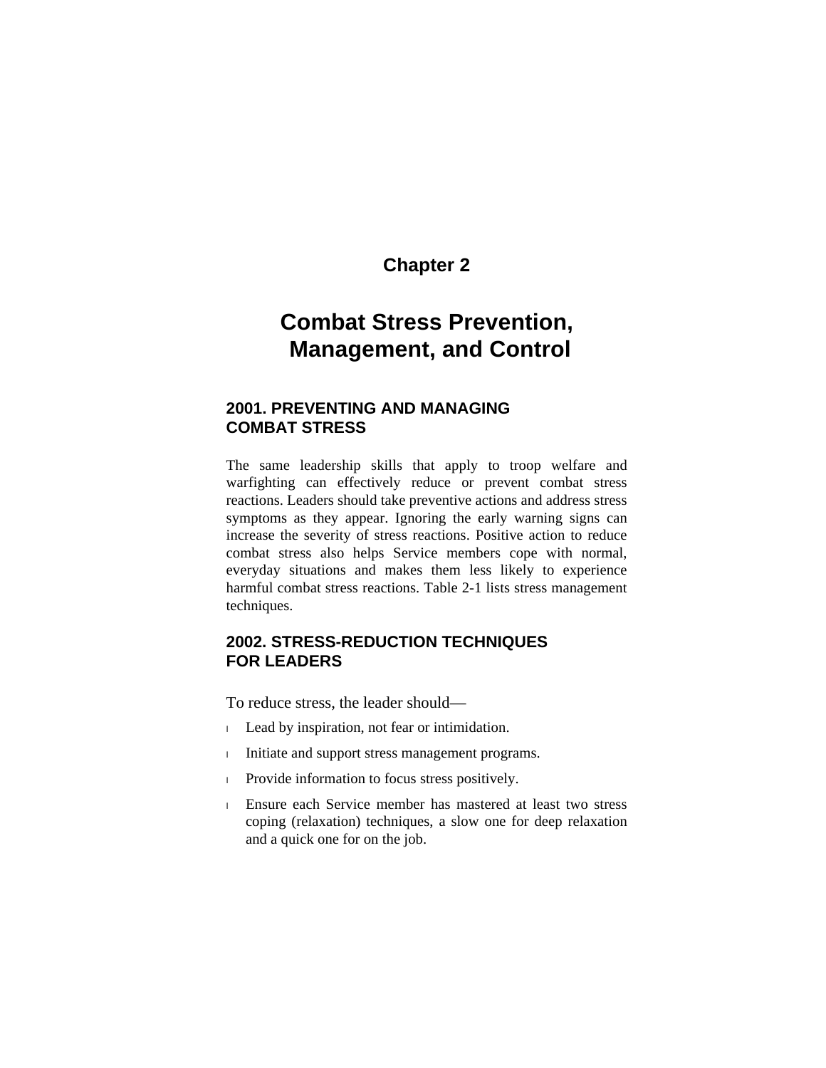# Chapter 2

# Combat Stress Prevention, Management, and Control

## 2001. PREVENTING AND MANAGING COMBAT STRESS

The same leadership skills that apply to troop welfare and warfighting can effectively reduce or prevent combat stress reactions. Leaders should take preventive actions and address stress symptoms as they appear. Ignoring the early warning signs can increase the severity of stress reactions. Positive action to reduce combat stress also helps Service members cope with normal, everyday situations and makes them less likely to experience harmful combat stress reactions. Table 2-1 lists stress management techniques.

## 2002. STRESS-REDUCTION TECHNIQUES FOR LEADERS

To reduce stress, the leader should—

- Lead by inspiration, not fear or intimidation.
- Initiate and support stress management programs.
- Provide information to focus stress positively.
- Ensure each Service member has mastered at least two stress coping (relaxation) techniques, a slow one for deep relaxation and a quick one for on the job.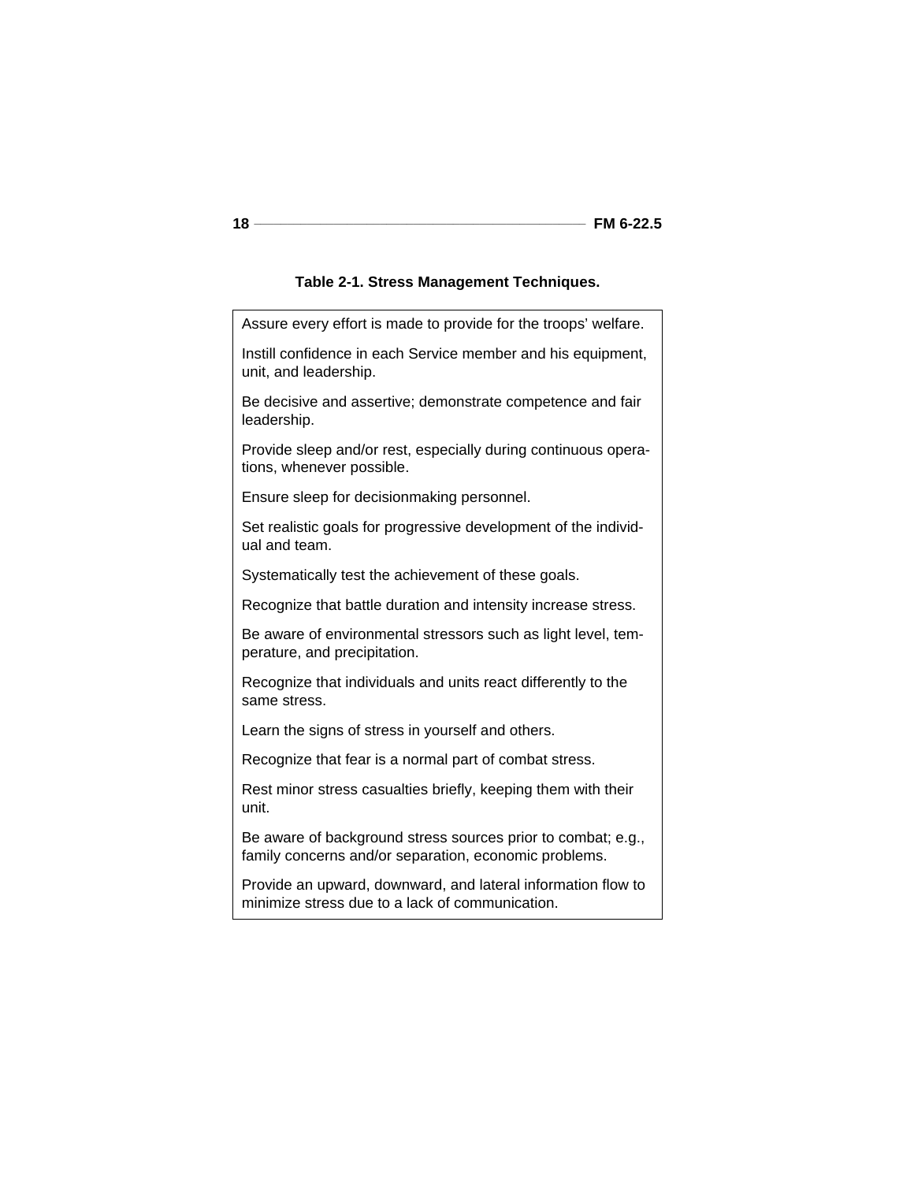**Table 2-1. Stress Management Techniques.**

| Stress Management Techniques |
|---|
| Assure every effort is made to provide for the troops' welfare. |
| Instill confidence in each Service member and his equipment, unit, and leadership. |
| Be decisive and assertive; demonstrate competence and fair leadership. |
| Provide sleep and/or rest, especially during continuous operations, whenever possible. |
| Ensure sleep for decisionmaking personnel. |
| Set realistic goals for progressive development of the individual and team. |
| Systematically test the achievement of these goals. |
| Recognize that battle duration and intensity increase stress. |
| Be aware of environmental stressors such as light level, temperature, and precipitation. |
| Recognize that individuals and units react differently to the same stress. |
| Learn the signs of stress in yourself and others. |
| Recognize that fear is a normal part of combat stress. |
| Rest minor stress casualties briefly, keeping them with their unit. |
| Be aware of background stress sources prior to combat; e.g., family concerns and/or separation, economic problems. |
| Provide an upward, downward, and lateral information flow to minimize stress due to a lack of communication. |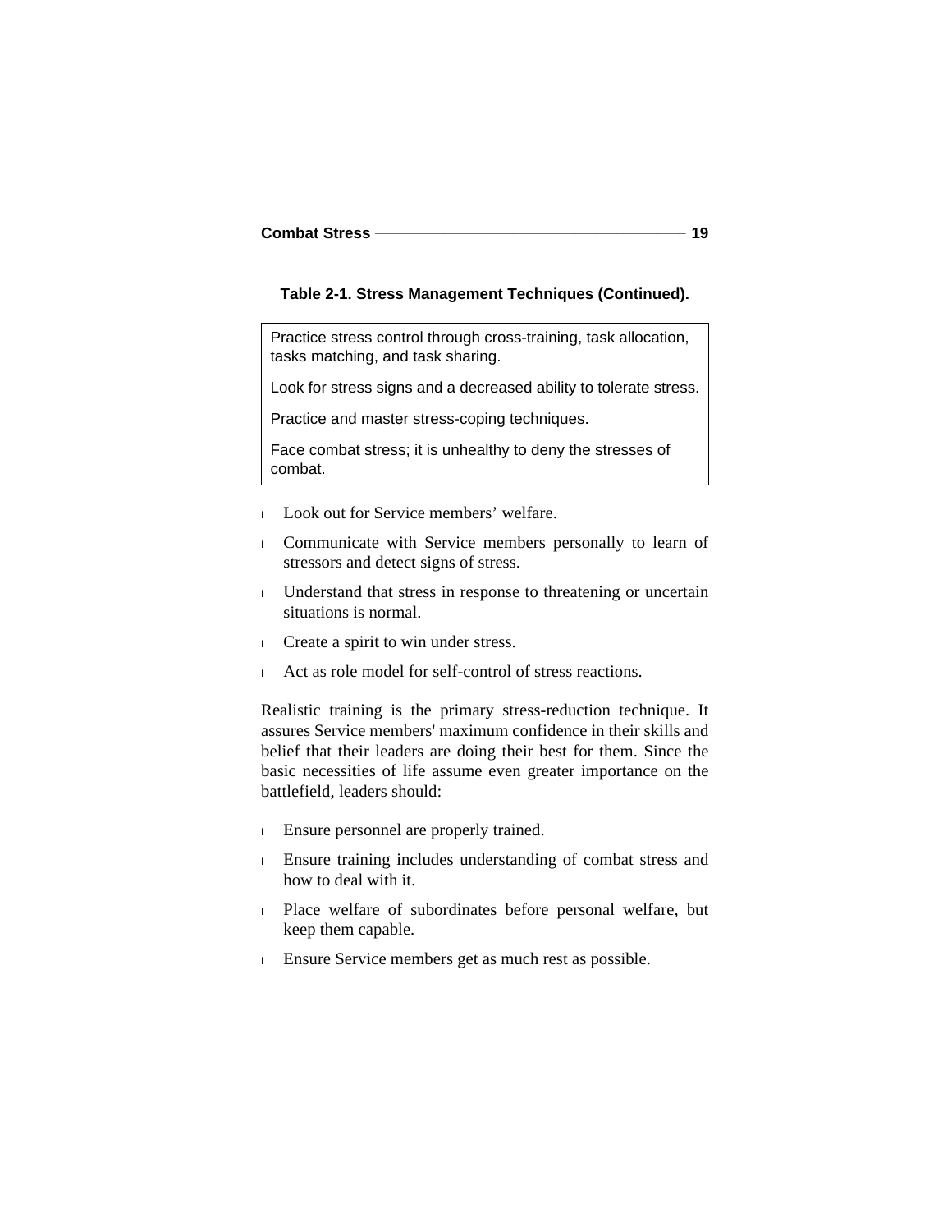**Table 2-1. Stress Management Techniques (Continued).**

| |
|---|
| Practice stress control through cross-training, task allocation, tasks matching, and task sharing. |
| Look for stress signs and a decreased ability to tolerate stress. |
| Practice and master stress-coping techniques. |
| Face combat stress; it is unhealthy to deny the stresses of combat. |

- Look out for Service members' welfare.
- Communicate with Service members personally to learn of stressors and detect signs of stress.
- Understand that stress in response to threatening or uncertain situations is normal.
- Create a spirit to win under stress.
- Act as role model for self-control of stress reactions.

Realistic training is the primary stress-reduction technique. It assures Service members' maximum confidence in their skills and belief that their leaders are doing their best for them. Since the basic necessities of life assume even greater importance on the battlefield, leaders should:

- Ensure personnel are properly trained.
- Ensure training includes understanding of combat stress and how to deal with it.
- Place welfare of subordinates before personal welfare, but keep them capable.
- Ensure Service members get as much rest as possible.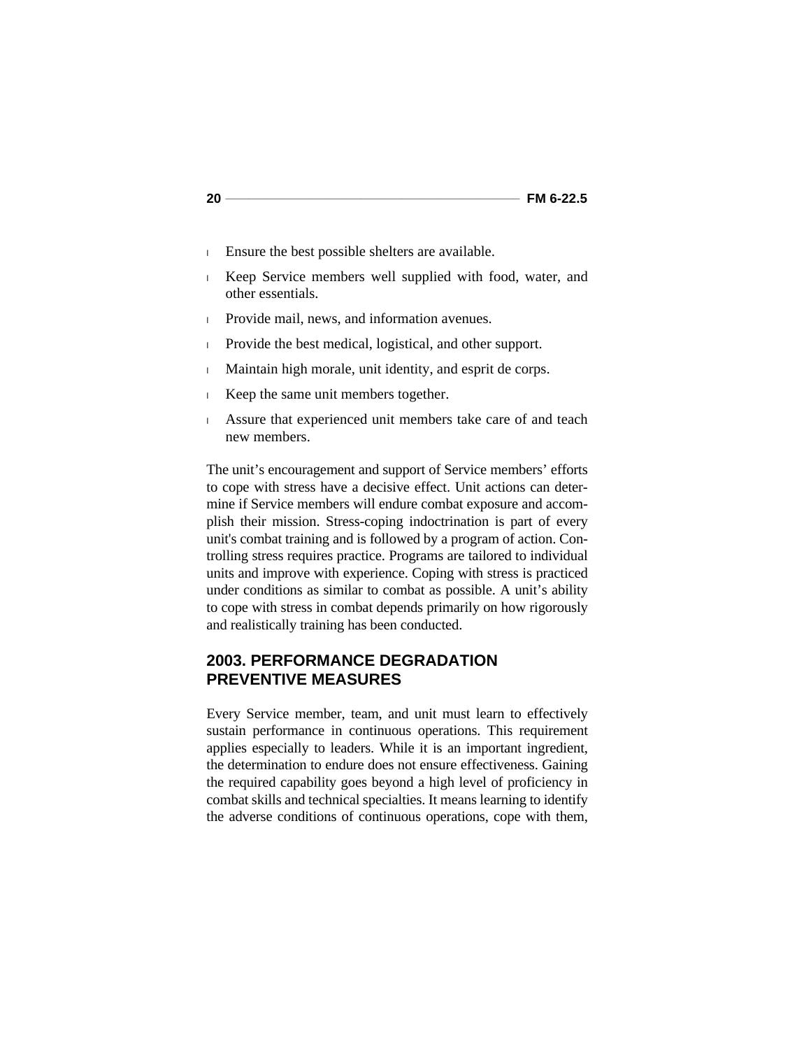- Ensure the best possible shelters are available.
- Keep Service members well supplied with food, water, and other essentials.
- Provide mail, news, and information avenues.
- Provide the best medical, logistical, and other support.
- Maintain high morale, unit identity, and esprit de corps.
- Keep the same unit members together.
- Assure that experienced unit members take care of and teach new members.

The unit's encouragement and support of Service members' efforts to cope with stress have a decisive effect. Unit actions can determine if Service members will endure combat exposure and accomplish their mission. Stress-coping indoctrination is part of every unit's combat training and is followed by a program of action. Controlling stress requires practice. Programs are tailored to individual units and improve with experience. Coping with stress is practiced under conditions as similar to combat as possible. A unit's ability to cope with stress in combat depends primarily on how rigorously and realistically training has been conducted.

## 2003. PERFORMANCE DEGRADATION PREVENTIVE MEASURES

Every Service member, team, and unit must learn to effectively sustain performance in continuous operations. This requirement applies especially to leaders. While it is an important ingredient, the determination to endure does not ensure effectiveness. Gaining the required capability goes beyond a high level of proficiency in combat skills and technical specialties. It means learning to identify the adverse conditions of continuous operations, cope with them,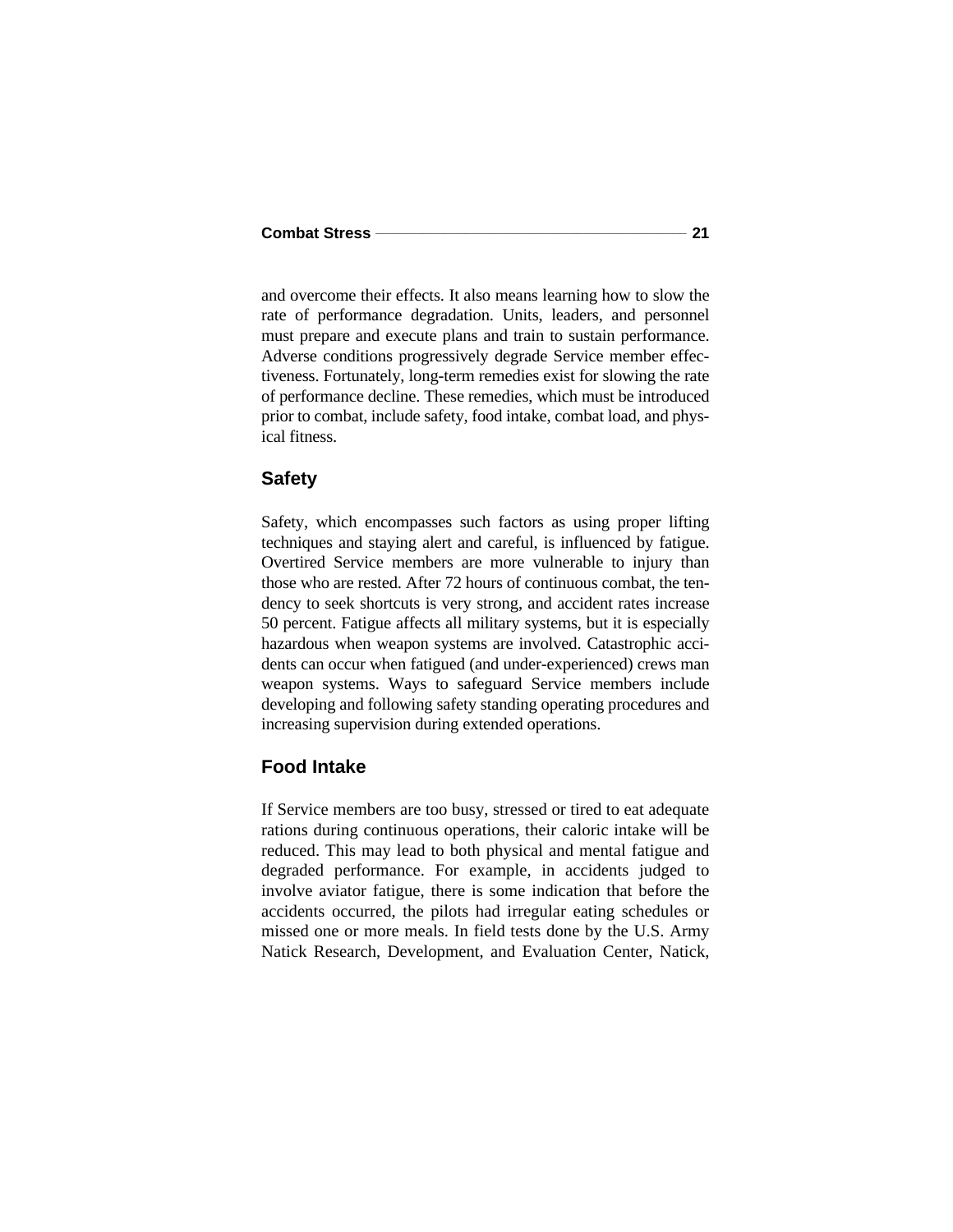and overcome their effects. It also means learning how to slow the rate of performance degradation. Units, leaders, and personnel must prepare and execute plans and train to sustain performance. Adverse conditions progressively degrade Service member effectiveness. Fortunately, long-term remedies exist for slowing the rate of performance decline. These remedies, which must be introduced prior to combat, include safety, food intake, combat load, and physical fitness.

## Safety

Safety, which encompasses such factors as using proper lifting techniques and staying alert and careful, is influenced by fatigue. Overtired Service members are more vulnerable to injury than those who are rested. After 72 hours of continuous combat, the tendency to seek shortcuts is very strong, and accident rates increase 50 percent. Fatigue affects all military systems, but it is especially hazardous when weapon systems are involved. Catastrophic accidents can occur when fatigued (and under-experienced) crews man weapon systems. Ways to safeguard Service members include developing and following safety standing operating procedures and increasing supervision during extended operations.

## Food Intake

If Service members are too busy, stressed or tired to eat adequate rations during continuous operations, their caloric intake will be reduced. This may lead to both physical and mental fatigue and degraded performance. For example, in accidents judged to involve aviator fatigue, there is some indication that before the accidents occurred, the pilots had irregular eating schedules or missed one or more meals. In field tests done by the U.S. Army Natick Research, Development, and Evaluation Center, Natick,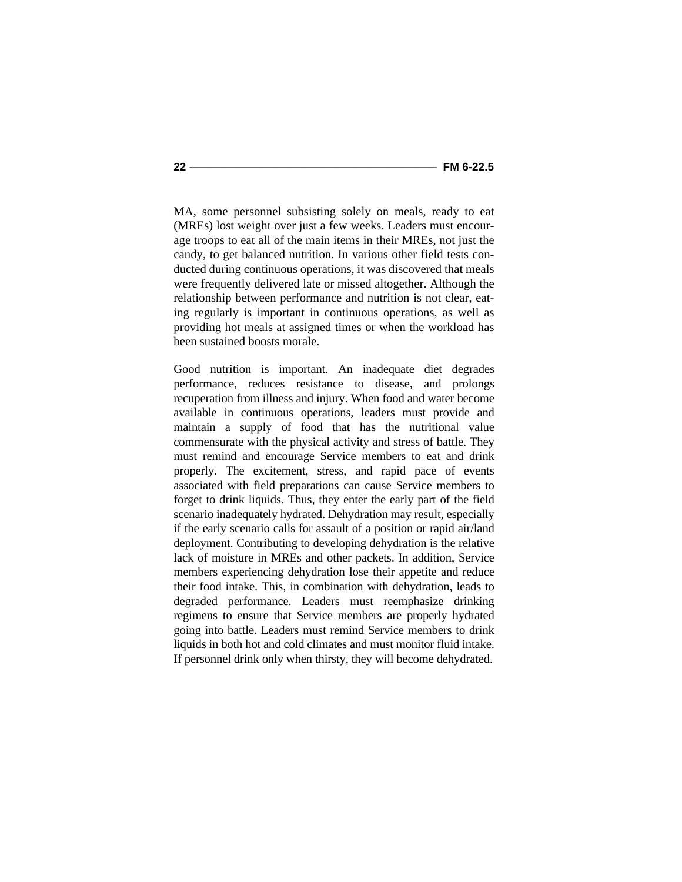MA, some personnel subsisting solely on meals, ready to eat (MREs) lost weight over just a few weeks. Leaders must encourage troops to eat all of the main items in their MREs, not just the candy, to get balanced nutrition. In various other field tests conducted during continuous operations, it was discovered that meals were frequently delivered late or missed altogether. Although the relationship between performance and nutrition is not clear, eating regularly is important in continuous operations, as well as providing hot meals at assigned times or when the workload has been sustained boosts morale.

Good nutrition is important. An inadequate diet degrades performance, reduces resistance to disease, and prolongs recuperation from illness and injury. When food and water become available in continuous operations, leaders must provide and maintain a supply of food that has the nutritional value commensurate with the physical activity and stress of battle. They must remind and encourage Service members to eat and drink properly. The excitement, stress, and rapid pace of events associated with field preparations can cause Service members to forget to drink liquids. Thus, they enter the early part of the field scenario inadequately hydrated. Dehydration may result, especially if the early scenario calls for assault of a position or rapid air/land deployment. Contributing to developing dehydration is the relative lack of moisture in MREs and other packets. In addition, Service members experiencing dehydration lose their appetite and reduce their food intake. This, in combination with dehydration, leads to degraded performance. Leaders must reemphasize drinking regimens to ensure that Service members are properly hydrated going into battle. Leaders must remind Service members to drink liquids in both hot and cold climates and must monitor fluid intake. If personnel drink only when thirsty, they will become dehydrated.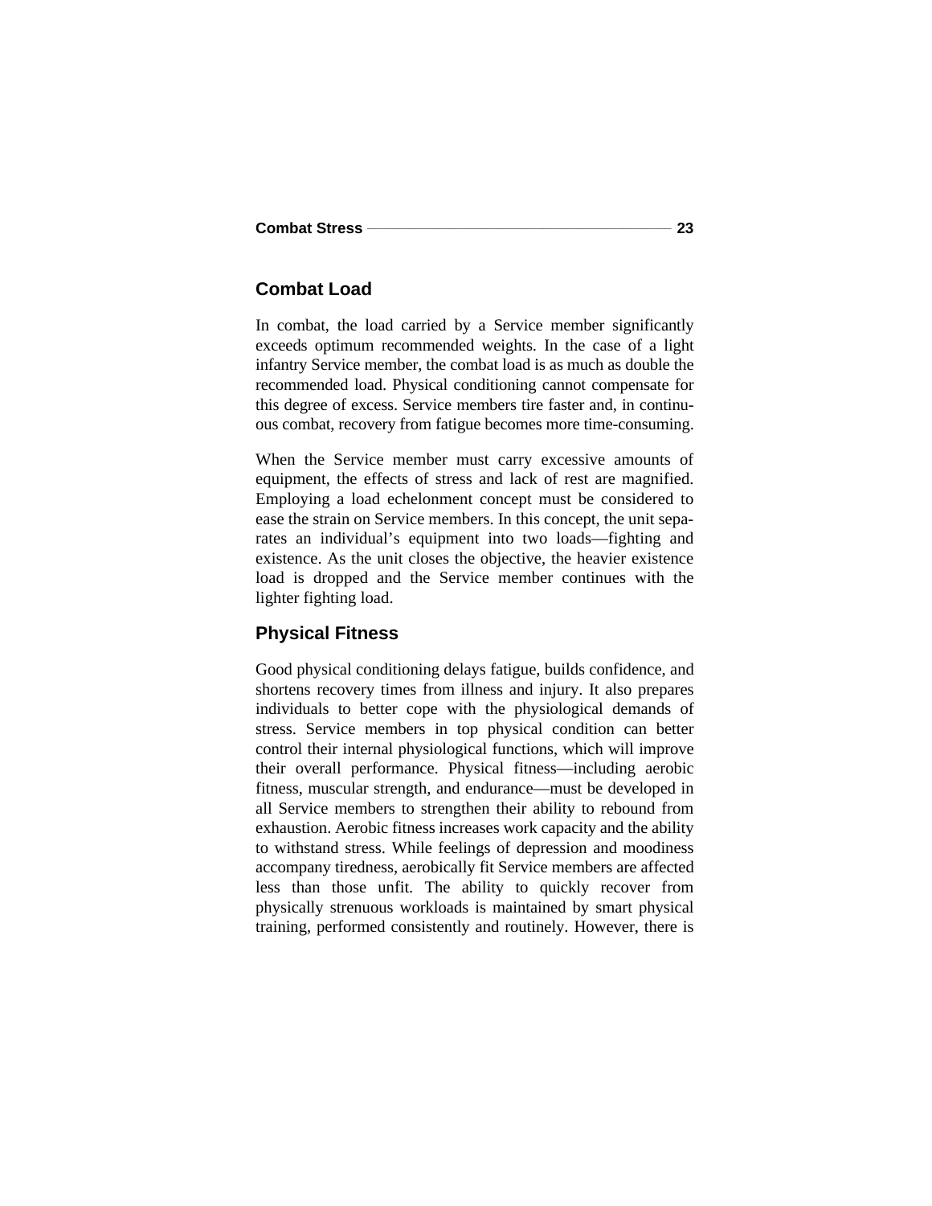## Combat Load

In combat, the load carried by a Service member significantly exceeds optimum recommended weights. In the case of a light infantry Service member, the combat load is as much as double the recommended load. Physical conditioning cannot compensate for this degree of excess. Service members tire faster and, in continuous combat, recovery from fatigue becomes more time-consuming.

When the Service member must carry excessive amounts of equipment, the effects of stress and lack of rest are magnified. Employing a load echelonment concept must be considered to ease the strain on Service members. In this concept, the unit separates an individual's equipment into two loads—fighting and existence. As the unit closes the objective, the heavier existence load is dropped and the Service member continues with the lighter fighting load.

## Physical Fitness

Good physical conditioning delays fatigue, builds confidence, and shortens recovery times from illness and injury. It also prepares individuals to better cope with the physiological demands of stress. Service members in top physical condition can better control their internal physiological functions, which will improve their overall performance. Physical fitness—including aerobic fitness, muscular strength, and endurance—must be developed in all Service members to strengthen their ability to rebound from exhaustion. Aerobic fitness increases work capacity and the ability to withstand stress. While feelings of depression and moodiness accompany tiredness, aerobically fit Service members are affected less than those unfit. The ability to quickly recover from physically strenuous workloads is maintained by smart physical training, performed consistently and routinely. However, there is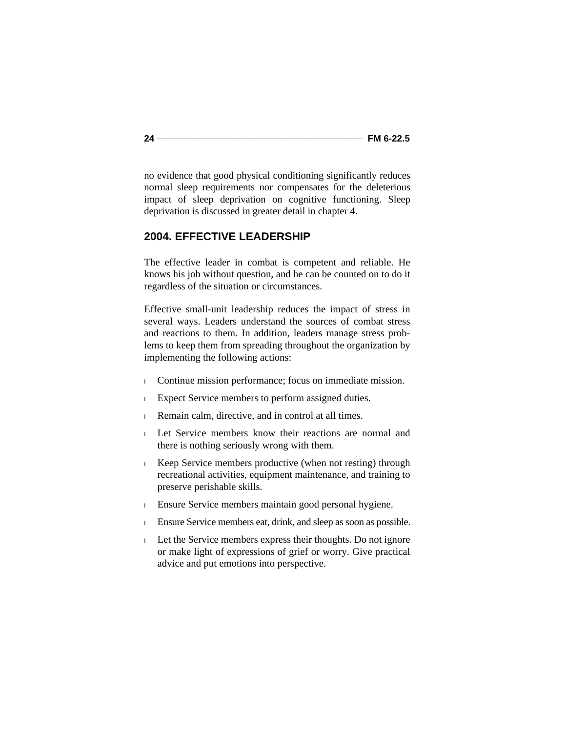no evidence that good physical conditioning significantly reduces normal sleep requirements nor compensates for the deleterious impact of sleep deprivation on cognitive functioning. Sleep deprivation is discussed in greater detail in chapter 4.

## 2004. EFFECTIVE LEADERSHIP

The effective leader in combat is competent and reliable. He knows his job without question, and he can be counted on to do it regardless of the situation or circumstances.

Effective small-unit leadership reduces the impact of stress in several ways. Leaders understand the sources of combat stress and reactions to them. In addition, leaders manage stress problems to keep them from spreading throughout the organization by implementing the following actions:

- Continue mission performance; focus on immediate mission.
- Expect Service members to perform assigned duties.
- Remain calm, directive, and in control at all times.
- Let Service members know their reactions are normal and there is nothing seriously wrong with them.
- Keep Service members productive (when not resting) through recreational activities, equipment maintenance, and training to preserve perishable skills.
- Ensure Service members maintain good personal hygiene.
- Ensure Service members eat, drink, and sleep as soon as possible.
- Let the Service members express their thoughts. Do not ignore or make light of expressions of grief or worry. Give practical advice and put emotions into perspective.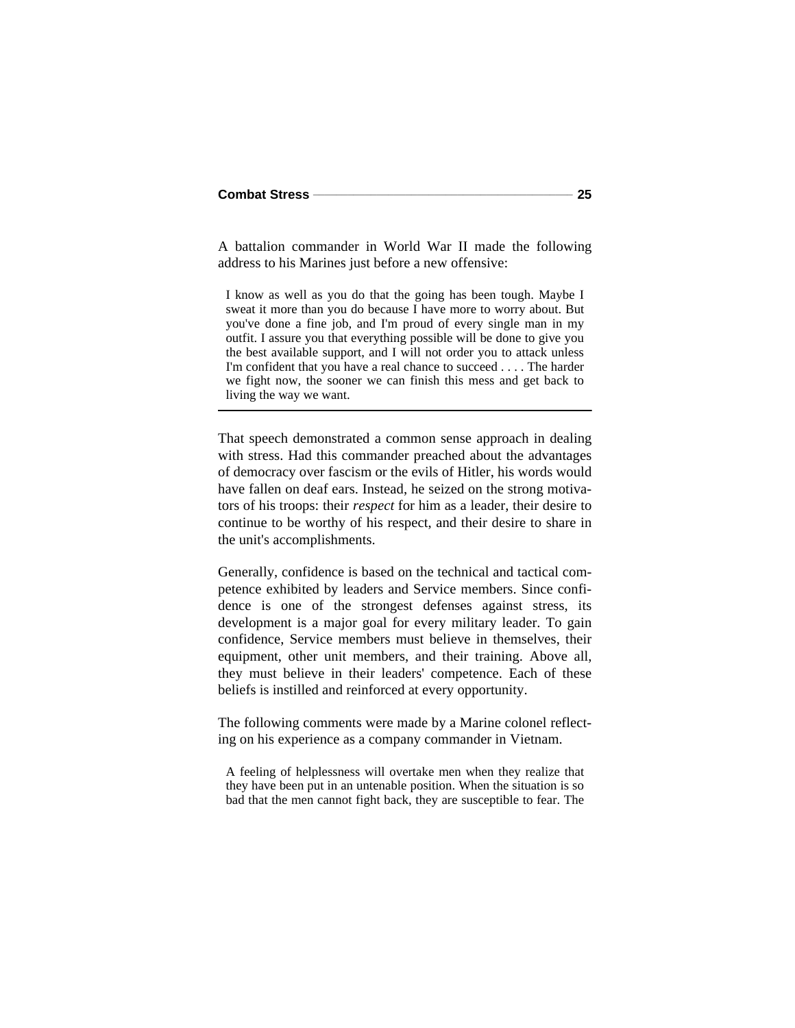A battalion commander in World War II made the following address to his Marines just before a new offensive:

> I know as well as you do that the going has been tough. Maybe I sweat it more than you do because I have more to worry about. But you've done a fine job, and I'm proud of every single man in my outfit. I assure you that everything possible will be done to give you the best available support, and I will not order you to attack unless I'm confident that you have a real chance to succeed . . . . The harder we fight now, the sooner we can finish this mess and get back to living the way we want.

---

That speech demonstrated a common sense approach in dealing with stress. Had this commander preached about the advantages of democracy over fascism or the evils of Hitler, his words would have fallen on deaf ears. Instead, he seized on the strong motivators of his troops: their *respect* for him as a leader, their desire to continue to be worthy of his respect, and their desire to share in the unit's accomplishments.

Generally, confidence is based on the technical and tactical competence exhibited by leaders and Service members. Since confidence is one of the strongest defenses against stress, its development is a major goal for every military leader. To gain confidence, Service members must believe in themselves, their equipment, other unit members, and their training. Above all, they must believe in their leaders' competence. Each of these beliefs is instilled and reinforced at every opportunity.

The following comments were made by a Marine colonel reflecting on his experience as a company commander in Vietnam.

> A feeling of helplessness will overtake men when they realize that they have been put in an untenable position. When the situation is so bad that the men cannot fight back, they are susceptible to fear. The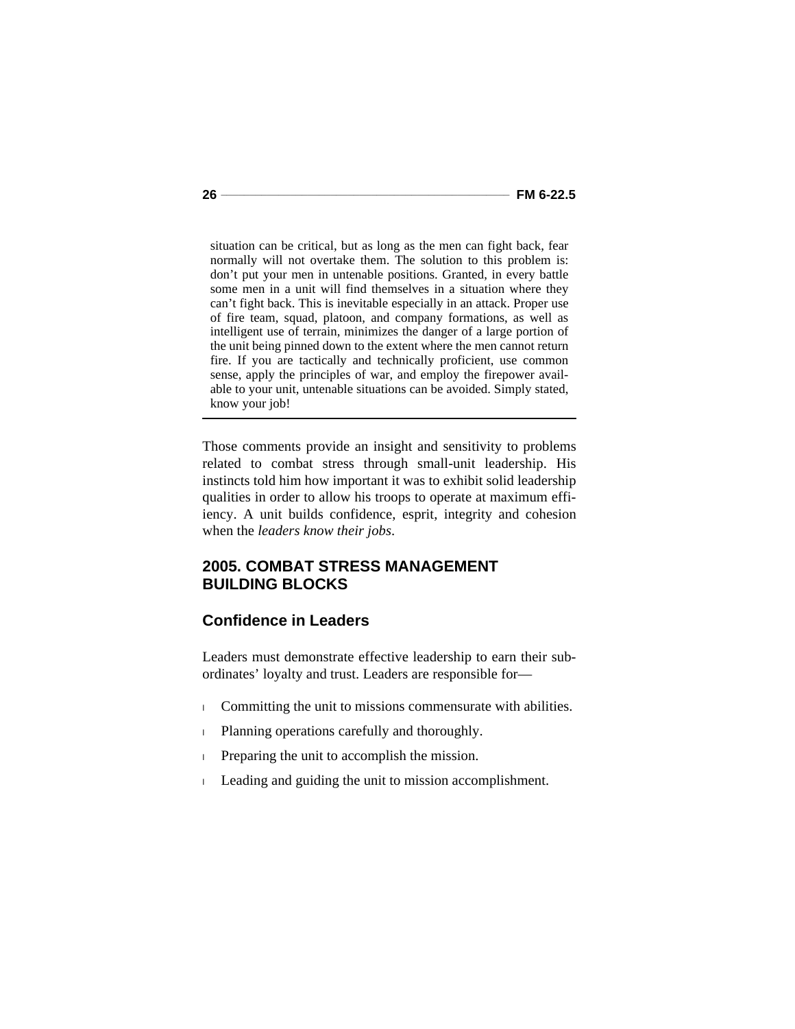situation can be critical, but as long as the men can fight back, fear normally will not overtake them. The solution to this problem is: don't put your men in untenable positions. Granted, in every battle some men in a unit will find themselves in a situation where they can't fight back. This is inevitable especially in an attack. Proper use of fire team, squad, platoon, and company formations, as well as intelligent use of terrain, minimizes the danger of a large portion of the unit being pinned down to the extent where the men cannot return fire. If you are tactically and technically proficient, use common sense, apply the principles of war, and employ the firepower available to your unit, untenable situations can be avoided. Simply stated, know your job!

---

Those comments provide an insight and sensitivity to problems related to combat stress through small-unit leadership. His instincts told him how important it was to exhibit solid leadership qualities in order to allow his troops to operate at maximum efficiency. A unit builds confidence, esprit, integrity and cohesion when the *leaders know their jobs*.

## 2005. COMBAT STRESS MANAGEMENT BUILDING BLOCKS

### Confidence in Leaders

Leaders must demonstrate effective leadership to earn their subordinates' loyalty and trust. Leaders are responsible for—

- Committing the unit to missions commensurate with abilities.
- Planning operations carefully and thoroughly.
- Preparing the unit to accomplish the mission.
- Leading and guiding the unit to mission accomplishment.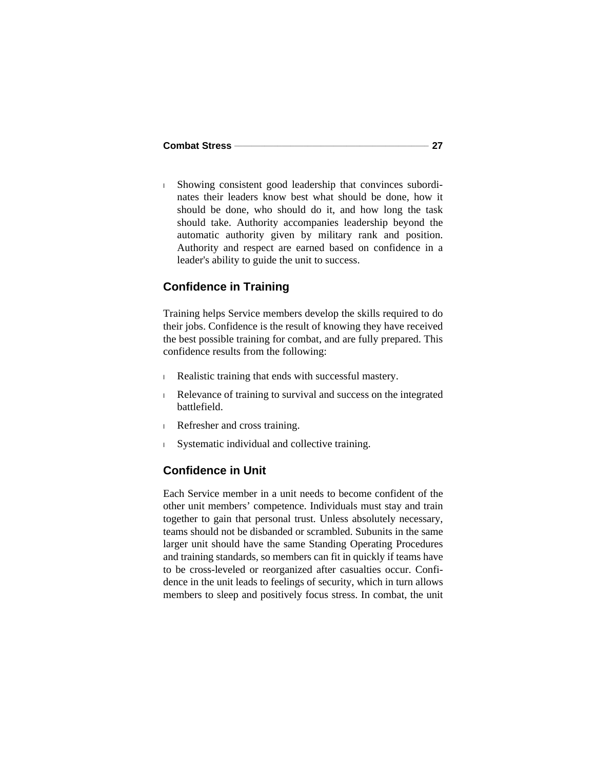- Showing consistent good leadership that convinces subordinates their leaders know best what should be done, how it should be done, who should do it, and how long the task should take. Authority accompanies leadership beyond the automatic authority given by military rank and position. Authority and respect are earned based on confidence in a leader's ability to guide the unit to success.

## Confidence in Training

Training helps Service members develop the skills required to do their jobs. Confidence is the result of knowing they have received the best possible training for combat, and are fully prepared. This confidence results from the following:

- Realistic training that ends with successful mastery.
- Relevance of training to survival and success on the integrated battlefield.
- Refresher and cross training.
- Systematic individual and collective training.

## Confidence in Unit

Each Service member in a unit needs to become confident of the other unit members' competence. Individuals must stay and train together to gain that personal trust. Unless absolutely necessary, teams should not be disbanded or scrambled. Subunits in the same larger unit should have the same Standing Operating Procedures and training standards, so members can fit in quickly if teams have to be cross-leveled or reorganized after casualties occur. Confidence in the unit leads to feelings of security, which in turn allows members to sleep and positively focus stress. In combat, the unit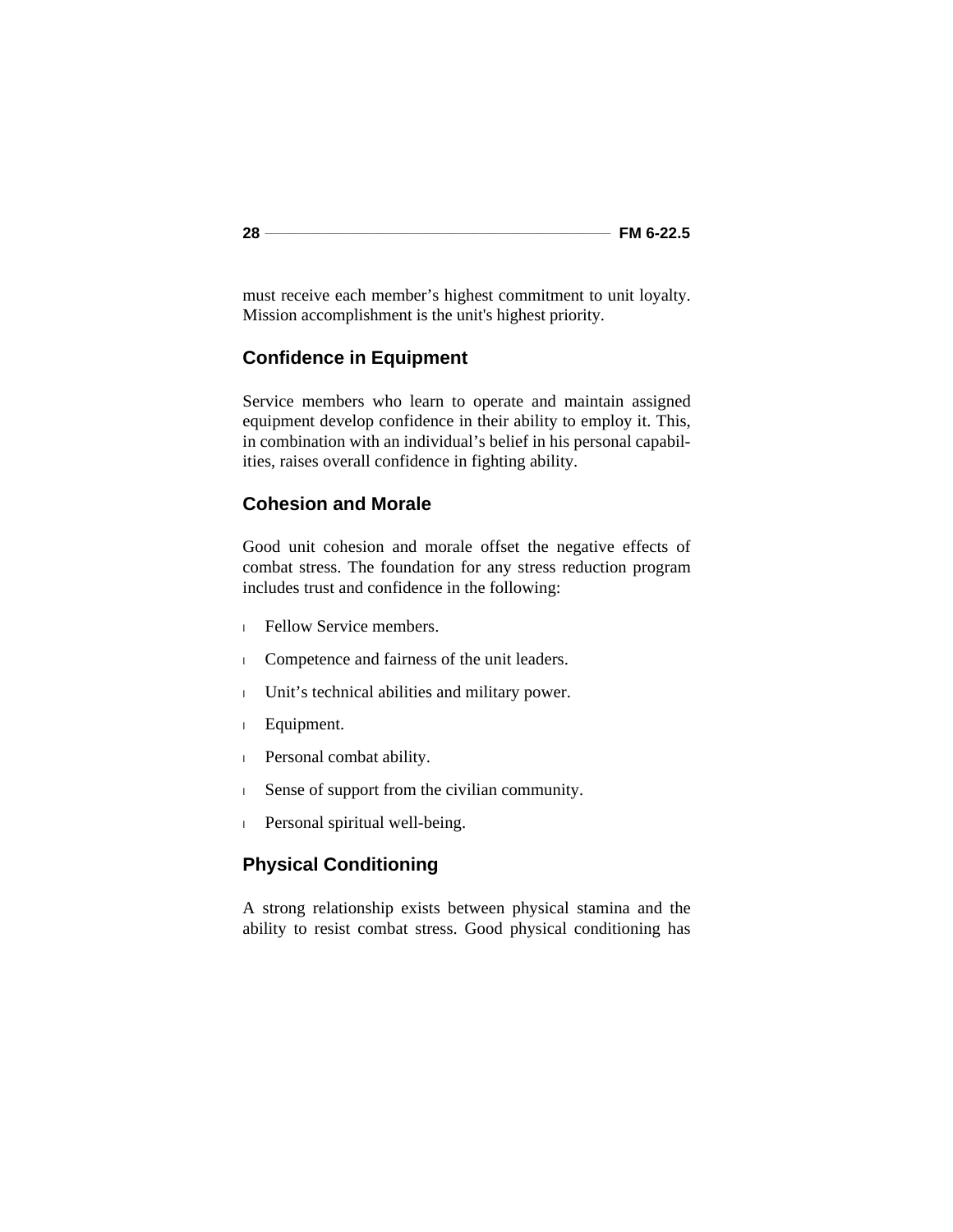must receive each member’s highest commitment to unit loyalty. Mission accomplishment is the unit's highest priority.

## Confidence in Equipment

Service members who learn to operate and maintain assigned equipment develop confidence in their ability to employ it. This, in combination with an individual’s belief in his personal capabilities, raises overall confidence in fighting ability.

## Cohesion and Morale

Good unit cohesion and morale offset the negative effects of combat stress. The foundation for any stress reduction program includes trust and confidence in the following:

- Fellow Service members.
- Competence and fairness of the unit leaders.
- Unit’s technical abilities and military power.
- Equipment.
- Personal combat ability.
- Sense of support from the civilian community.
- Personal spiritual well-being.

## Physical Conditioning

A strong relationship exists between physical stamina and the ability to resist combat stress. Good physical conditioning has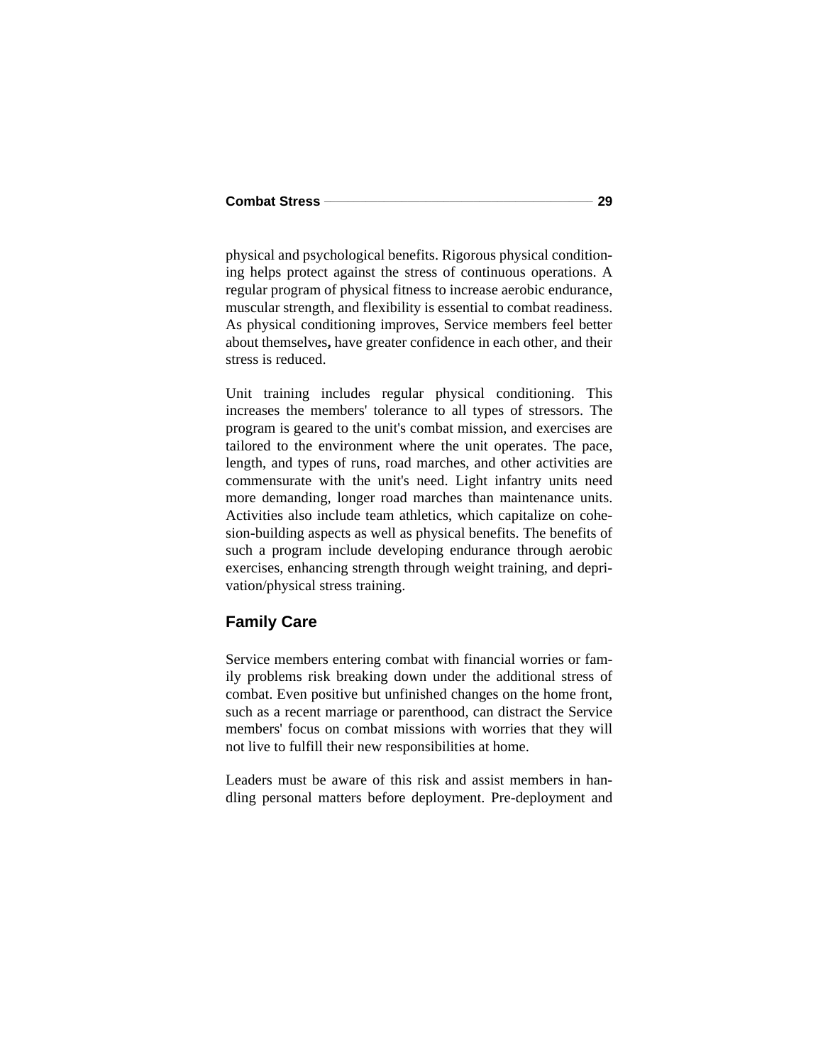physical and psychological benefits. Rigorous physical conditioning helps protect against the stress of continuous operations. A regular program of physical fitness to increase aerobic endurance, muscular strength, and flexibility is essential to combat readiness. As physical conditioning improves, Service members feel better about themselves, have greater confidence in each other, and their stress is reduced.

Unit training includes regular physical conditioning. This increases the members' tolerance to all types of stressors. The program is geared to the unit's combat mission, and exercises are tailored to the environment where the unit operates. The pace, length, and types of runs, road marches, and other activities are commensurate with the unit's need. Light infantry units need more demanding, longer road marches than maintenance units. Activities also include team athletics, which capitalize on cohesion-building aspects as well as physical benefits. The benefits of such a program include developing endurance through aerobic exercises, enhancing strength through weight training, and deprivation/physical stress training.

## Family Care

Service members entering combat with financial worries or family problems risk breaking down under the additional stress of combat. Even positive but unfinished changes on the home front, such as a recent marriage or parenthood, can distract the Service members' focus on combat missions with worries that they will not live to fulfill their new responsibilities at home.

Leaders must be aware of this risk and assist members in handling personal matters before deployment. Pre-deployment and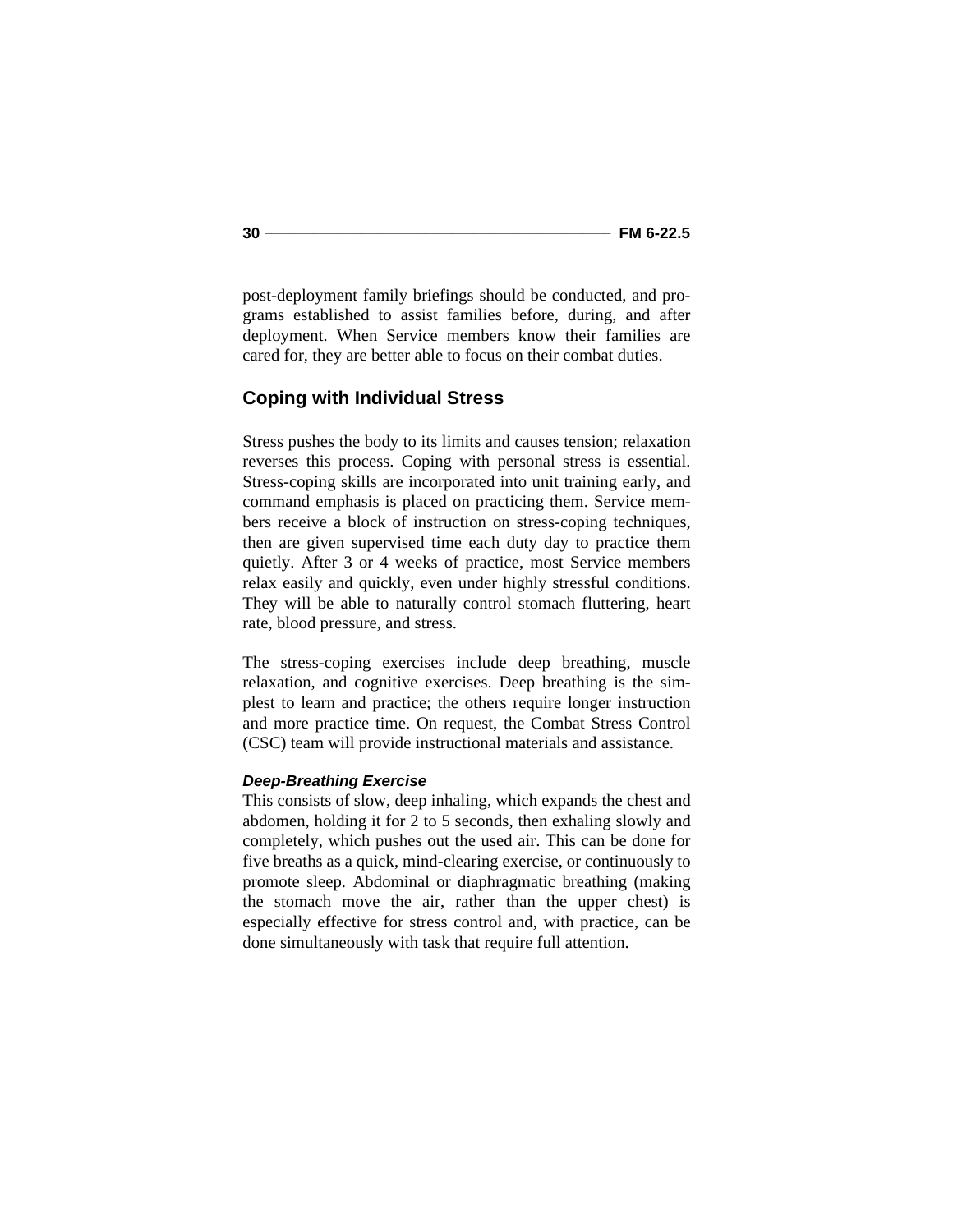post-deployment family briefings should be conducted, and programs established to assist families before, during, and after deployment. When Service members know their families are cared for, they are better able to focus on their combat duties.

## Coping with Individual Stress

Stress pushes the body to its limits and causes tension; relaxation reverses this process. Coping with personal stress is essential. Stress-coping skills are incorporated into unit training early, and command emphasis is placed on practicing them. Service members receive a block of instruction on stress-coping techniques, then are given supervised time each duty day to practice them quietly. After 3 or 4 weeks of practice, most Service members relax easily and quickly, even under highly stressful conditions. They will be able to naturally control stomach fluttering, heart rate, blood pressure, and stress.

The stress-coping exercises include deep breathing, muscle relaxation, and cognitive exercises. Deep breathing is the simplest to learn and practice; the others require longer instruction and more practice time. On request, the Combat Stress Control (CSC) team will provide instructional materials and assistance.

#### *Deep-Breathing Exercise*

This consists of slow, deep inhaling, which expands the chest and abdomen, holding it for 2 to 5 seconds, then exhaling slowly and completely, which pushes out the used air. This can be done for five breaths as a quick, mind-clearing exercise, or continuously to promote sleep. Abdominal or diaphragmatic breathing (making the stomach move the air, rather than the upper chest) is especially effective for stress control and, with practice, can be done simultaneously with task that require full attention.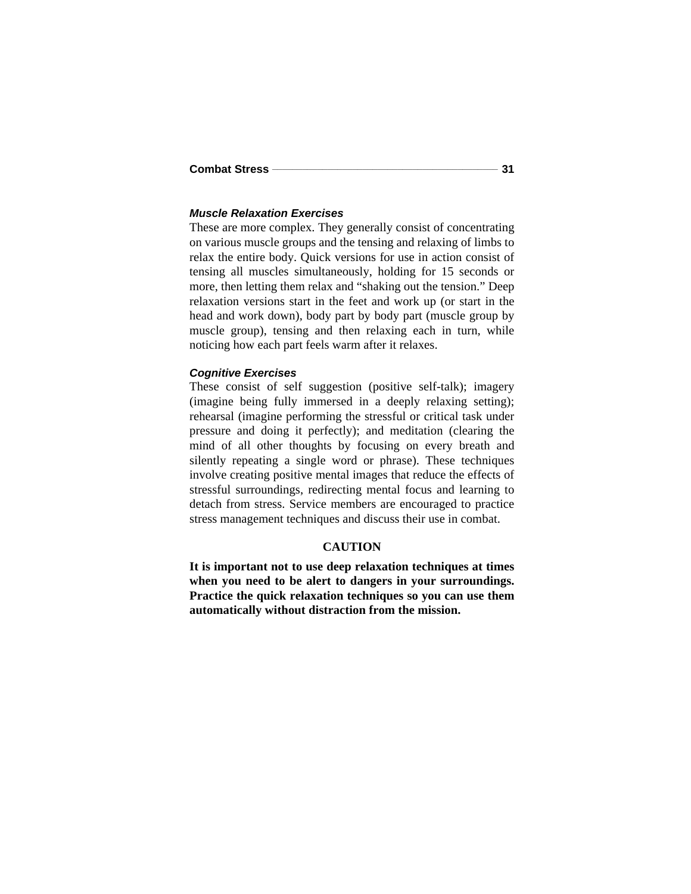### *Muscle Relaxation Exercises*

These are more complex. They generally consist of concentrating on various muscle groups and the tensing and relaxing of limbs to relax the entire body. Quick versions for use in action consist of tensing all muscles simultaneously, holding for 15 seconds or more, then letting them relax and "shaking out the tension." Deep relaxation versions start in the feet and work up (or start in the head and work down), body part by body part (muscle group by muscle group), tensing and then relaxing each in turn, while noticing how each part feels warm after it relaxes.

### *Cognitive Exercises*

These consist of self suggestion (positive self-talk); imagery (imagine being fully immersed in a deeply relaxing setting); rehearsal (imagine performing the stressful or critical task under pressure and doing it perfectly); and meditation (clearing the mind of all other thoughts by focusing on every breath and silently repeating a single word or phrase). These techniques involve creating positive mental images that reduce the effects of stressful surroundings, redirecting mental focus and learning to detach from stress. Service members are encouraged to practice stress management techniques and discuss their use in combat.

**CAUTION**

**It is important not to use deep relaxation techniques at times when you need to be alert to dangers in your surroundings. Practice the quick relaxation techniques so you can use them automatically without distraction from the mission.**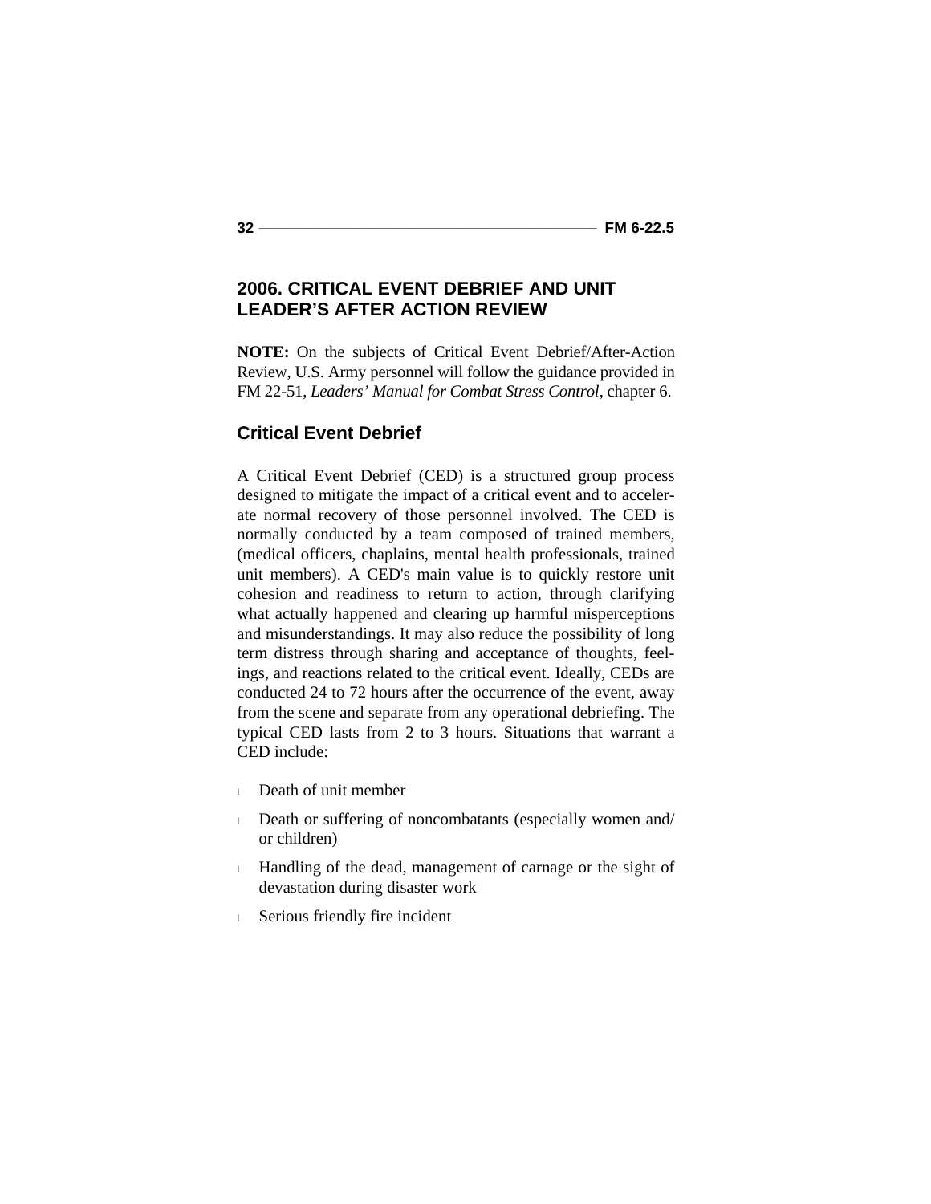## 2006. CRITICAL EVENT DEBRIEF AND UNIT LEADER'S AFTER ACTION REVIEW

**NOTE:** On the subjects of Critical Event Debrief/After-Action Review, U.S. Army personnel will follow the guidance provided in FM 22-51, *Leaders' Manual for Combat Stress Control*, chapter 6.

### Critical Event Debrief

A Critical Event Debrief (CED) is a structured group process designed to mitigate the impact of a critical event and to accelerate normal recovery of those personnel involved. The CED is normally conducted by a team composed of trained members, (medical officers, chaplains, mental health professionals, trained unit members). A CED's main value is to quickly restore unit cohesion and readiness to return to action, through clarifying what actually happened and clearing up harmful misperceptions and misunderstandings. It may also reduce the possibility of long term distress through sharing and acceptance of thoughts, feelings, and reactions related to the critical event. Ideally, CEDs are conducted 24 to 72 hours after the occurrence of the event, away from the scene and separate from any operational debriefing. The typical CED lasts from 2 to 3 hours. Situations that warrant a CED include:

- Death of unit member
- Death or suffering of noncombatants (especially women and/or children)
- Handling of the dead, management of carnage or the sight of devastation during disaster work
- Serious friendly fire incident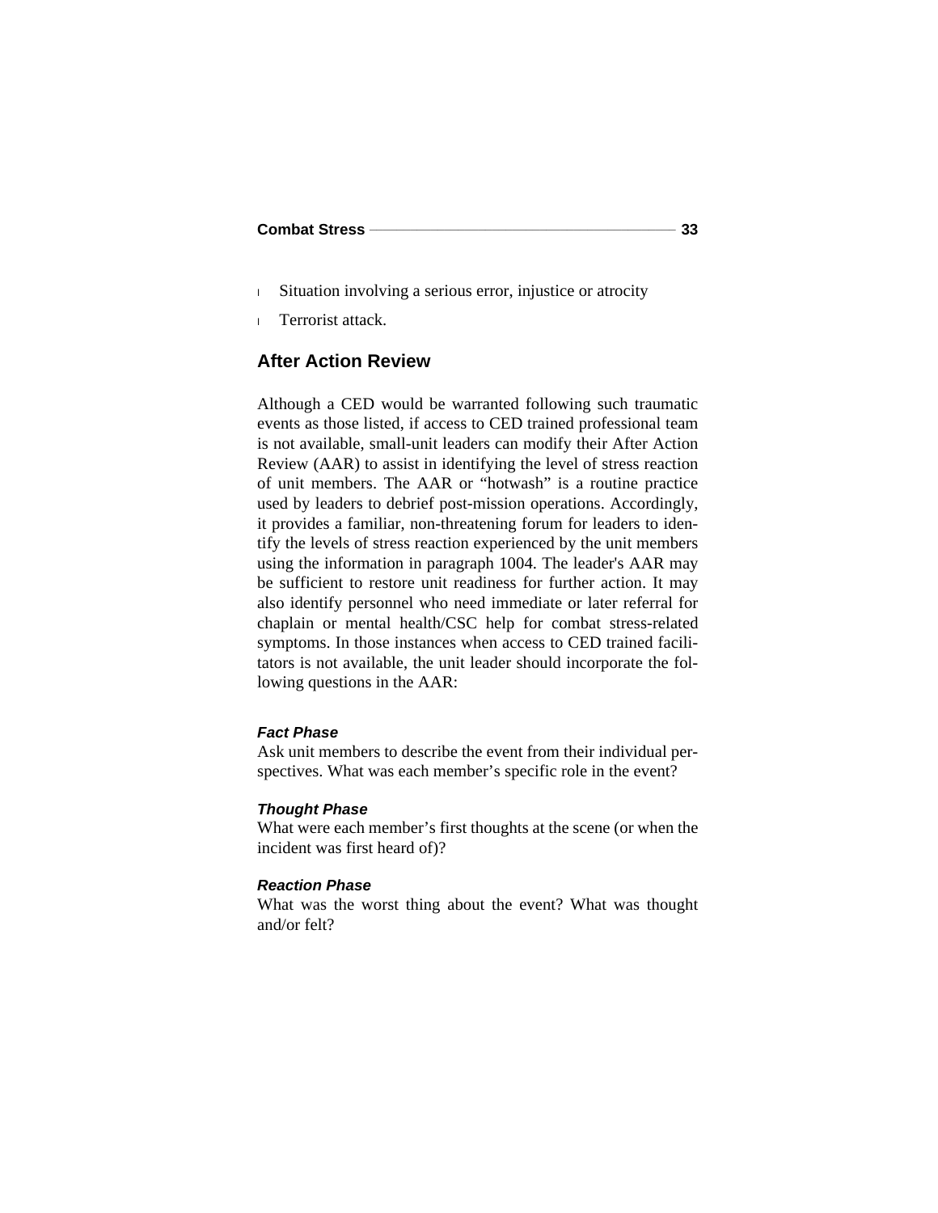- Situation involving a serious error, injustice or atrocity
- Terrorist attack.

## After Action Review

Although a CED would be warranted following such traumatic events as those listed, if access to CED trained professional team is not available, small-unit leaders can modify their After Action Review (AAR) to assist in identifying the level of stress reaction of unit members. The AAR or "hotwash" is a routine practice used by leaders to debrief post-mission operations. Accordingly, it provides a familiar, non-threatening forum for leaders to identify the levels of stress reaction experienced by the unit members using the information in paragraph 1004. The leader's AAR may be sufficient to restore unit readiness for further action. It may also identify personnel who need immediate or later referral for chaplain or mental health/CSC help for combat stress-related symptoms. In those instances when access to CED trained facilitators is not available, the unit leader should incorporate the following questions in the AAR:

#### *Fact Phase*

Ask unit members to describe the event from their individual perspectives. What was each member's specific role in the event?

#### *Thought Phase*

What were each member's first thoughts at the scene (or when the incident was first heard of)?

#### *Reaction Phase*

What was the worst thing about the event? What was thought and/or felt?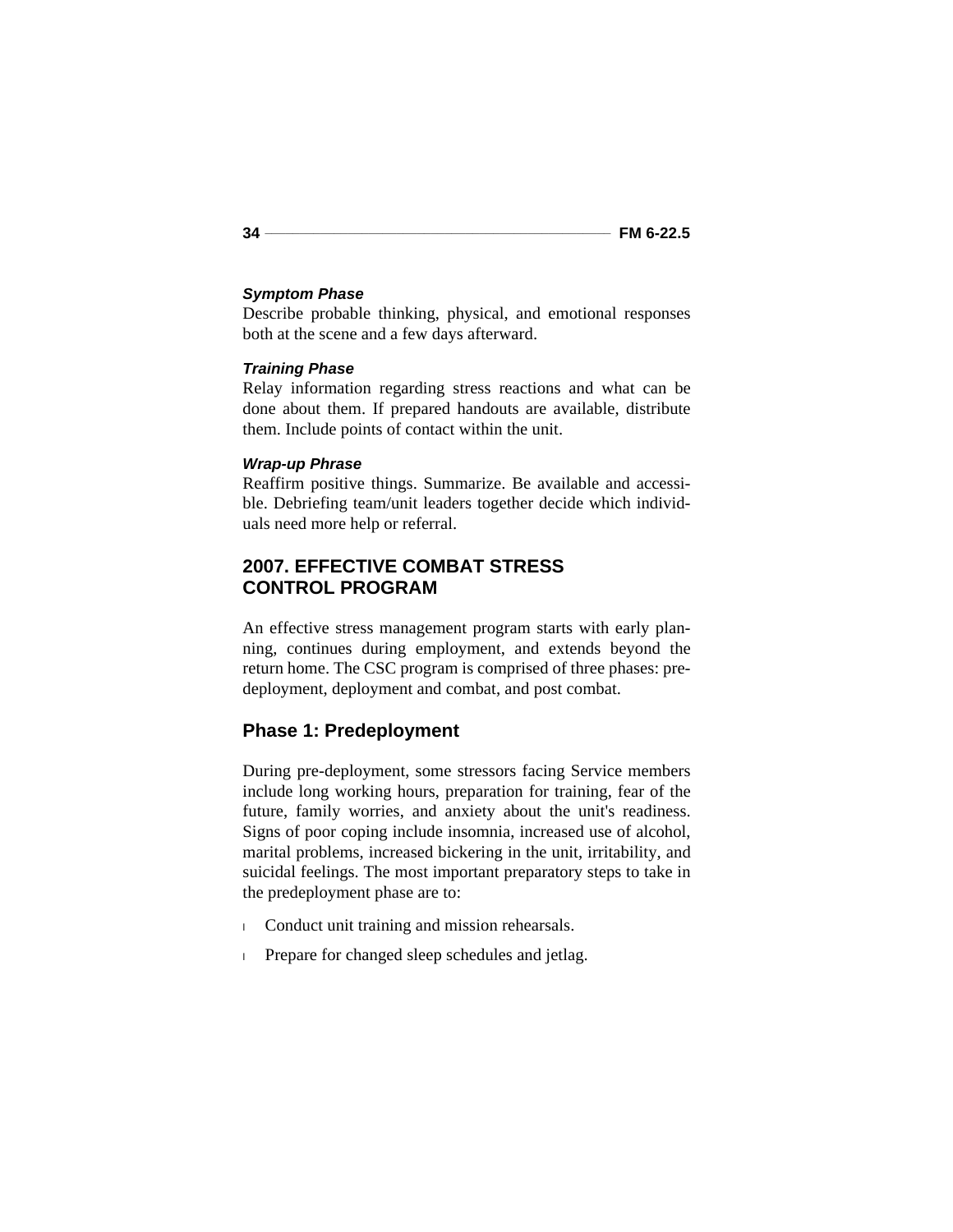#### *Symptom Phase*

Describe probable thinking, physical, and emotional responses both at the scene and a few days afterward.

#### *Training Phase*

Relay information regarding stress reactions and what can be done about them. If prepared handouts are available, distribute them. Include points of contact within the unit.

#### *Wrap-up Phrase*

Reaffirm positive things. Summarize. Be available and accessible. Debriefing team/unit leaders together decide which individuals need more help or referral.

## 2007. EFFECTIVE COMBAT STRESS CONTROL PROGRAM

An effective stress management program starts with early planning, continues during employment, and extends beyond the return home. The CSC program is comprised of three phases: predeployment, deployment and combat, and post combat.

### Phase 1: Predeployment

During pre-deployment, some stressors facing Service members include long working hours, preparation for training, fear of the future, family worries, and anxiety about the unit's readiness. Signs of poor coping include insomnia, increased use of alcohol, marital problems, increased bickering in the unit, irritability, and suicidal feelings. The most important preparatory steps to take in the predeployment phase are to:

- Conduct unit training and mission rehearsals.
- Prepare for changed sleep schedules and jetlag.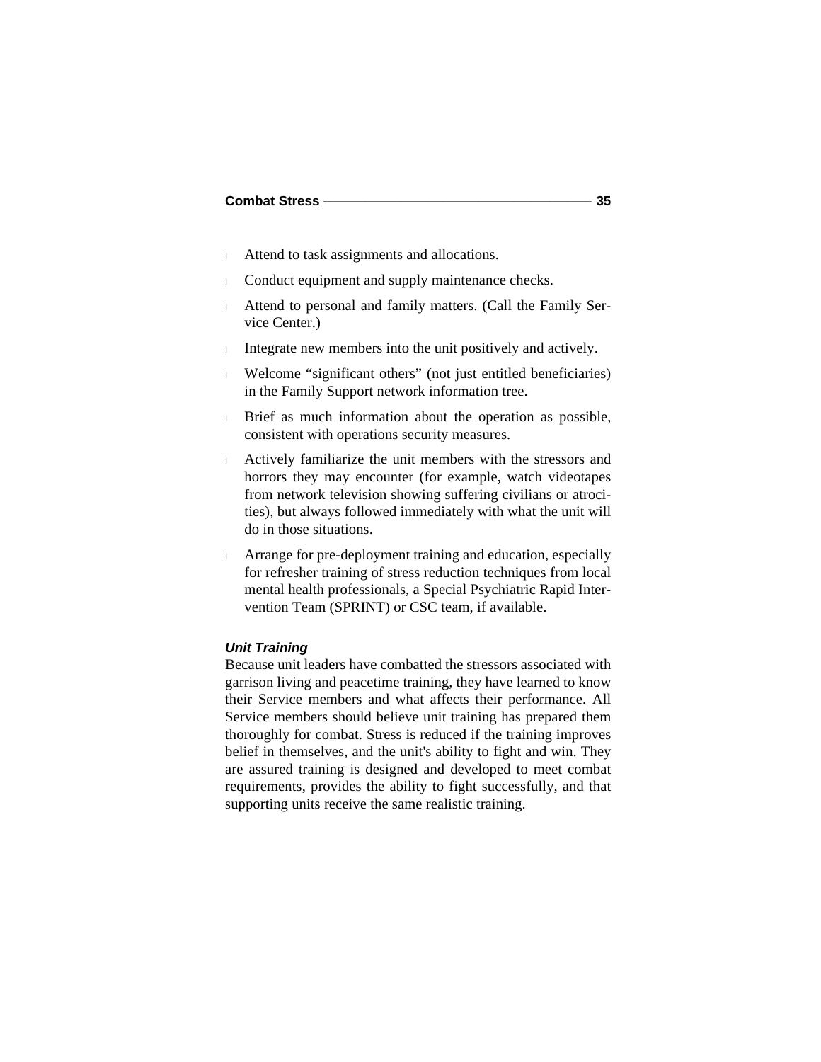- Attend to task assignments and allocations.
- Conduct equipment and supply maintenance checks.
- Attend to personal and family matters. (Call the Family Service Center.)
- Integrate new members into the unit positively and actively.
- Welcome “significant others” (not just entitled beneficiaries) in the Family Support network information tree.
- Brief as much information about the operation as possible, consistent with operations security measures.
- Actively familiarize the unit members with the stressors and horrors they may encounter (for example, watch videotapes from network television showing suffering civilians or atrocities), but always followed immediately with what the unit will do in those situations.
- Arrange for pre-deployment training and education, especially for refresher training of stress reduction techniques from local mental health professionals, a Special Psychiatric Rapid Intervention Team (SPRINT) or CSC team, if available.

#### *Unit Training*

Because unit leaders have combatted the stressors associated with garrison living and peacetime training, they have learned to know their Service members and what affects their performance. All Service members should believe unit training has prepared them thoroughly for combat. Stress is reduced if the training improves belief in themselves, and the unit's ability to fight and win. They are assured training is designed and developed to meet combat requirements, provides the ability to fight successfully, and that supporting units receive the same realistic training.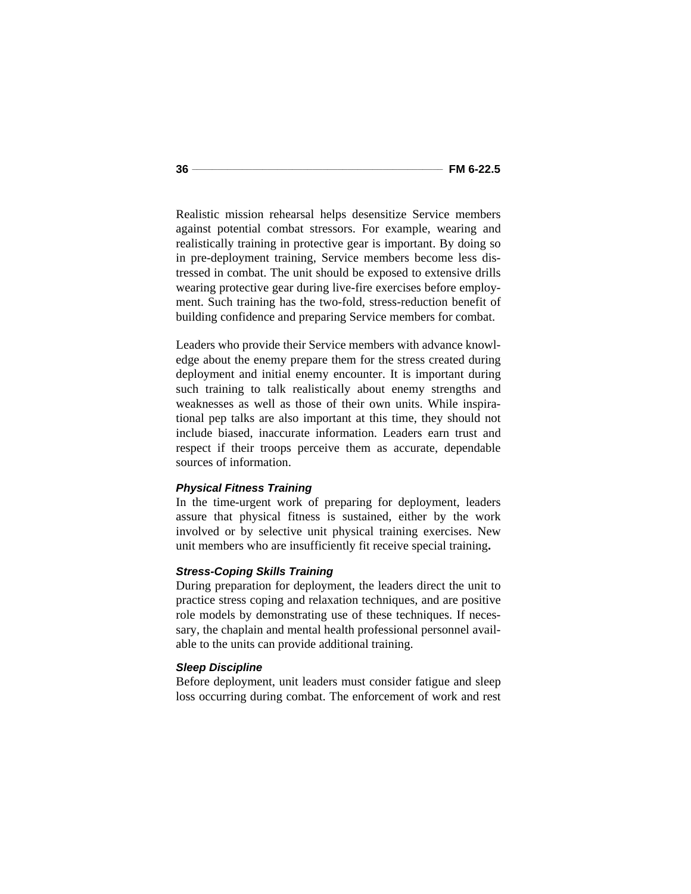Realistic mission rehearsal helps desensitize Service members against potential combat stressors. For example, wearing and realistically training in protective gear is important. By doing so in pre-deployment training, Service members become less distressed in combat. The unit should be exposed to extensive drills wearing protective gear during live-fire exercises before employment. Such training has the two-fold, stress-reduction benefit of building confidence and preparing Service members for combat.

Leaders who provide their Service members with advance knowledge about the enemy prepare them for the stress created during deployment and initial enemy encounter. It is important during such training to talk realistically about enemy strengths and weaknesses as well as those of their own units. While inspirational pep talks are also important at this time, they should not include biased, inaccurate information. Leaders earn trust and respect if their troops perceive them as accurate, dependable sources of information.

#### *Physical Fitness Training*

In the time-urgent work of preparing for deployment, leaders assure that physical fitness is sustained, either by the work involved or by selective unit physical training exercises. New unit members who are insufficiently fit receive special training.

#### *Stress-Coping Skills Training*

During preparation for deployment, the leaders direct the unit to practice stress coping and relaxation techniques, and are positive role models by demonstrating use of these techniques. If necessary, the chaplain and mental health professional personnel available to the units can provide additional training.

#### *Sleep Discipline*

Before deployment, unit leaders must consider fatigue and sleep loss occurring during combat. The enforcement of work and rest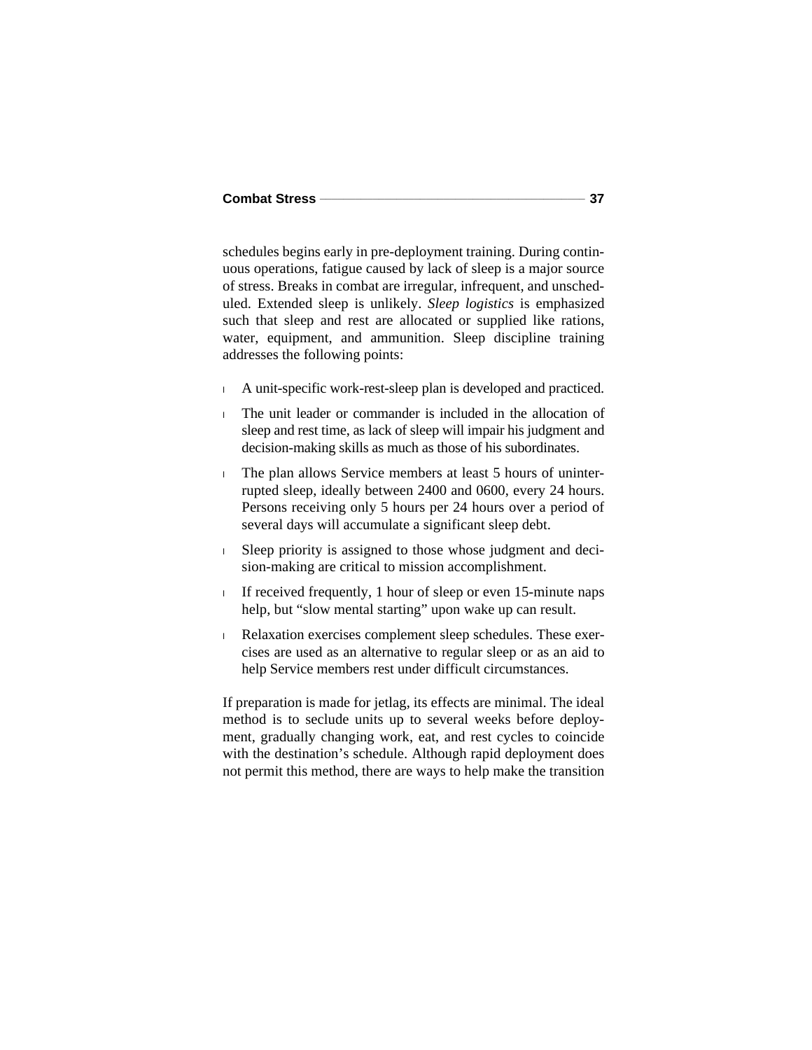schedules begins early in pre-deployment training. During continuous operations, fatigue caused by lack of sleep is a major source of stress. Breaks in combat are irregular, infrequent, and unscheduled. Extended sleep is unlikely. *Sleep logistics* is emphasized such that sleep and rest are allocated or supplied like rations, water, equipment, and ammunition. Sleep discipline training addresses the following points:

- A unit-specific work-rest-sleep plan is developed and practiced.
- The unit leader or commander is included in the allocation of sleep and rest time, as lack of sleep will impair his judgment and decision-making skills as much as those of his subordinates.
- The plan allows Service members at least 5 hours of uninterrupted sleep, ideally between 2400 and 0600, every 24 hours. Persons receiving only 5 hours per 24 hours over a period of several days will accumulate a significant sleep debt.
- Sleep priority is assigned to those whose judgment and decision-making are critical to mission accomplishment.
- If received frequently, 1 hour of sleep or even 15-minute naps help, but "slow mental starting" upon wake up can result.
- Relaxation exercises complement sleep schedules. These exercises are used as an alternative to regular sleep or as an aid to help Service members rest under difficult circumstances.

If preparation is made for jetlag, its effects are minimal. The ideal method is to seclude units up to several weeks before deployment, gradually changing work, eat, and rest cycles to coincide with the destination's schedule. Although rapid deployment does not permit this method, there are ways to help make the transition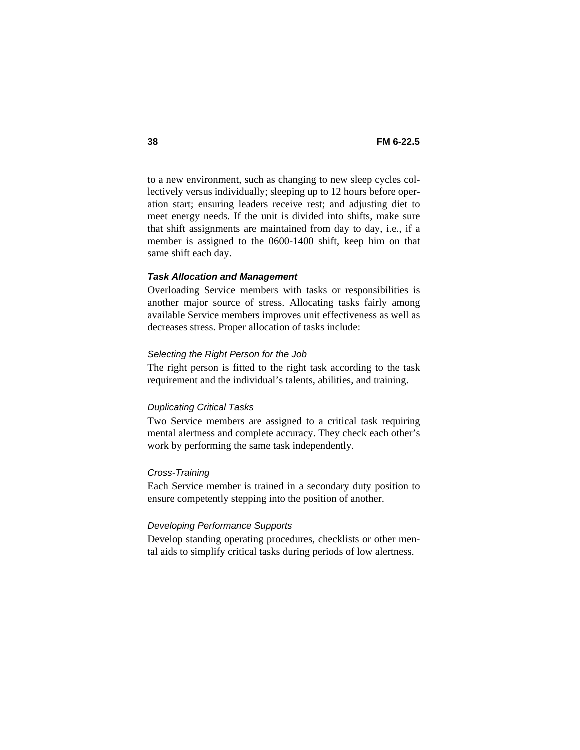to a new environment, such as changing to new sleep cycles collectively versus individually; sleeping up to 12 hours before operation start; ensuring leaders receive rest; and adjusting diet to meet energy needs. If the unit is divided into shifts, make sure that shift assignments are maintained from day to day, i.e., if a member is assigned to the 0600-1400 shift, keep him on that same shift each day.

### *Task Allocation and Management*

Overloading Service members with tasks or responsibilities is another major source of stress. Allocating tasks fairly among available Service members improves unit effectiveness as well as decreases stress. Proper allocation of tasks include:

#### *Selecting the Right Person for the Job*

The right person is fitted to the right task according to the task requirement and the individual's talents, abilities, and training.

#### *Duplicating Critical Tasks*

Two Service members are assigned to a critical task requiring mental alertness and complete accuracy. They check each other's work by performing the same task independently.

#### *Cross-Training*

Each Service member is trained in a secondary duty position to ensure competently stepping into the position of another.

#### *Developing Performance Supports*

Develop standing operating procedures, checklists or other mental aids to simplify critical tasks during periods of low alertness.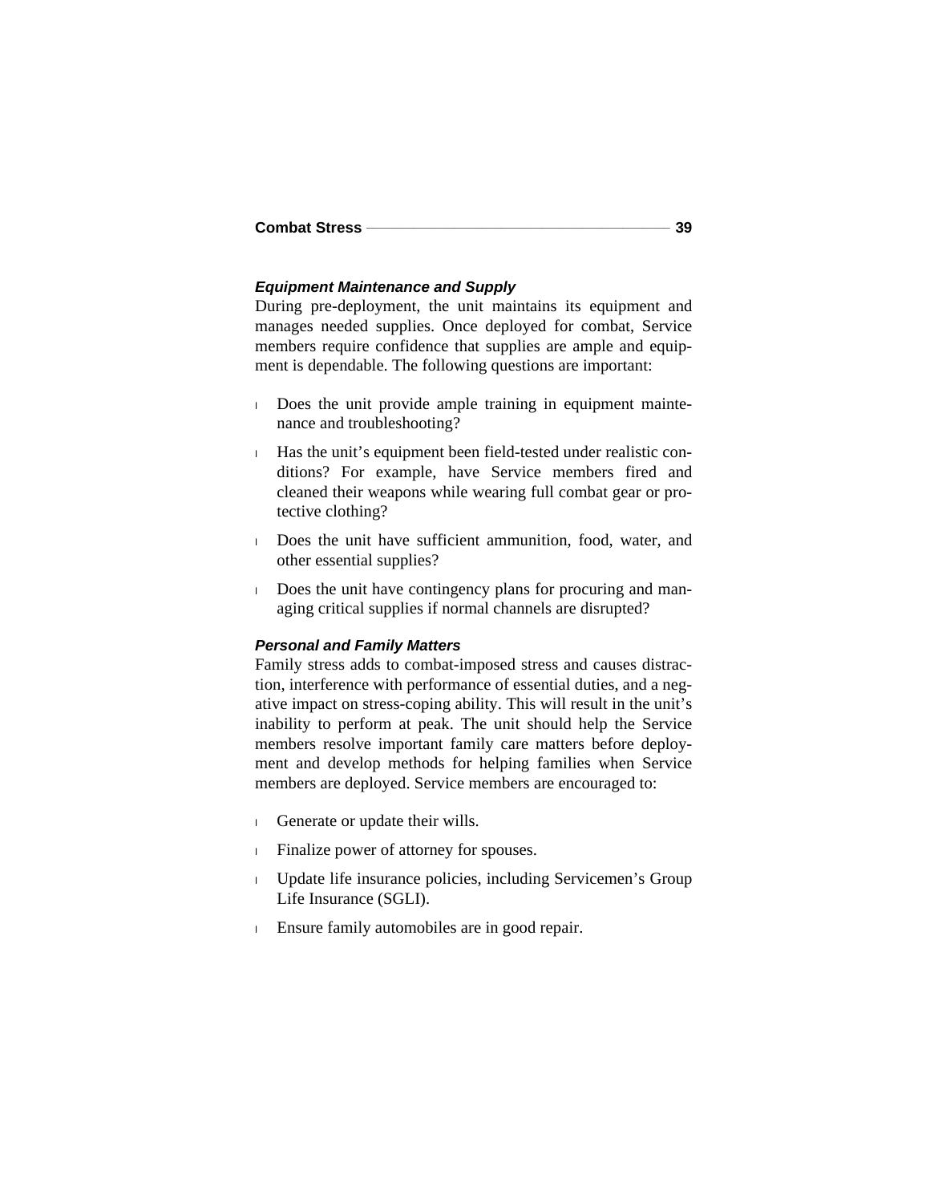### *Equipment Maintenance and Supply*

During pre-deployment, the unit maintains its equipment and manages needed supplies. Once deployed for combat, Service members require confidence that supplies are ample and equipment is dependable. The following questions are important:

- Does the unit provide ample training in equipment maintenance and troubleshooting?
- Has the unit's equipment been field-tested under realistic conditions? For example, have Service members fired and cleaned their weapons while wearing full combat gear or protective clothing?
- Does the unit have sufficient ammunition, food, water, and other essential supplies?
- Does the unit have contingency plans for procuring and managing critical supplies if normal channels are disrupted?

### *Personal and Family Matters*

Family stress adds to combat-imposed stress and causes distraction, interference with performance of essential duties, and a negative impact on stress-coping ability. This will result in the unit's inability to perform at peak. The unit should help the Service members resolve important family care matters before deployment and develop methods for helping families when Service members are deployed. Service members are encouraged to:

- Generate or update their wills.
- Finalize power of attorney for spouses.
- Update life insurance policies, including Servicemen's Group Life Insurance (SGLI).
- Ensure family automobiles are in good repair.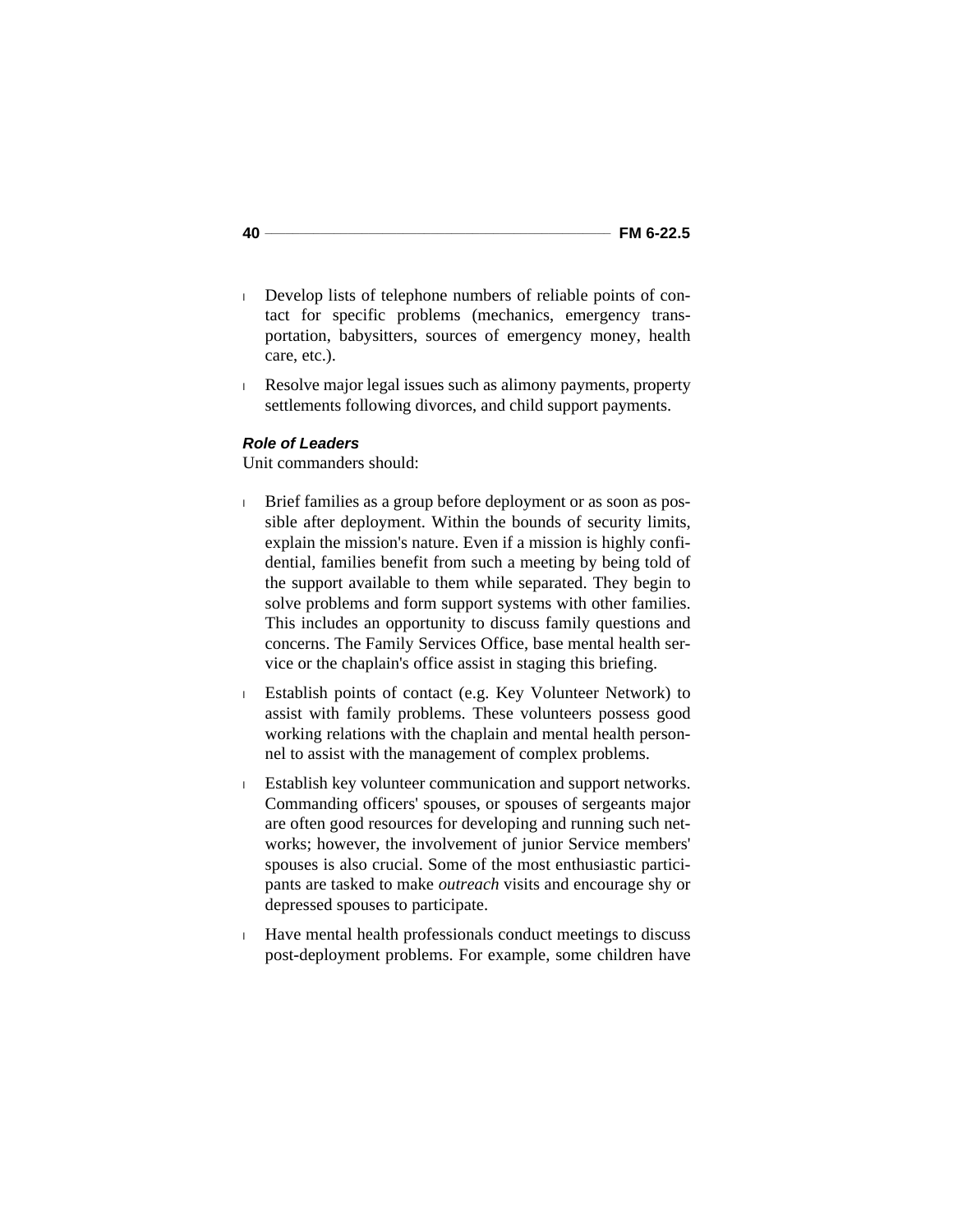- Develop lists of telephone numbers of reliable points of contact for specific problems (mechanics, emergency transportation, babysitters, sources of emergency money, health care, etc.).
- Resolve major legal issues such as alimony payments, property settlements following divorces, and child support payments.

***Role of Leaders***

Unit commanders should:

- Brief families as a group before deployment or as soon as possible after deployment. Within the bounds of security limits, explain the mission's nature. Even if a mission is highly confidential, families benefit from such a meeting by being told of the support available to them while separated. They begin to solve problems and form support systems with other families. This includes an opportunity to discuss family questions and concerns. The Family Services Office, base mental health service or the chaplain's office assist in staging this briefing.
- Establish points of contact (e.g. Key Volunteer Network) to assist with family problems. These volunteers possess good working relations with the chaplain and mental health personnel to assist with the management of complex problems.
- Establish key volunteer communication and support networks. Commanding officers' spouses, or spouses of sergeants major are often good resources for developing and running such networks; however, the involvement of junior Service members' spouses is also crucial. Some of the most enthusiastic participants are tasked to make *outreach* visits and encourage shy or depressed spouses to participate.
- Have mental health professionals conduct meetings to discuss post-deployment problems. For example, some children have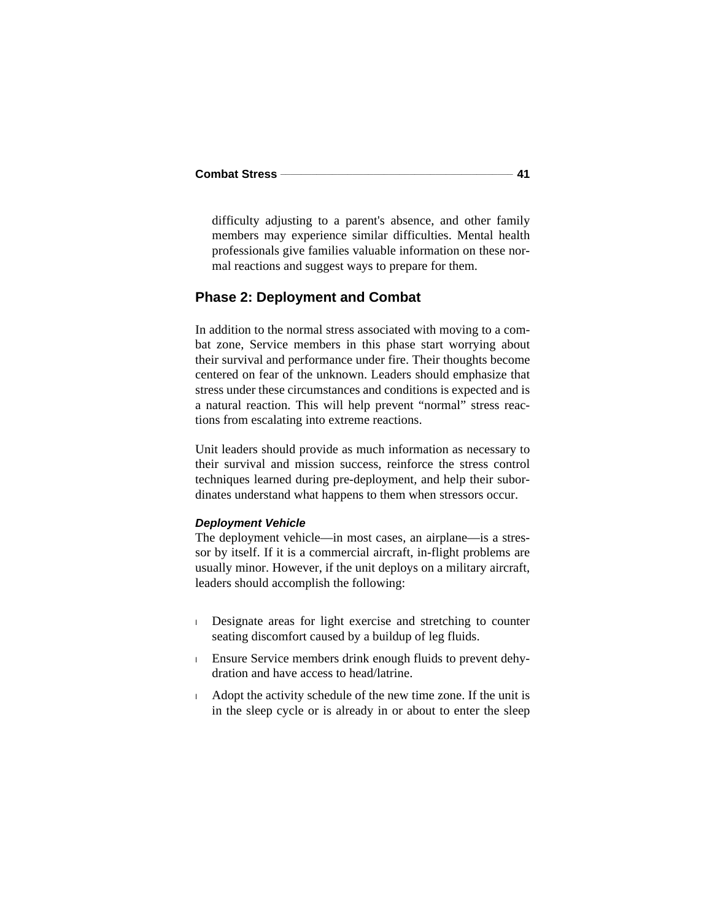difficulty adjusting to a parent's absence, and other family members may experience similar difficulties. Mental health professionals give families valuable information on these normal reactions and suggest ways to prepare for them.

## Phase 2: Deployment and Combat

In addition to the normal stress associated with moving to a combat zone, Service members in this phase start worrying about their survival and performance under fire. Their thoughts become centered on fear of the unknown. Leaders should emphasize that stress under these circumstances and conditions is expected and is a natural reaction. This will help prevent "normal" stress reactions from escalating into extreme reactions.

Unit leaders should provide as much information as necessary to their survival and mission success, reinforce the stress control techniques learned during pre-deployment, and help their subordinates understand what happens to them when stressors occur.

#### *Deployment Vehicle*

The deployment vehicle—in most cases, an airplane—is a stressor by itself. If it is a commercial aircraft, in-flight problems are usually minor. However, if the unit deploys on a military aircraft, leaders should accomplish the following:

- Designate areas for light exercise and stretching to counter seating discomfort caused by a buildup of leg fluids.
- Ensure Service members drink enough fluids to prevent dehydration and have access to head/latrine.
- Adopt the activity schedule of the new time zone. If the unit is in the sleep cycle or is already in or about to enter the sleep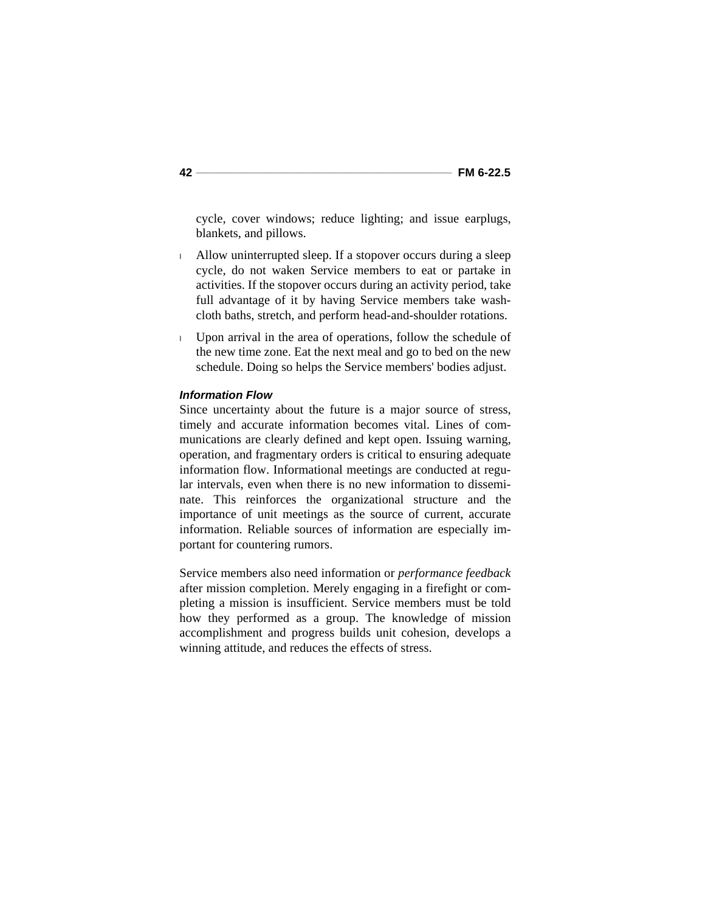cycle, cover windows; reduce lighting; and issue earplugs, blankets, and pillows.

- Allow uninterrupted sleep. If a stopover occurs during a sleep cycle, do not waken Service members to eat or partake in activities. If the stopover occurs during an activity period, take full advantage of it by having Service members take wash-cloth baths, stretch, and perform head-and-shoulder rotations.
- Upon arrival in the area of operations, follow the schedule of the new time zone. Eat the next meal and go to bed on the new schedule. Doing so helps the Service members' bodies adjust.

#### *Information Flow*

Since uncertainty about the future is a major source of stress, timely and accurate information becomes vital. Lines of communications are clearly defined and kept open. Issuing warning, operation, and fragmentary orders is critical to ensuring adequate information flow. Informational meetings are conducted at regular intervals, even when there is no new information to disseminate. This reinforces the organizational structure and the importance of unit meetings as the source of current, accurate information. Reliable sources of information are especially important for countering rumors.

Service members also need information or *performance feedback* after mission completion. Merely engaging in a firefight or completing a mission is insufficient. Service members must be told how they performed as a group. The knowledge of mission accomplishment and progress builds unit cohesion, develops a winning attitude, and reduces the effects of stress.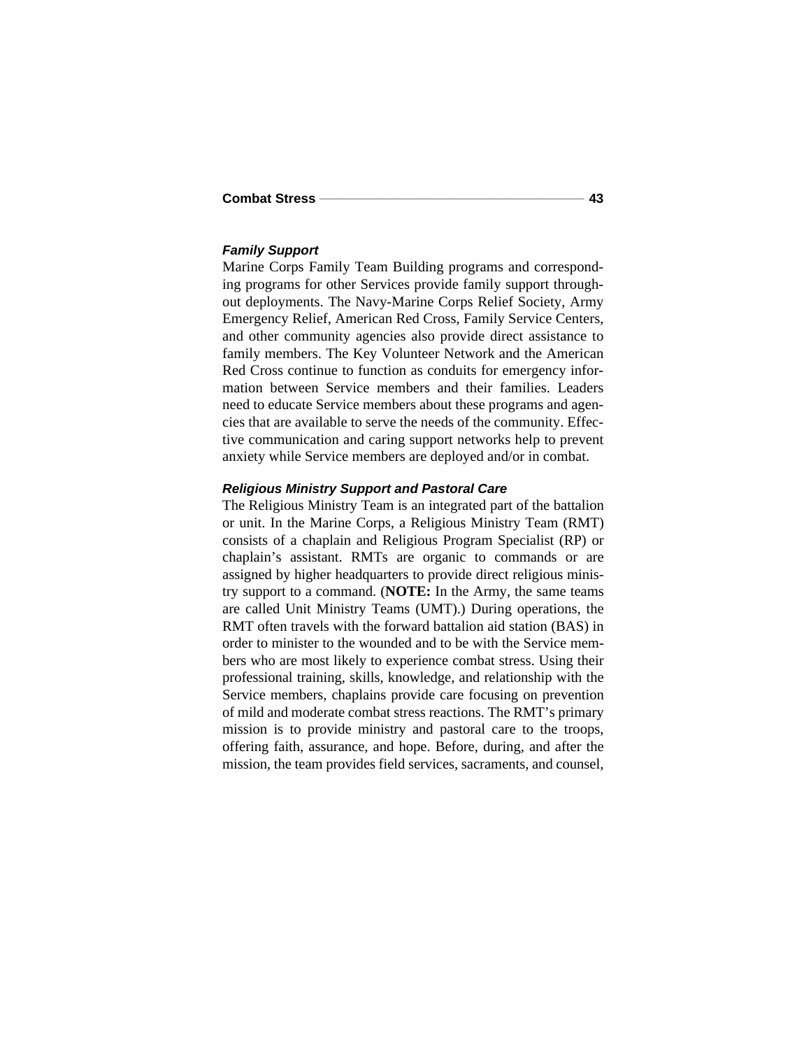#### *Family Support*

Marine Corps Family Team Building programs and corresponding programs for other Services provide family support throughout deployments. The Navy-Marine Corps Relief Society, Army Emergency Relief, American Red Cross, Family Service Centers, and other community agencies also provide direct assistance to family members. The Key Volunteer Network and the American Red Cross continue to function as conduits for emergency information between Service members and their families. Leaders need to educate Service members about these programs and agencies that are available to serve the needs of the community. Effective communication and caring support networks help to prevent anxiety while Service members are deployed and/or in combat.

#### *Religious Ministry Support and Pastoral Care*

The Religious Ministry Team is an integrated part of the battalion or unit. In the Marine Corps, a Religious Ministry Team (RMT) consists of a chaplain and Religious Program Specialist (RP) or chaplain's assistant. RMTs are organic to commands or are assigned by higher headquarters to provide direct religious ministry support to a command. (**NOTE:** In the Army, the same teams are called Unit Ministry Teams (UMT).) During operations, the RMT often travels with the forward battalion aid station (BAS) in order to minister to the wounded and to be with the Service members who are most likely to experience combat stress. Using their professional training, skills, knowledge, and relationship with the Service members, chaplains provide care focusing on prevention of mild and moderate combat stress reactions. The RMT's primary mission is to provide ministry and pastoral care to the troops, offering faith, assurance, and hope. Before, during, and after the mission, the team provides field services, sacraments, and counsel,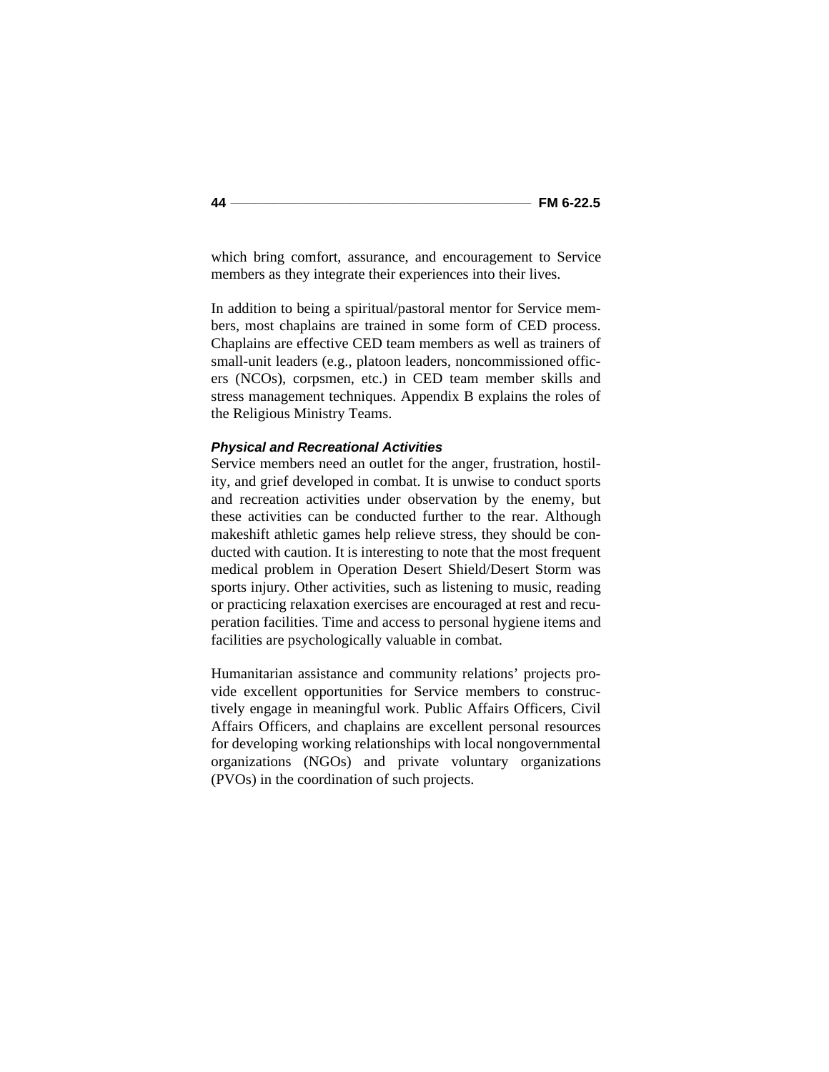which bring comfort, assurance, and encouragement to Service members as they integrate their experiences into their lives.

In addition to being a spiritual/pastoral mentor for Service members, most chaplains are trained in some form of CED process. Chaplains are effective CED team members as well as trainers of small-unit leaders (e.g., platoon leaders, noncommissioned officers (NCOs), corpsmen, etc.) in CED team member skills and stress management techniques. Appendix B explains the roles of the Religious Ministry Teams.

#### *Physical and Recreational Activities*

Service members need an outlet for the anger, frustration, hostility, and grief developed in combat. It is unwise to conduct sports and recreation activities under observation by the enemy, but these activities can be conducted further to the rear. Although makeshift athletic games help relieve stress, they should be conducted with caution. It is interesting to note that the most frequent medical problem in Operation Desert Shield/Desert Storm was sports injury. Other activities, such as listening to music, reading or practicing relaxation exercises are encouraged at rest and recuperation facilities. Time and access to personal hygiene items and facilities are psychologically valuable in combat.

Humanitarian assistance and community relations' projects provide excellent opportunities for Service members to constructively engage in meaningful work. Public Affairs Officers, Civil Affairs Officers, and chaplains are excellent personal resources for developing working relationships with local nongovernmental organizations (NGOs) and private voluntary organizations (PVOs) in the coordination of such projects.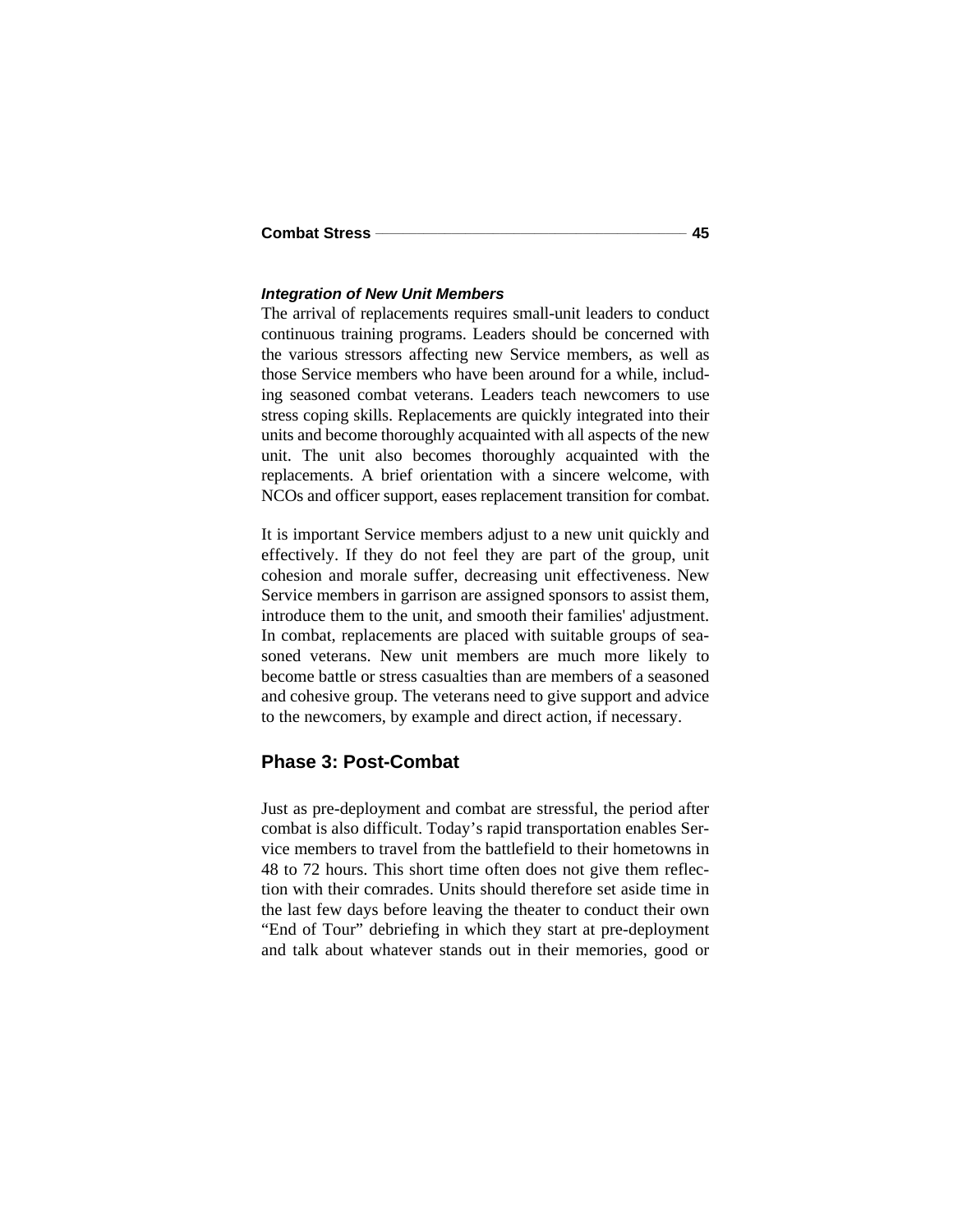### *Integration of New Unit Members*

The arrival of replacements requires small-unit leaders to conduct continuous training programs. Leaders should be concerned with the various stressors affecting new Service members, as well as those Service members who have been around for a while, including seasoned combat veterans. Leaders teach newcomers to use stress coping skills. Replacements are quickly integrated into their units and become thoroughly acquainted with all aspects of the new unit. The unit also becomes thoroughly acquainted with the replacements. A brief orientation with a sincere welcome, with NCOs and officer support, eases replacement transition for combat.

It is important Service members adjust to a new unit quickly and effectively. If they do not feel they are part of the group, unit cohesion and morale suffer, decreasing unit effectiveness. New Service members in garrison are assigned sponsors to assist them, introduce them to the unit, and smooth their families' adjustment. In combat, replacements are placed with suitable groups of seasoned veterans. New unit members are much more likely to become battle or stress casualties than are members of a seasoned and cohesive group. The veterans need to give support and advice to the newcomers, by example and direct action, if necessary.

## Phase 3: Post-Combat

Just as pre-deployment and combat are stressful, the period after combat is also difficult. Today's rapid transportation enables Service members to travel from the battlefield to their hometowns in 48 to 72 hours. This short time often does not give them reflection with their comrades. Units should therefore set aside time in the last few days before leaving the theater to conduct their own "End of Tour" debriefing in which they start at pre-deployment and talk about whatever stands out in their memories, good or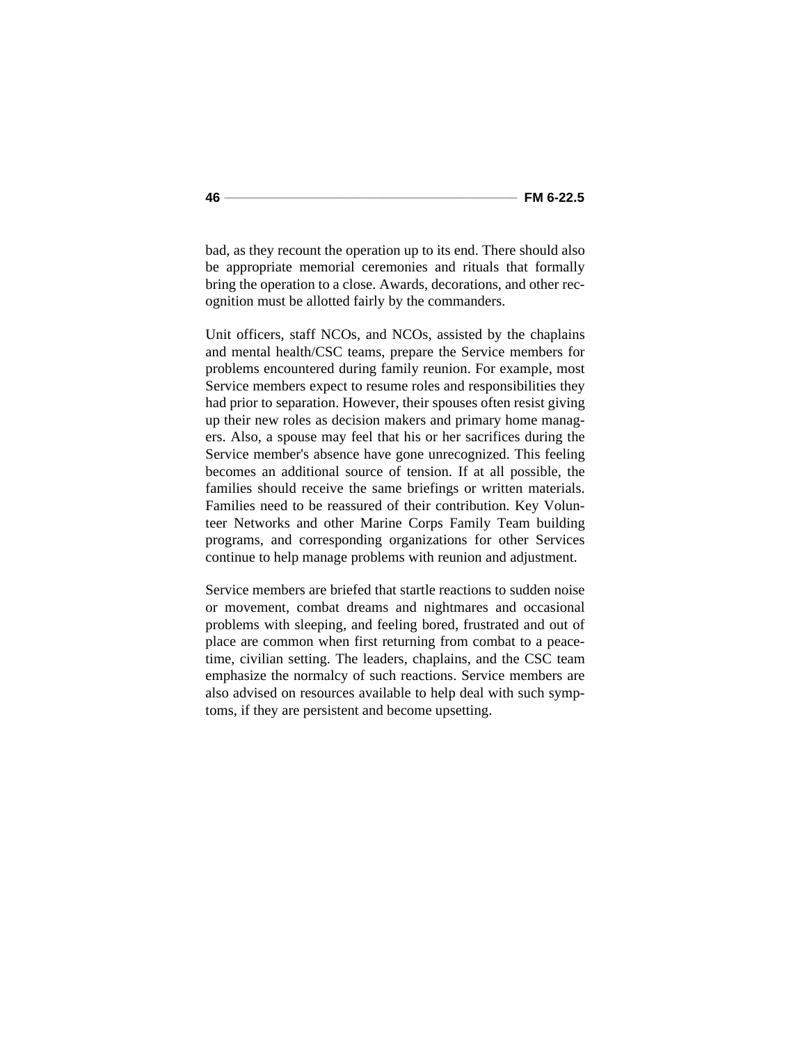bad, as they recount the operation up to its end. There should also be appropriate memorial ceremonies and rituals that formally bring the operation to a close. Awards, decorations, and other recognition must be allotted fairly by the commanders.

Unit officers, staff NCOs, and NCOs, assisted by the chaplains and mental health/CSC teams, prepare the Service members for problems encountered during family reunion. For example, most Service members expect to resume roles and responsibilities they had prior to separation. However, their spouses often resist giving up their new roles as decision makers and primary home managers. Also, a spouse may feel that his or her sacrifices during the Service member's absence have gone unrecognized. This feeling becomes an additional source of tension. If at all possible, the families should receive the same briefings or written materials. Families need to be reassured of their contribution. Key Volunteer Networks and other Marine Corps Family Team building programs, and corresponding organizations for other Services continue to help manage problems with reunion and adjustment.

Service members are briefed that startle reactions to sudden noise or movement, combat dreams and nightmares and occasional problems with sleeping, and feeling bored, frustrated and out of place are common when first returning from combat to a peacetime, civilian setting. The leaders, chaplains, and the CSC team emphasize the normalcy of such reactions. Service members are also advised on resources available to help deal with such symptoms, if they are persistent and become upsetting.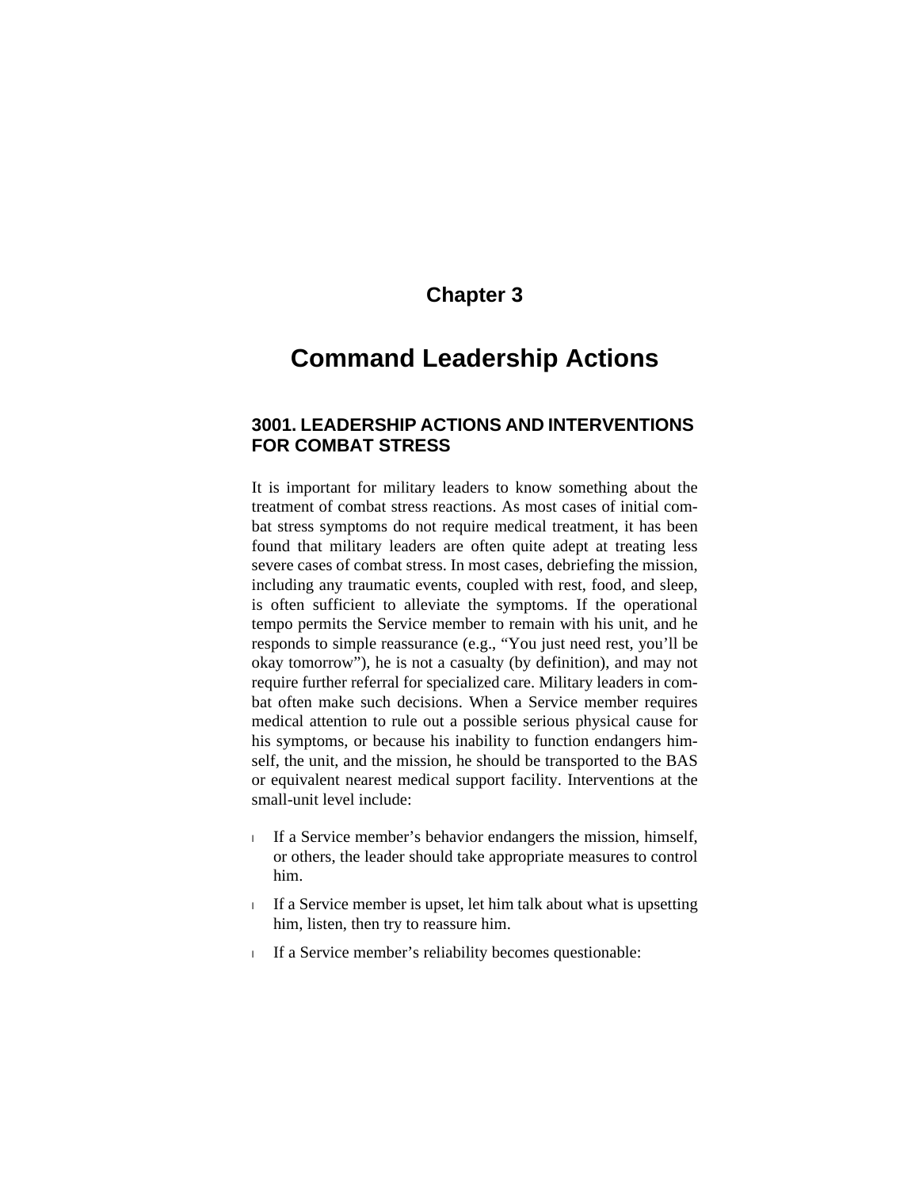# Chapter 3

# Command Leadership Actions

## 3001. LEADERSHIP ACTIONS AND INTERVENTIONS FOR COMBAT STRESS

It is important for military leaders to know something about the treatment of combat stress reactions. As most cases of initial combat stress symptoms do not require medical treatment, it has been found that military leaders are often quite adept at treating less severe cases of combat stress. In most cases, debriefing the mission, including any traumatic events, coupled with rest, food, and sleep, is often sufficient to alleviate the symptoms. If the operational tempo permits the Service member to remain with his unit, and he responds to simple reassurance (e.g., "You just need rest, you'll be okay tomorrow"), he is not a casualty (by definition), and may not require further referral for specialized care. Military leaders in combat often make such decisions. When a Service member requires medical attention to rule out a possible serious physical cause for his symptoms, or because his inability to function endangers himself, the unit, and the mission, he should be transported to the BAS or equivalent nearest medical support facility. Interventions at the small-unit level include:

- If a Service member's behavior endangers the mission, himself, or others, the leader should take appropriate measures to control him.
- If a Service member is upset, let him talk about what is upsetting him, listen, then try to reassure him.
- If a Service member's reliability becomes questionable: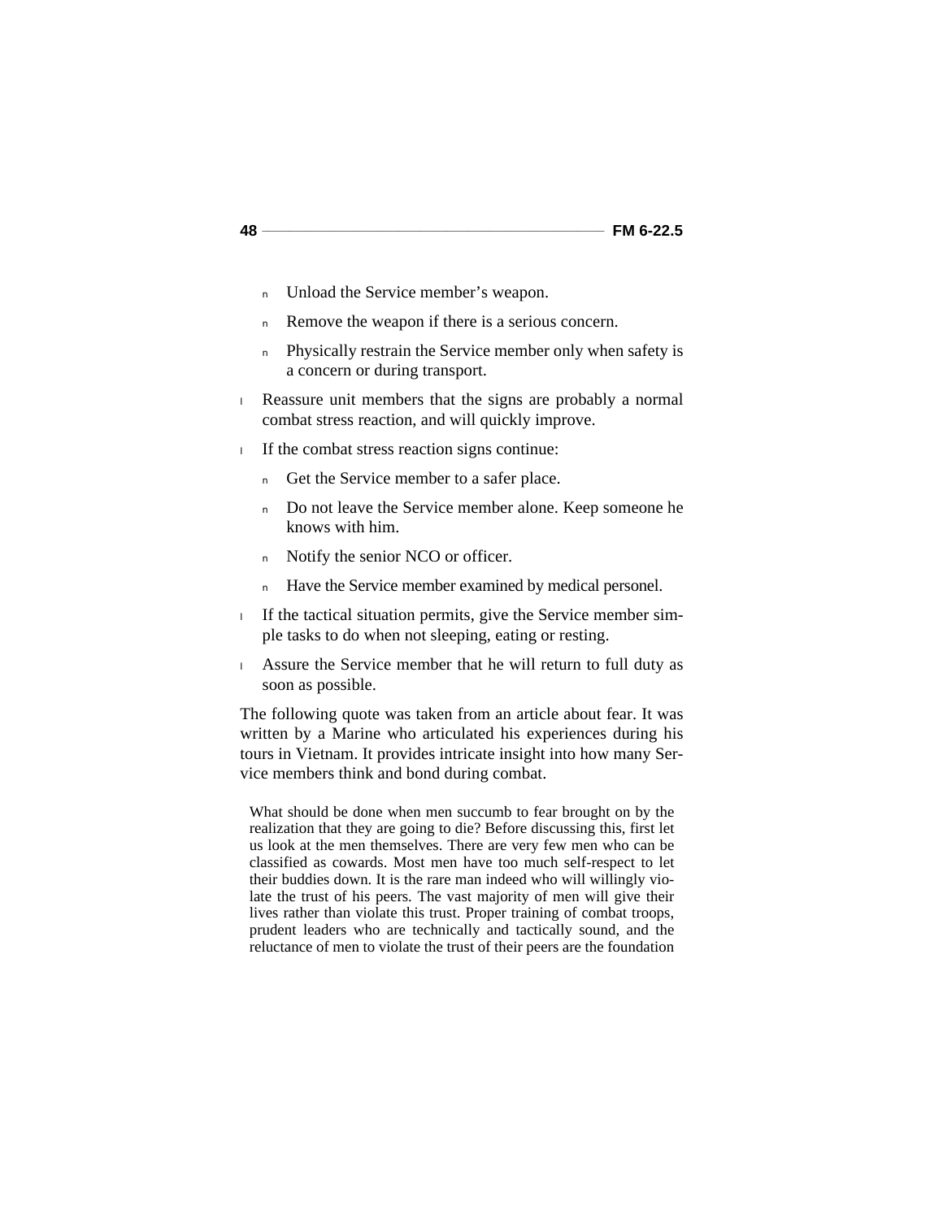- Unload the Service member's weapon.
  - Remove the weapon if there is a serious concern.
  - Physically restrain the Service member only when safety is a concern or during transport.
- Reassure unit members that the signs are probably a normal combat stress reaction, and will quickly improve.
- If the combat stress reaction signs continue:
  - Get the Service member to a safer place.
  - Do not leave the Service member alone. Keep someone he knows with him.
  - Notify the senior NCO or officer.
  - Have the Service member examined by medical personel.
- If the tactical situation permits, give the Service member simple tasks to do when not sleeping, eating or resting.
- Assure the Service member that he will return to full duty as soon as possible.

The following quote was taken from an article about fear. It was written by a Marine who articulated his experiences during his tours in Vietnam. It provides intricate insight into how many Service members think and bond during combat.

> What should be done when men succumb to fear brought on by the realization that they are going to die? Before discussing this, first let us look at the men themselves. There are very few men who can be classified as cowards. Most men have too much self-respect to let their buddies down. It is the rare man indeed who will willingly violate the trust of his peers. The vast majority of men will give their lives rather than violate this trust. Proper training of combat troops, prudent leaders who are technically and tactically sound, and the reluctance of men to violate the trust of their peers are the foundation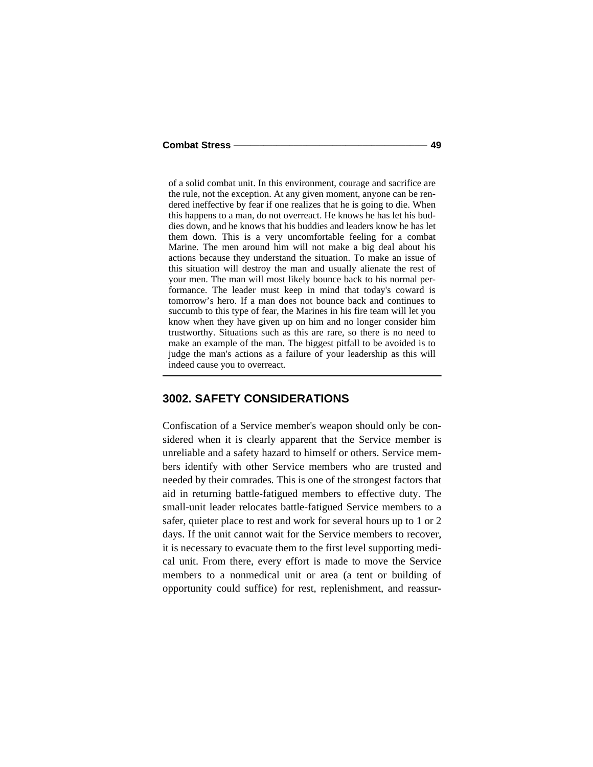of a solid combat unit. In this environment, courage and sacrifice are the rule, not the exception. At any given moment, anyone can be rendered ineffective by fear if one realizes that he is going to die. When this happens to a man, do not overreact. He knows he has let his buddies down, and he knows that his buddies and leaders know he has let them down. This is a very uncomfortable feeling for a combat Marine. The men around him will not make a big deal about his actions because they understand the situation. To make an issue of this situation will destroy the man and usually alienate the rest of your men. The man will most likely bounce back to his normal performance. The leader must keep in mind that today's coward is tomorrow's hero. If a man does not bounce back and continues to succumb to this type of fear, the Marines in his fire team will let you know when they have given up on him and no longer consider him trustworthy. Situations such as this are rare, so there is no need to make an example of the man. The biggest pitfall to be avoided is to judge the man's actions as a failure of your leadership as this will indeed cause you to overreact.

## 3002. SAFETY CONSIDERATIONS

Confiscation of a Service member's weapon should only be considered when it is clearly apparent that the Service member is unreliable and a safety hazard to himself or others. Service members identify with other Service members who are trusted and needed by their comrades. This is one of the strongest factors that aid in returning battle-fatigued members to effective duty. The small-unit leader relocates battle-fatigued Service members to a safer, quieter place to rest and work for several hours up to 1 or 2 days. If the unit cannot wait for the Service members to recover, it is necessary to evacuate them to the first level supporting medical unit. From there, every effort is made to move the Service members to a nonmedical unit or area (a tent or building of opportunity could suffice) for rest, replenishment, and reassur-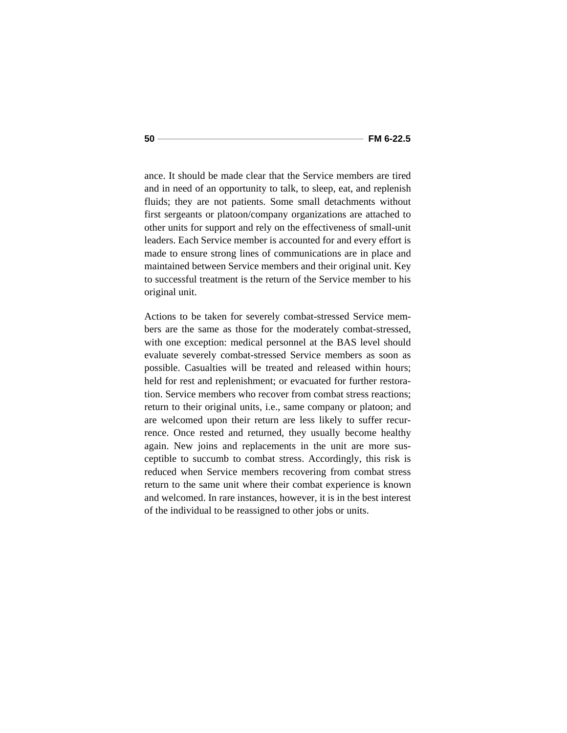ance. It should be made clear that the Service members are tired and in need of an opportunity to talk, to sleep, eat, and replenish fluids; they are not patients. Some small detachments without first sergeants or platoon/company organizations are attached to other units for support and rely on the effectiveness of small-unit leaders. Each Service member is accounted for and every effort is made to ensure strong lines of communications are in place and maintained between Service members and their original unit. Key to successful treatment is the return of the Service member to his original unit.

Actions to be taken for severely combat-stressed Service members are the same as those for the moderately combat-stressed, with one exception: medical personnel at the BAS level should evaluate severely combat-stressed Service members as soon as possible. Casualties will be treated and released within hours; held for rest and replenishment; or evacuated for further restoration. Service members who recover from combat stress reactions; return to their original units, i.e., same company or platoon; and are welcomed upon their return are less likely to suffer recurrence. Once rested and returned, they usually become healthy again. New joins and replacements in the unit are more susceptible to succumb to combat stress. Accordingly, this risk is reduced when Service members recovering from combat stress return to the same unit where their combat experience is known and welcomed. In rare instances, however, it is in the best interest of the individual to be reassigned to other jobs or units.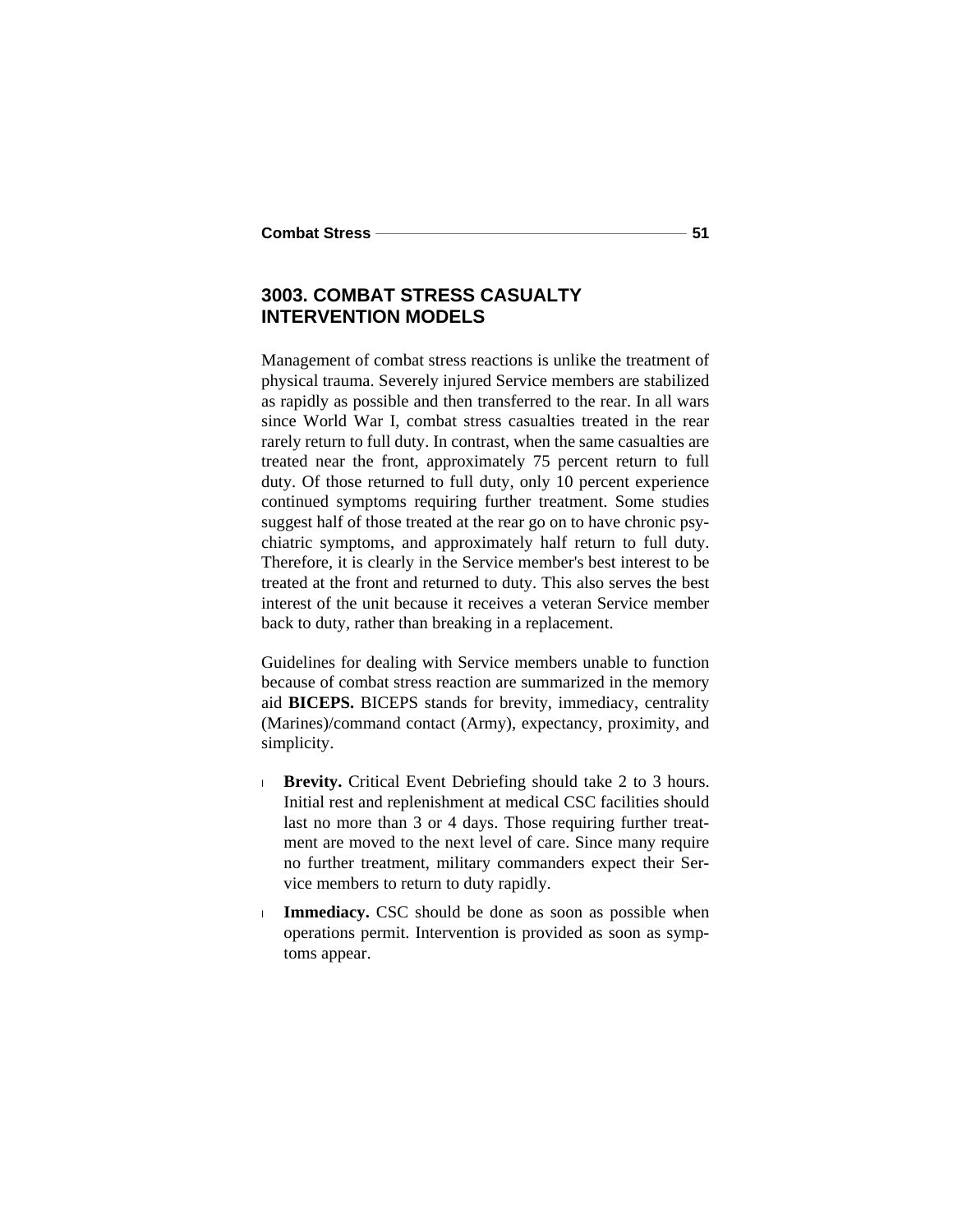## 3003. COMBAT STRESS CASUALTY INTERVENTION MODELS

Management of combat stress reactions is unlike the treatment of physical trauma. Severely injured Service members are stabilized as rapidly as possible and then transferred to the rear. In all wars since World War I, combat stress casualties treated in the rear rarely return to full duty. In contrast, when the same casualties are treated near the front, approximately 75 percent return to full duty. Of those returned to full duty, only 10 percent experience continued symptoms requiring further treatment. Some studies suggest half of those treated at the rear go on to have chronic psychiatric symptoms, and approximately half return to full duty. Therefore, it is clearly in the Service member's best interest to be treated at the front and returned to duty. This also serves the best interest of the unit because it receives a veteran Service member back to duty, rather than breaking in a replacement.

Guidelines for dealing with Service members unable to function because of combat stress reaction are summarized in the memory aid **BICEPS.** BICEPS stands for brevity, immediacy, centrality (Marines)/command contact (Army), expectancy, proximity, and simplicity.

- **Brevity.** Critical Event Debriefing should take 2 to 3 hours. Initial rest and replenishment at medical CSC facilities should last no more than 3 or 4 days. Those requiring further treatment are moved to the next level of care. Since many require no further treatment, military commanders expect their Service members to return to duty rapidly.
- **Immediacy.** CSC should be done as soon as possible when operations permit. Intervention is provided as soon as symptoms appear.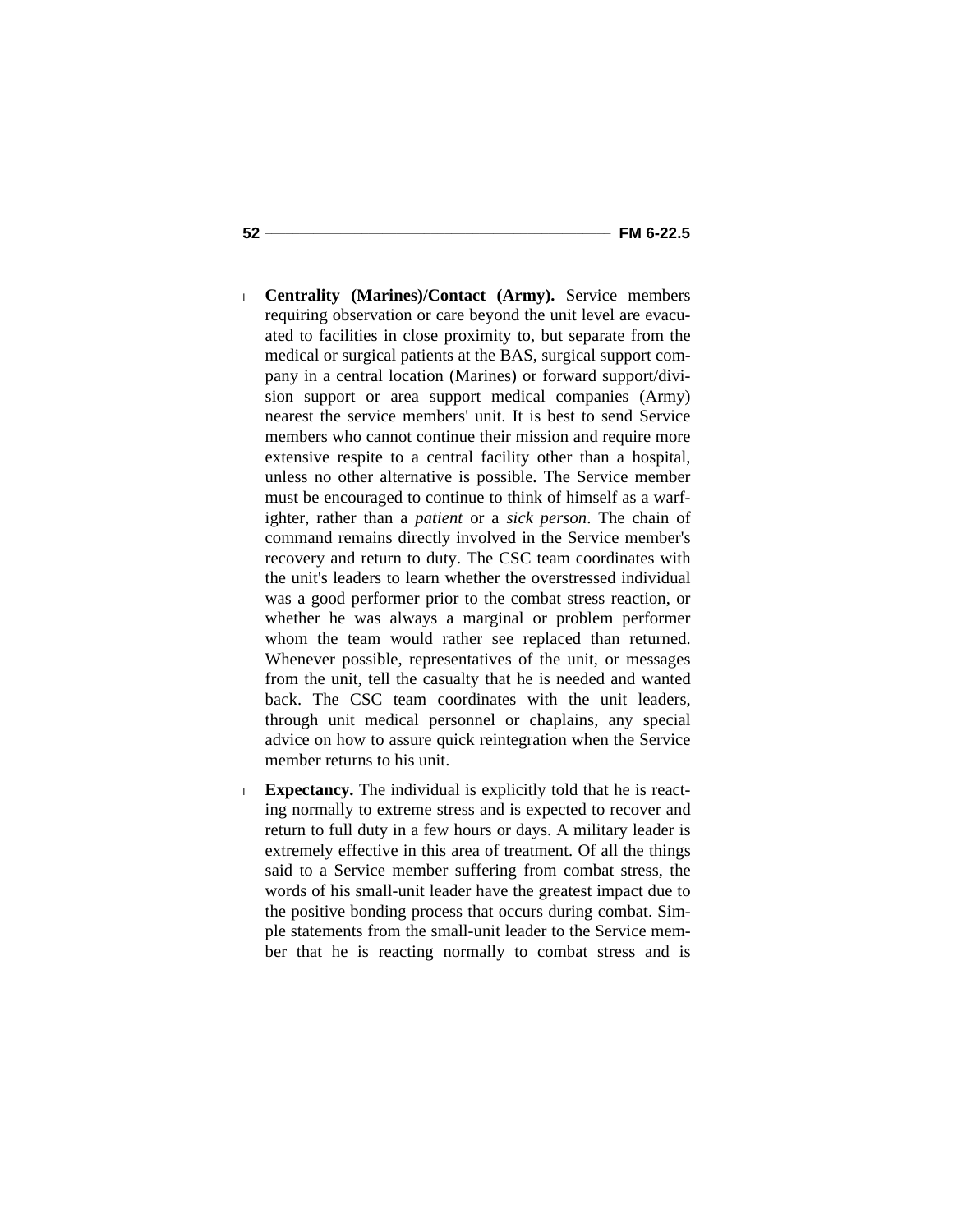- **Centrality (Marines)/Contact (Army).** Service members requiring observation or care beyond the unit level are evacuated to facilities in close proximity to, but separate from the medical or surgical patients at the BAS, surgical support company in a central location (Marines) or forward support/division support or area support medical companies (Army) nearest the service members' unit. It is best to send Service members who cannot continue their mission and require more extensive respite to a central facility other than a hospital, unless no other alternative is possible. The Service member must be encouraged to continue to think of himself as a warfighter, rather than a *patient* or a *sick person*. The chain of command remains directly involved in the Service member's recovery and return to duty. The CSC team coordinates with the unit's leaders to learn whether the overstressed individual was a good performer prior to the combat stress reaction, or whether he was always a marginal or problem performer whom the team would rather see replaced than returned. Whenever possible, representatives of the unit, or messages from the unit, tell the casualty that he is needed and wanted back. The CSC team coordinates with the unit leaders, through unit medical personnel or chaplains, any special advice on how to assure quick reintegration when the Service member returns to his unit.

- **Expectancy.** The individual is explicitly told that he is reacting normally to extreme stress and is expected to recover and return to full duty in a few hours or days. A military leader is extremely effective in this area of treatment. Of all the things said to a Service member suffering from combat stress, the words of his small-unit leader have the greatest impact due to the positive bonding process that occurs during combat. Simple statements from the small-unit leader to the Service member that he is reacting normally to combat stress and is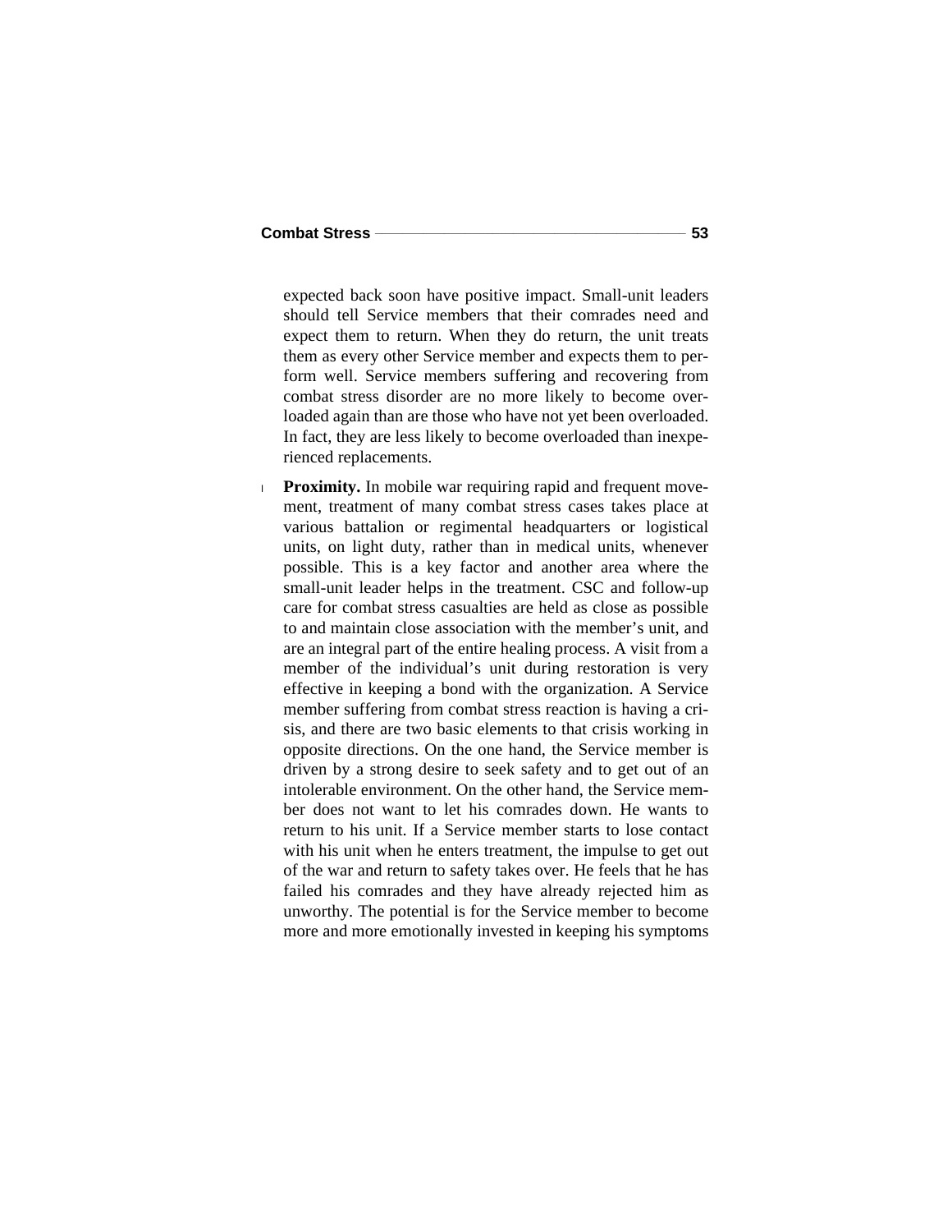expected back soon have positive impact. Small-unit leaders should tell Service members that their comrades need and expect them to return. When they do return, the unit treats them as every other Service member and expects them to perform well. Service members suffering and recovering from combat stress disorder are no more likely to become overloaded again than are those who have not yet been overloaded. In fact, they are less likely to become overloaded than inexperienced replacements.

- **Proximity.** In mobile war requiring rapid and frequent movement, treatment of many combat stress cases takes place at various battalion or regimental headquarters or logistical units, on light duty, rather than in medical units, whenever possible. This is a key factor and another area where the small-unit leader helps in the treatment. CSC and follow-up care for combat stress casualties are held as close as possible to and maintain close association with the member's unit, and are an integral part of the entire healing process. A visit from a member of the individual's unit during restoration is very effective in keeping a bond with the organization. A Service member suffering from combat stress reaction is having a crisis, and there are two basic elements to that crisis working in opposite directions. On the one hand, the Service member is driven by a strong desire to seek safety and to get out of an intolerable environment. On the other hand, the Service member does not want to let his comrades down. He wants to return to his unit. If a Service member starts to lose contact with his unit when he enters treatment, the impulse to get out of the war and return to safety takes over. He feels that he has failed his comrades and they have already rejected him as unworthy. The potential is for the Service member to become more and more emotionally invested in keeping his symptoms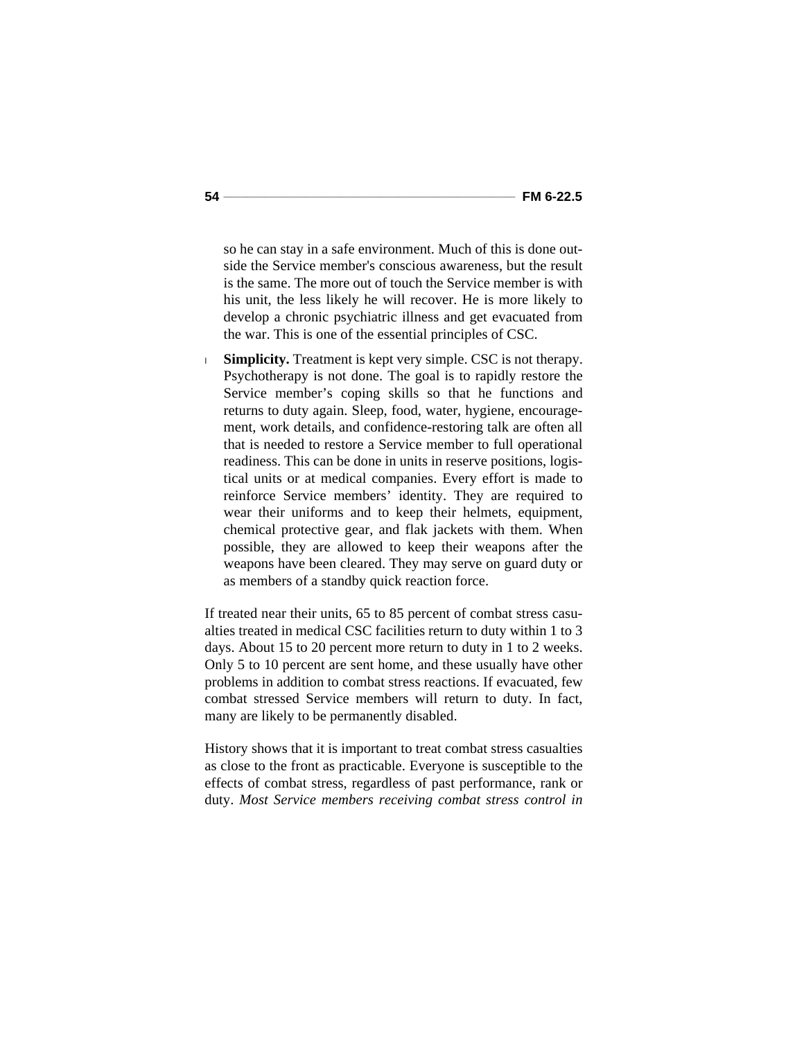so he can stay in a safe environment. Much of this is done outside the Service member's conscious awareness, but the result is the same. The more out of touch the Service member is with his unit, the less likely he will recover. He is more likely to develop a chronic psychiatric illness and get evacuated from the war. This is one of the essential principles of CSC.

- **Simplicity.** Treatment is kept very simple. CSC is not therapy. Psychotherapy is not done. The goal is to rapidly restore the Service member's coping skills so that he functions and returns to duty again. Sleep, food, water, hygiene, encouragement, work details, and confidence-restoring talk are often all that is needed to restore a Service member to full operational readiness. This can be done in units in reserve positions, logistical units or at medical companies. Every effort is made to reinforce Service members' identity. They are required to wear their uniforms and to keep their helmets, equipment, chemical protective gear, and flak jackets with them. When possible, they are allowed to keep their weapons after the weapons have been cleared. They may serve on guard duty or as members of a standby quick reaction force.

If treated near their units, 65 to 85 percent of combat stress casualties treated in medical CSC facilities return to duty within 1 to 3 days. About 15 to 20 percent more return to duty in 1 to 2 weeks. Only 5 to 10 percent are sent home, and these usually have other problems in addition to combat stress reactions. If evacuated, few combat stressed Service members will return to duty. In fact, many are likely to be permanently disabled.

History shows that it is important to treat combat stress casualties as close to the front as practicable. Everyone is susceptible to the effects of combat stress, regardless of past performance, rank or duty. *Most Service members receiving combat stress control in*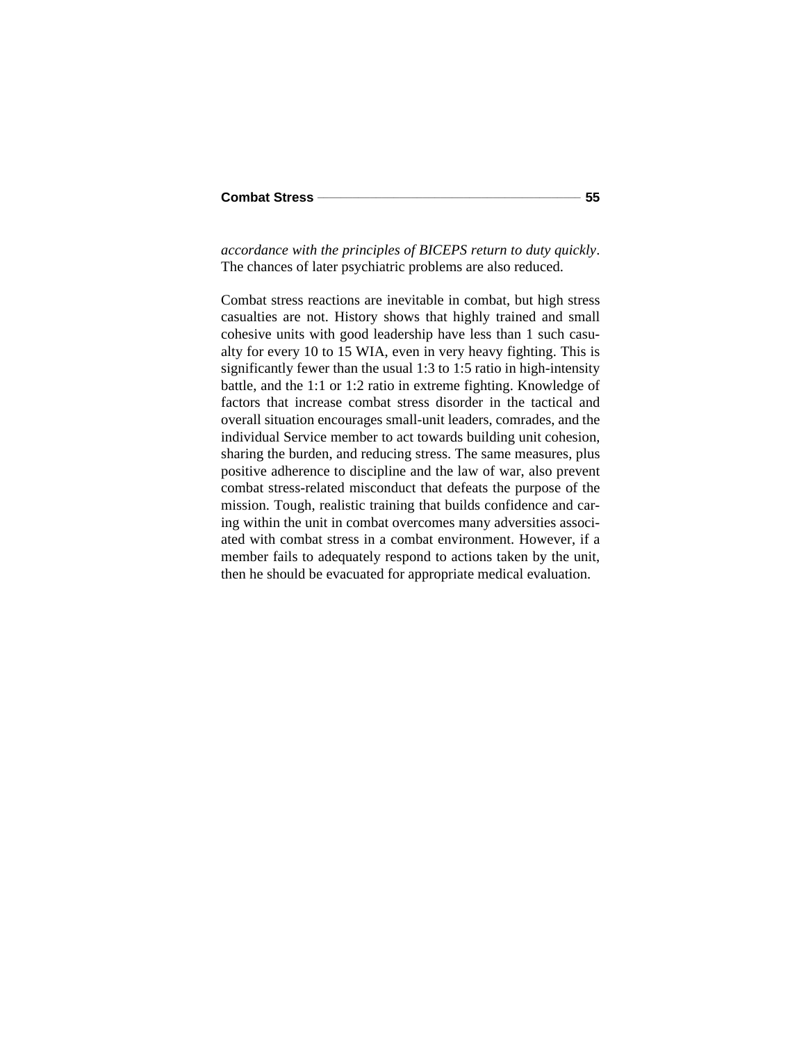*accordance with the principles of BICEPS return to duty quickly*. The chances of later psychiatric problems are also reduced.

Combat stress reactions are inevitable in combat, but high stress casualties are not. History shows that highly trained and small cohesive units with good leadership have less than 1 such casualty for every 10 to 15 WIA, even in very heavy fighting. This is significantly fewer than the usual 1:3 to 1:5 ratio in high-intensity battle, and the 1:1 or 1:2 ratio in extreme fighting. Knowledge of factors that increase combat stress disorder in the tactical and overall situation encourages small-unit leaders, comrades, and the individual Service member to act towards building unit cohesion, sharing the burden, and reducing stress. The same measures, plus positive adherence to discipline and the law of war, also prevent combat stress-related misconduct that defeats the purpose of the mission. Tough, realistic training that builds confidence and caring within the unit in combat overcomes many adversities associated with combat stress in a combat environment. However, if a member fails to adequately respond to actions taken by the unit, then he should be evacuated for appropriate medical evaluation.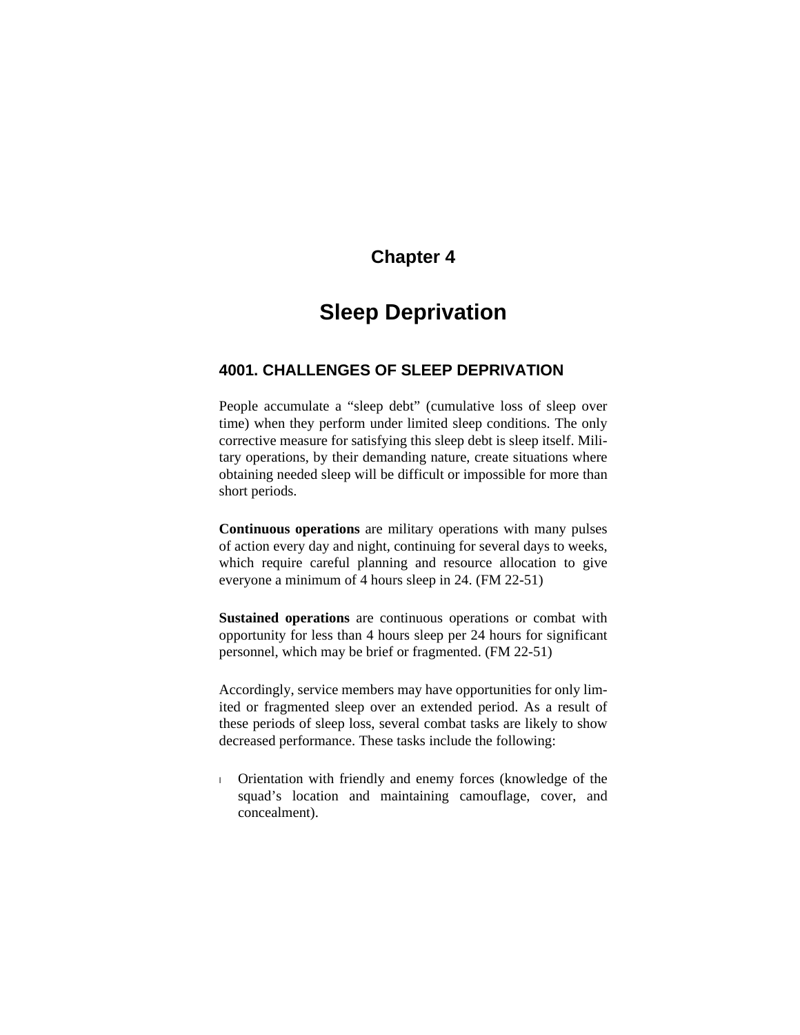# Chapter 4

# Sleep Deprivation

## 4001. CHALLENGES OF SLEEP DEPRIVATION

People accumulate a "sleep debt" (cumulative loss of sleep over time) when they perform under limited sleep conditions. The only corrective measure for satisfying this sleep debt is sleep itself. Military operations, by their demanding nature, create situations where obtaining needed sleep will be difficult or impossible for more than short periods.

**Continuous operations** are military operations with many pulses of action every day and night, continuing for several days to weeks, which require careful planning and resource allocation to give everyone a minimum of 4 hours sleep in 24. (FM 22-51)

**Sustained operations** are continuous operations or combat with opportunity for less than 4 hours sleep per 24 hours for significant personnel, which may be brief or fragmented. (FM 22-51)

Accordingly, service members may have opportunities for only limited or fragmented sleep over an extended period. As a result of these periods of sleep loss, several combat tasks are likely to show decreased performance. These tasks include the following:

- Orientation with friendly and enemy forces (knowledge of the squad's location and maintaining camouflage, cover, and concealment).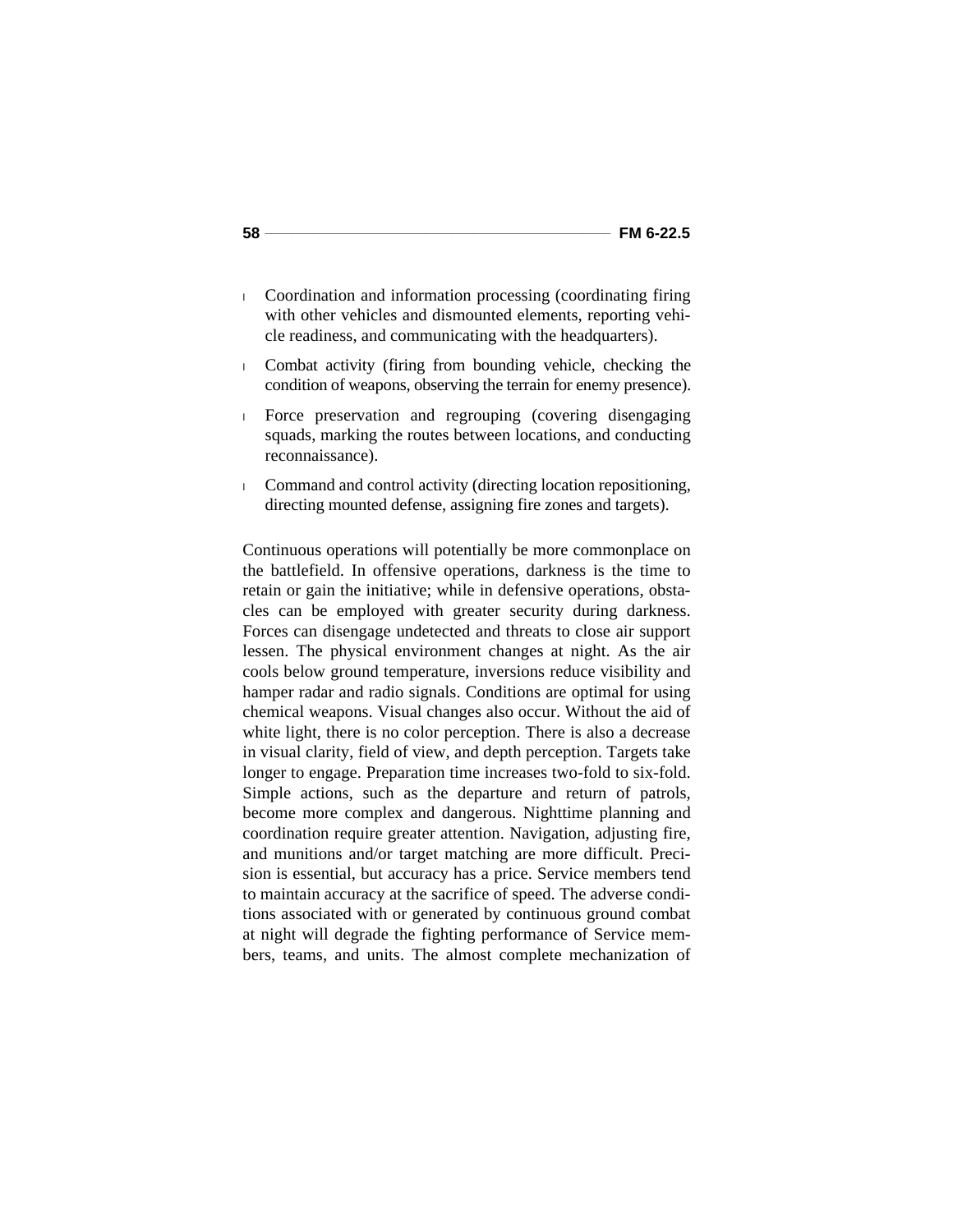- Coordination and information processing (coordinating firing with other vehicles and dismounted elements, reporting vehicle readiness, and communicating with the headquarters).
- Combat activity (firing from bounding vehicle, checking the condition of weapons, observing the terrain for enemy presence).
- Force preservation and regrouping (covering disengaging squads, marking the routes between locations, and conducting reconnaissance).
- Command and control activity (directing location repositioning, directing mounted defense, assigning fire zones and targets).

Continuous operations will potentially be more commonplace on the battlefield. In offensive operations, darkness is the time to retain or gain the initiative; while in defensive operations, obstacles can be employed with greater security during darkness. Forces can disengage undetected and threats to close air support lessen. The physical environment changes at night. As the air cools below ground temperature, inversions reduce visibility and hamper radar and radio signals. Conditions are optimal for using chemical weapons. Visual changes also occur. Without the aid of white light, there is no color perception. There is also a decrease in visual clarity, field of view, and depth perception. Targets take longer to engage. Preparation time increases two-fold to six-fold. Simple actions, such as the departure and return of patrols, become more complex and dangerous. Nighttime planning and coordination require greater attention. Navigation, adjusting fire, and munitions and/or target matching are more difficult. Precision is essential, but accuracy has a price. Service members tend to maintain accuracy at the sacrifice of speed. The adverse conditions associated with or generated by continuous ground combat at night will degrade the fighting performance of Service members, teams, and units. The almost complete mechanization of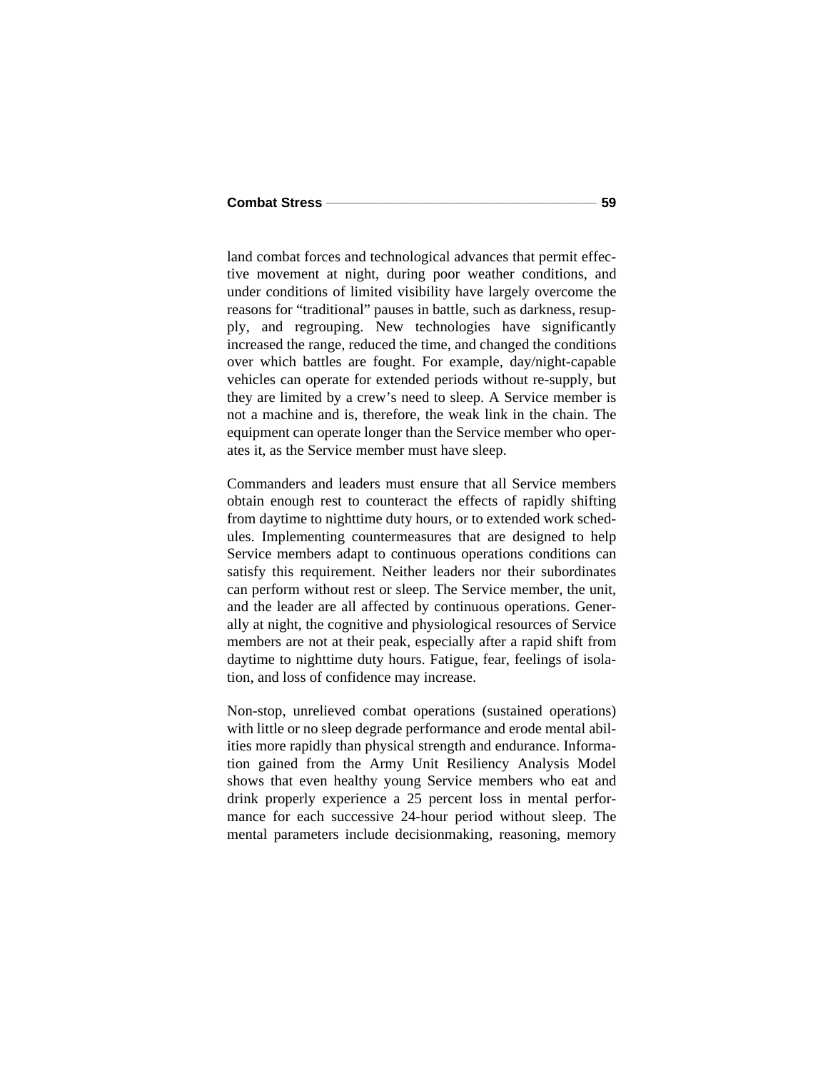land combat forces and technological advances that permit effective movement at night, during poor weather conditions, and under conditions of limited visibility have largely overcome the reasons for "traditional" pauses in battle, such as darkness, resupply, and regrouping. New technologies have significantly increased the range, reduced the time, and changed the conditions over which battles are fought. For example, day/night-capable vehicles can operate for extended periods without re-supply, but they are limited by a crew's need to sleep. A Service member is not a machine and is, therefore, the weak link in the chain. The equipment can operate longer than the Service member who operates it, as the Service member must have sleep.

Commanders and leaders must ensure that all Service members obtain enough rest to counteract the effects of rapidly shifting from daytime to nighttime duty hours, or to extended work schedules. Implementing countermeasures that are designed to help Service members adapt to continuous operations conditions can satisfy this requirement. Neither leaders nor their subordinates can perform without rest or sleep. The Service member, the unit, and the leader are all affected by continuous operations. Generally at night, the cognitive and physiological resources of Service members are not at their peak, especially after a rapid shift from daytime to nighttime duty hours. Fatigue, fear, feelings of isolation, and loss of confidence may increase.

Non-stop, unrelieved combat operations (sustained operations) with little or no sleep degrade performance and erode mental abilities more rapidly than physical strength and endurance. Information gained from the Army Unit Resiliency Analysis Model shows that even healthy young Service members who eat and drink properly experience a 25 percent loss in mental performance for each successive 24-hour period without sleep. The mental parameters include decisionmaking, reasoning, memory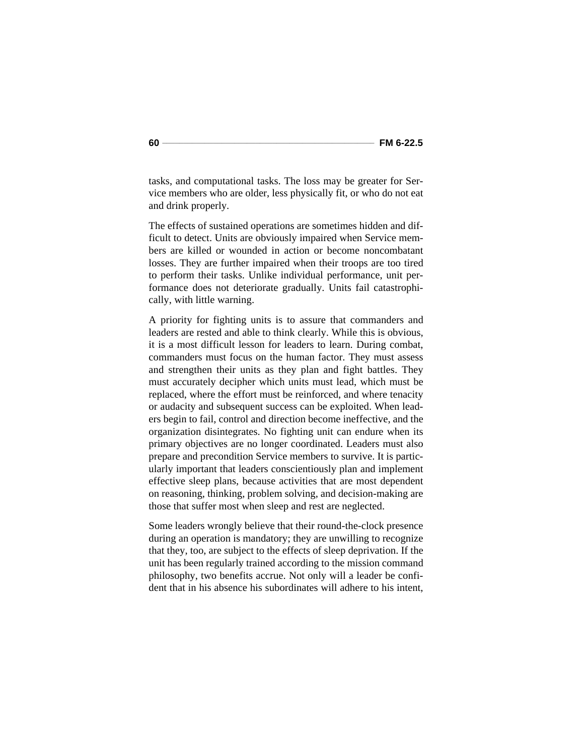tasks, and computational tasks. The loss may be greater for Service members who are older, less physically fit, or who do not eat and drink properly.

The effects of sustained operations are sometimes hidden and difficult to detect. Units are obviously impaired when Service members are killed or wounded in action or become noncombatant losses. They are further impaired when their troops are too tired to perform their tasks. Unlike individual performance, unit performance does not deteriorate gradually. Units fail catastrophically, with little warning.

A priority for fighting units is to assure that commanders and leaders are rested and able to think clearly. While this is obvious, it is a most difficult lesson for leaders to learn. During combat, commanders must focus on the human factor. They must assess and strengthen their units as they plan and fight battles. They must accurately decipher which units must lead, which must be replaced, where the effort must be reinforced, and where tenacity or audacity and subsequent success can be exploited. When leaders begin to fail, control and direction become ineffective, and the organization disintegrates. No fighting unit can endure when its primary objectives are no longer coordinated. Leaders must also prepare and precondition Service members to survive. It is particularly important that leaders conscientiously plan and implement effective sleep plans, because activities that are most dependent on reasoning, thinking, problem solving, and decision-making are those that suffer most when sleep and rest are neglected.

Some leaders wrongly believe that their round-the-clock presence during an operation is mandatory; they are unwilling to recognize that they, too, are subject to the effects of sleep deprivation. If the unit has been regularly trained according to the mission command philosophy, two benefits accrue. Not only will a leader be confident that in his absence his subordinates will adhere to his intent,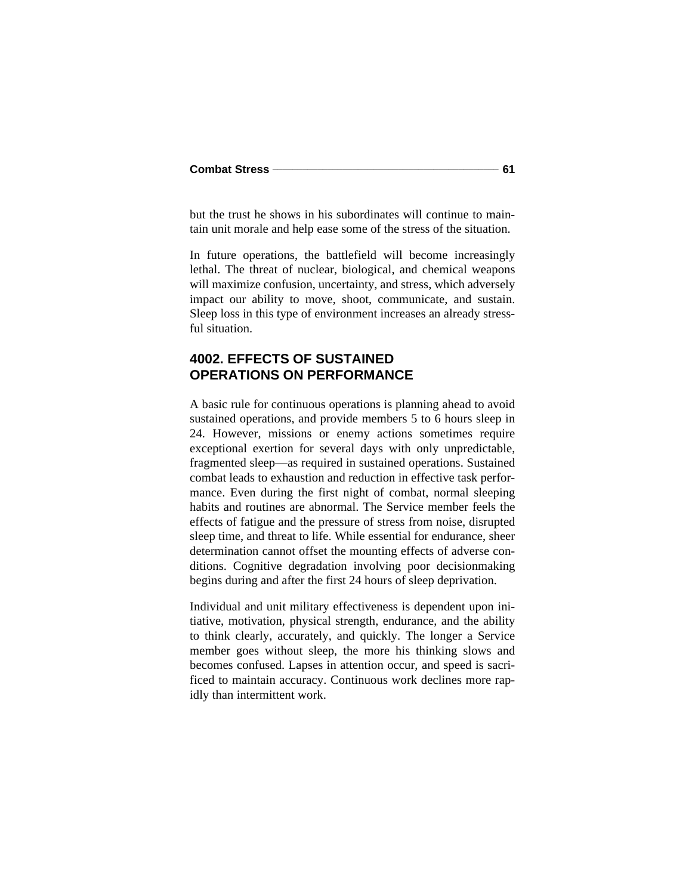but the trust he shows in his subordinates will continue to maintain unit morale and help ease some of the stress of the situation.

In future operations, the battlefield will become increasingly lethal. The threat of nuclear, biological, and chemical weapons will maximize confusion, uncertainty, and stress, which adversely impact our ability to move, shoot, communicate, and sustain. Sleep loss in this type of environment increases an already stressful situation.

## 4002. EFFECTS OF SUSTAINED OPERATIONS ON PERFORMANCE

A basic rule for continuous operations is planning ahead to avoid sustained operations, and provide members 5 to 6 hours sleep in 24. However, missions or enemy actions sometimes require exceptional exertion for several days with only unpredictable, fragmented sleep—as required in sustained operations. Sustained combat leads to exhaustion and reduction in effective task performance. Even during the first night of combat, normal sleeping habits and routines are abnormal. The Service member feels the effects of fatigue and the pressure of stress from noise, disrupted sleep time, and threat to life. While essential for endurance, sheer determination cannot offset the mounting effects of adverse conditions. Cognitive degradation involving poor decisionmaking begins during and after the first 24 hours of sleep deprivation.

Individual and unit military effectiveness is dependent upon initiative, motivation, physical strength, endurance, and the ability to think clearly, accurately, and quickly. The longer a Service member goes without sleep, the more his thinking slows and becomes confused. Lapses in attention occur, and speed is sacrificed to maintain accuracy. Continuous work declines more rapidly than intermittent work.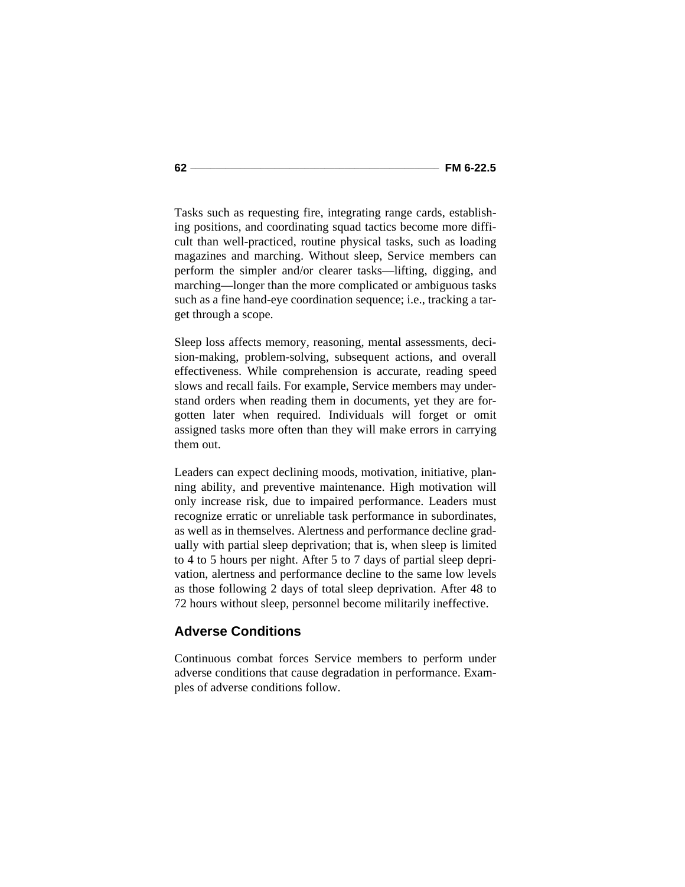Tasks such as requesting fire, integrating range cards, establishing positions, and coordinating squad tactics become more difficult than well-practiced, routine physical tasks, such as loading magazines and marching. Without sleep, Service members can perform the simpler and/or clearer tasks—lifting, digging, and marching—longer than the more complicated or ambiguous tasks such as a fine hand-eye coordination sequence; i.e., tracking a target through a scope.

Sleep loss affects memory, reasoning, mental assessments, decision-making, problem-solving, subsequent actions, and overall effectiveness. While comprehension is accurate, reading speed slows and recall fails. For example, Service members may understand orders when reading them in documents, yet they are forgotten later when required. Individuals will forget or omit assigned tasks more often than they will make errors in carrying them out.

Leaders can expect declining moods, motivation, initiative, planning ability, and preventive maintenance. High motivation will only increase risk, due to impaired performance. Leaders must recognize erratic or unreliable task performance in subordinates, as well as in themselves. Alertness and performance decline gradually with partial sleep deprivation; that is, when sleep is limited to 4 to 5 hours per night. After 5 to 7 days of partial sleep deprivation, alertness and performance decline to the same low levels as those following 2 days of total sleep deprivation. After 48 to 72 hours without sleep, personnel become militarily ineffective.

## Adverse Conditions

Continuous combat forces Service members to perform under adverse conditions that cause degradation in performance. Examples of adverse conditions follow.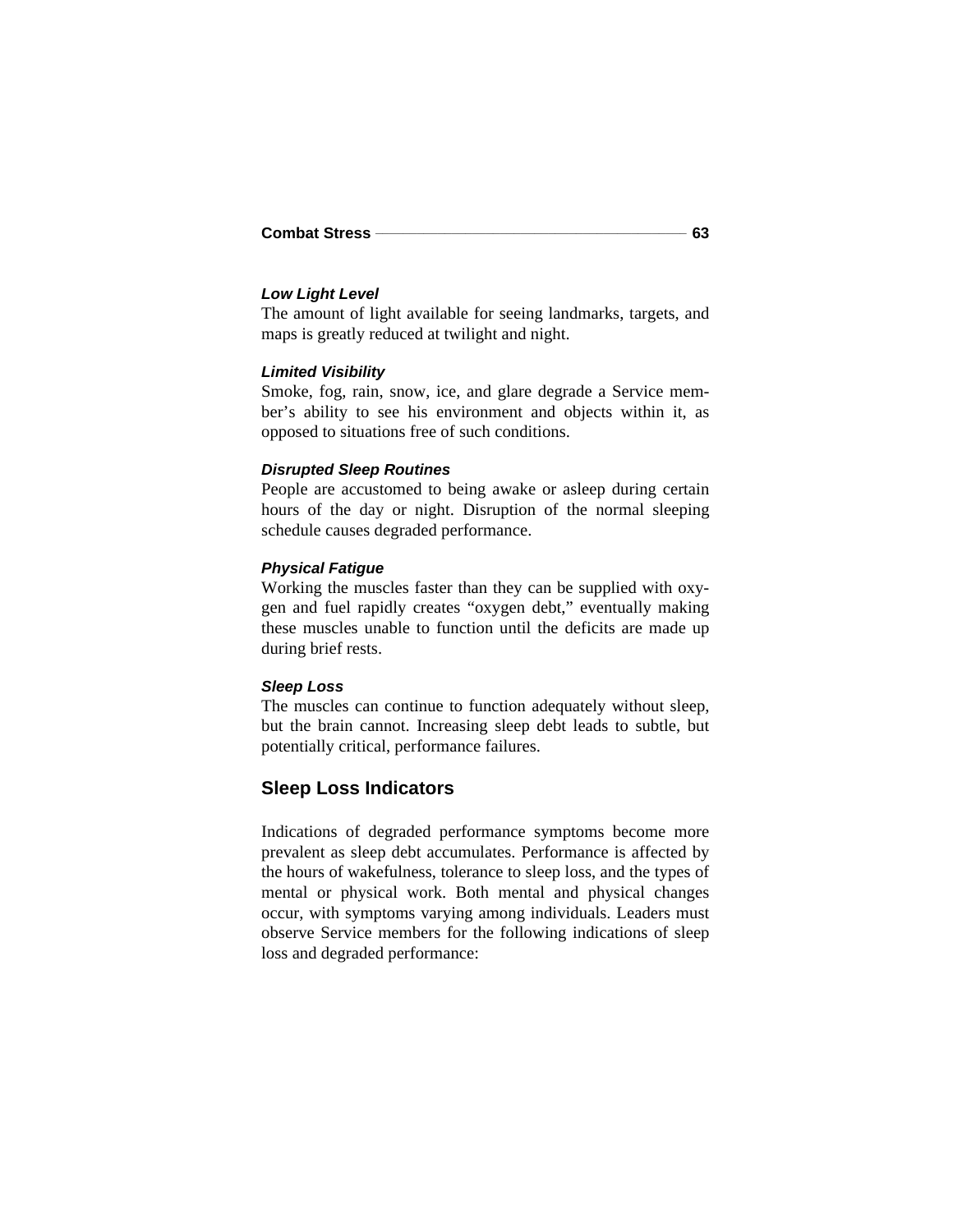#### *Low Light Level*

The amount of light available for seeing landmarks, targets, and maps is greatly reduced at twilight and night.

#### *Limited Visibility*

Smoke, fog, rain, snow, ice, and glare degrade a Service member's ability to see his environment and objects within it, as opposed to situations free of such conditions.

#### *Disrupted Sleep Routines*

People are accustomed to being awake or asleep during certain hours of the day or night. Disruption of the normal sleeping schedule causes degraded performance.

#### *Physical Fatigue*

Working the muscles faster than they can be supplied with oxygen and fuel rapidly creates "oxygen debt," eventually making these muscles unable to function until the deficits are made up during brief rests.

#### *Sleep Loss*

The muscles can continue to function adequately without sleep, but the brain cannot. Increasing sleep debt leads to subtle, but potentially critical, performance failures.

## Sleep Loss Indicators

Indications of degraded performance symptoms become more prevalent as sleep debt accumulates. Performance is affected by the hours of wakefulness, tolerance to sleep loss, and the types of mental or physical work. Both mental and physical changes occur, with symptoms varying among individuals. Leaders must observe Service members for the following indications of sleep loss and degraded performance: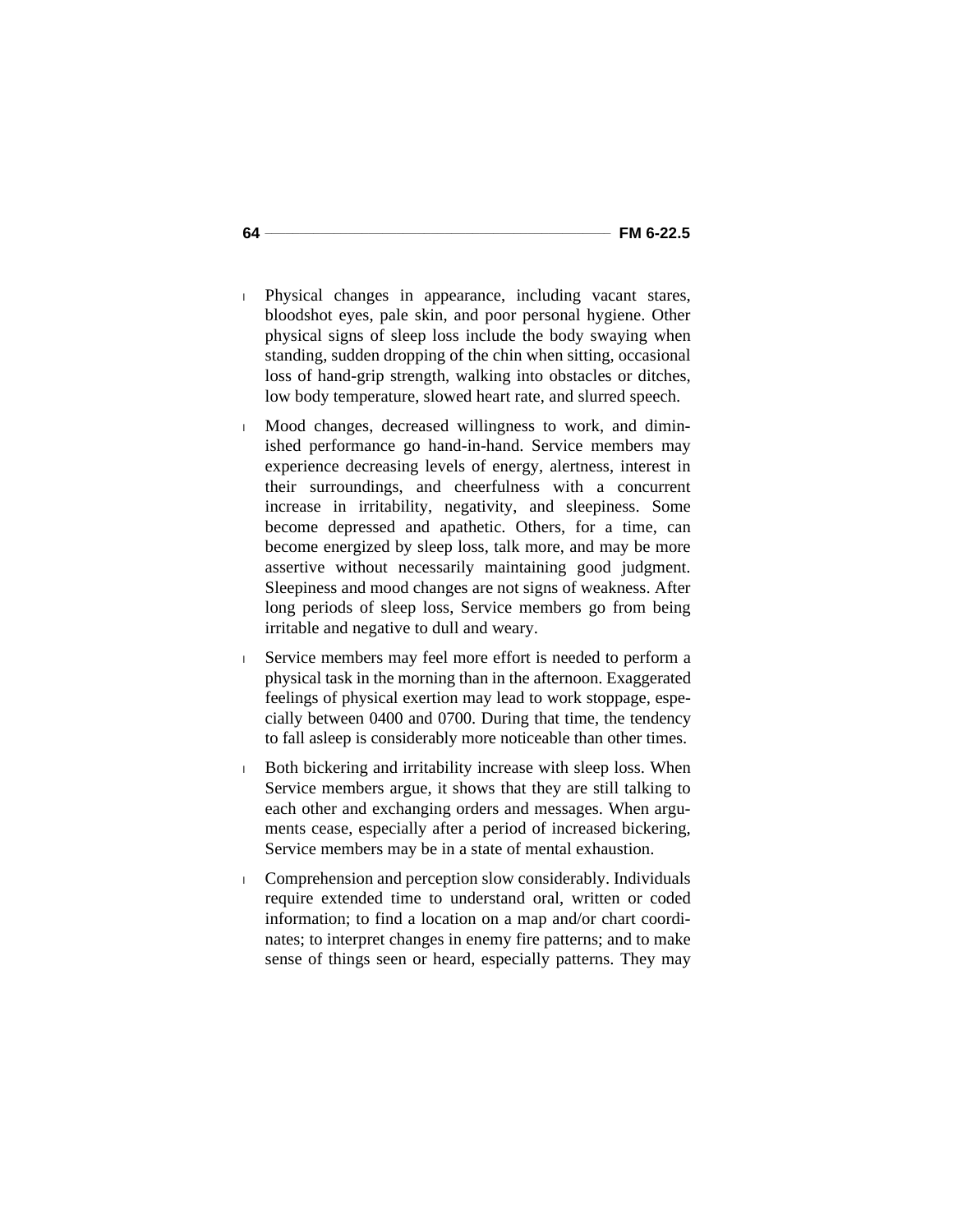- Physical changes in appearance, including vacant stares, bloodshot eyes, pale skin, and poor personal hygiene. Other physical signs of sleep loss include the body swaying when standing, sudden dropping of the chin when sitting, occasional loss of hand-grip strength, walking into obstacles or ditches, low body temperature, slowed heart rate, and slurred speech.

- Mood changes, decreased willingness to work, and diminished performance go hand-in-hand. Service members may experience decreasing levels of energy, alertness, interest in their surroundings, and cheerfulness with a concurrent increase in irritability, negativity, and sleepiness. Some become depressed and apathetic. Others, for a time, can become energized by sleep loss, talk more, and may be more assertive without necessarily maintaining good judgment. Sleepiness and mood changes are not signs of weakness. After long periods of sleep loss, Service members go from being irritable and negative to dull and weary.

- Service members may feel more effort is needed to perform a physical task in the morning than in the afternoon. Exaggerated feelings of physical exertion may lead to work stoppage, especially between 0400 and 0700. During that time, the tendency to fall asleep is considerably more noticeable than other times.

- Both bickering and irritability increase with sleep loss. When Service members argue, it shows that they are still talking to each other and exchanging orders and messages. When arguments cease, especially after a period of increased bickering, Service members may be in a state of mental exhaustion.

- Comprehension and perception slow considerably. Individuals require extended time to understand oral, written or coded information; to find a location on a map and/or chart coordinates; to interpret changes in enemy fire patterns; and to make sense of things seen or heard, especially patterns. They may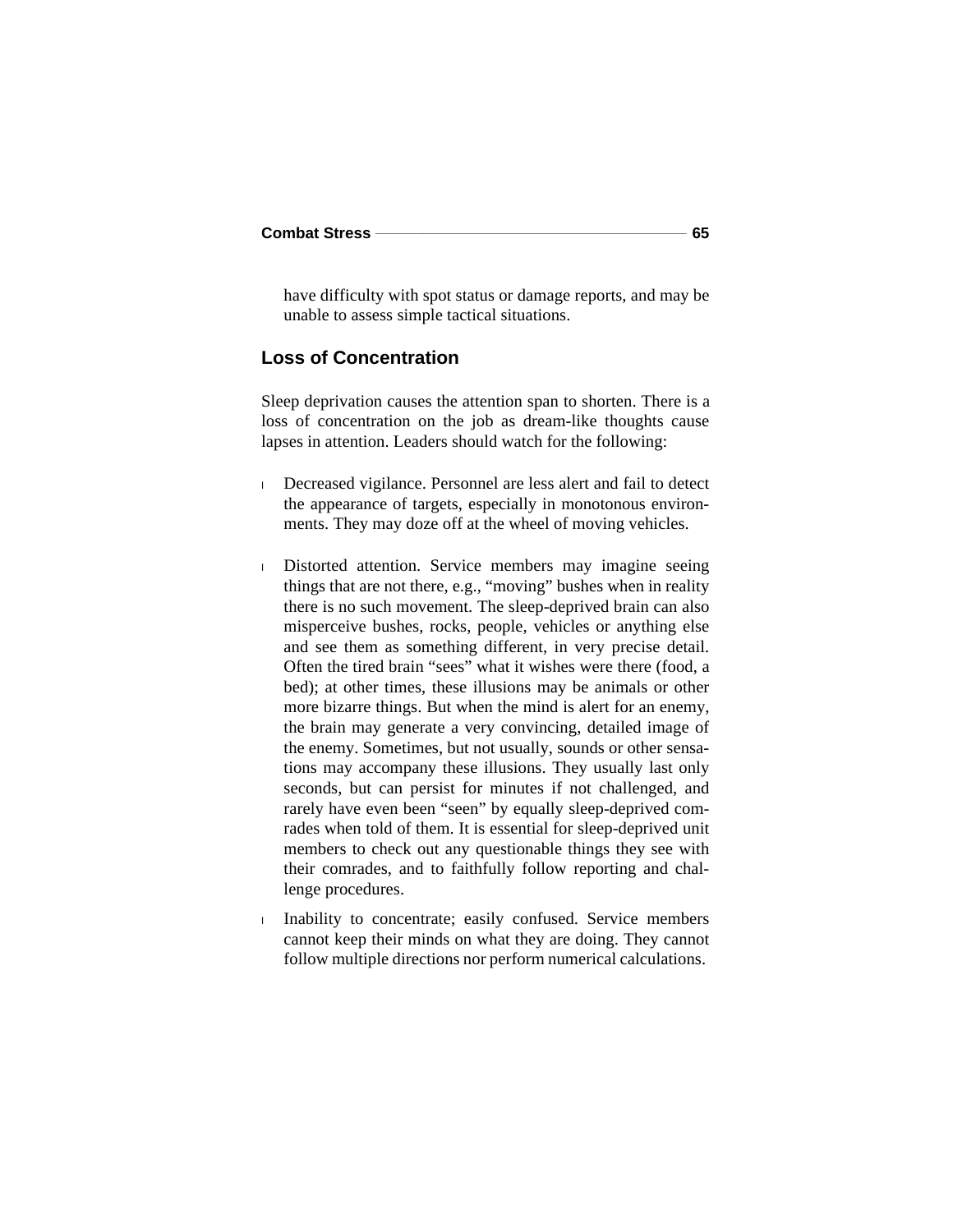have difficulty with spot status or damage reports, and may be unable to assess simple tactical situations.

## Loss of Concentration

Sleep deprivation causes the attention span to shorten. There is a loss of concentration on the job as dream-like thoughts cause lapses in attention. Leaders should watch for the following:

- Decreased vigilance. Personnel are less alert and fail to detect the appearance of targets, especially in monotonous environments. They may doze off at the wheel of moving vehicles.

- Distorted attention. Service members may imagine seeing things that are not there, e.g., "moving" bushes when in reality there is no such movement. The sleep-deprived brain can also misperceive bushes, rocks, people, vehicles or anything else and see them as something different, in very precise detail. Often the tired brain "sees" what it wishes were there (food, a bed); at other times, these illusions may be animals or other more bizarre things. But when the mind is alert for an enemy, the brain may generate a very convincing, detailed image of the enemy. Sometimes, but not usually, sounds or other sensations may accompany these illusions. They usually last only seconds, but can persist for minutes if not challenged, and rarely have even been "seen" by equally sleep-deprived comrades when told of them. It is essential for sleep-deprived unit members to check out any questionable things they see with their comrades, and to faithfully follow reporting and challenge procedures.

- Inability to concentrate; easily confused. Service members cannot keep their minds on what they are doing. They cannot follow multiple directions nor perform numerical calculations.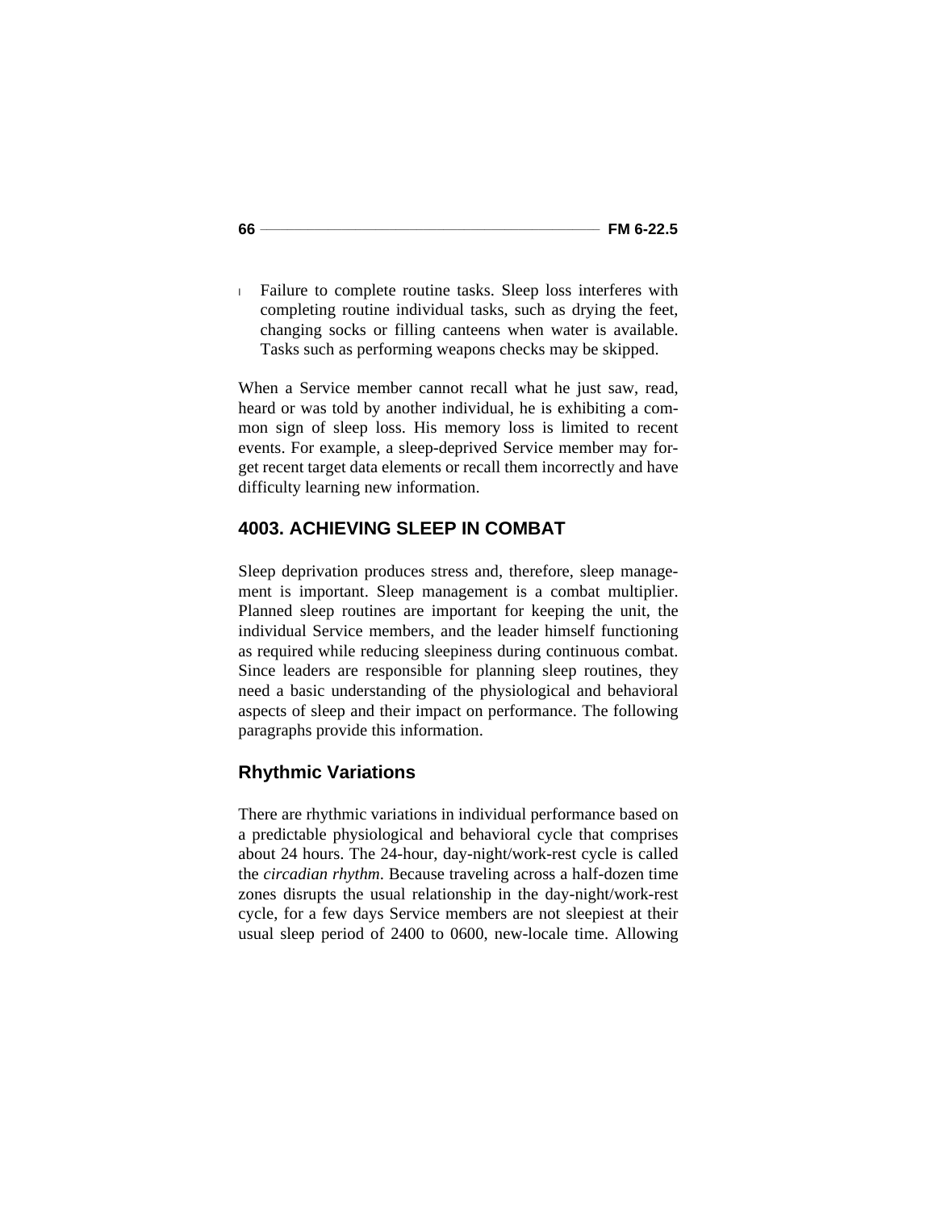- Failure to complete routine tasks. Sleep loss interferes with completing routine individual tasks, such as drying the feet, changing socks or filling canteens when water is available. Tasks such as performing weapons checks may be skipped.

When a Service member cannot recall what he just saw, read, heard or was told by another individual, he is exhibiting a common sign of sleep loss. His memory loss is limited to recent events. For example, a sleep-deprived Service member may forget recent target data elements or recall them incorrectly and have difficulty learning new information.

## 4003. ACHIEVING SLEEP IN COMBAT

Sleep deprivation produces stress and, therefore, sleep management is important. Sleep management is a combat multiplier. Planned sleep routines are important for keeping the unit, the individual Service members, and the leader himself functioning as required while reducing sleepiness during continuous combat. Since leaders are responsible for planning sleep routines, they need a basic understanding of the physiological and behavioral aspects of sleep and their impact on performance. The following paragraphs provide this information.

### Rhythmic Variations

There are rhythmic variations in individual performance based on a predictable physiological and behavioral cycle that comprises about 24 hours. The 24-hour, day-night/work-rest cycle is called the *circadian rhythm*. Because traveling across a half-dozen time zones disrupts the usual relationship in the day-night/work-rest cycle, for a few days Service members are not sleepiest at their usual sleep period of 2400 to 0600, new-locale time. Allowing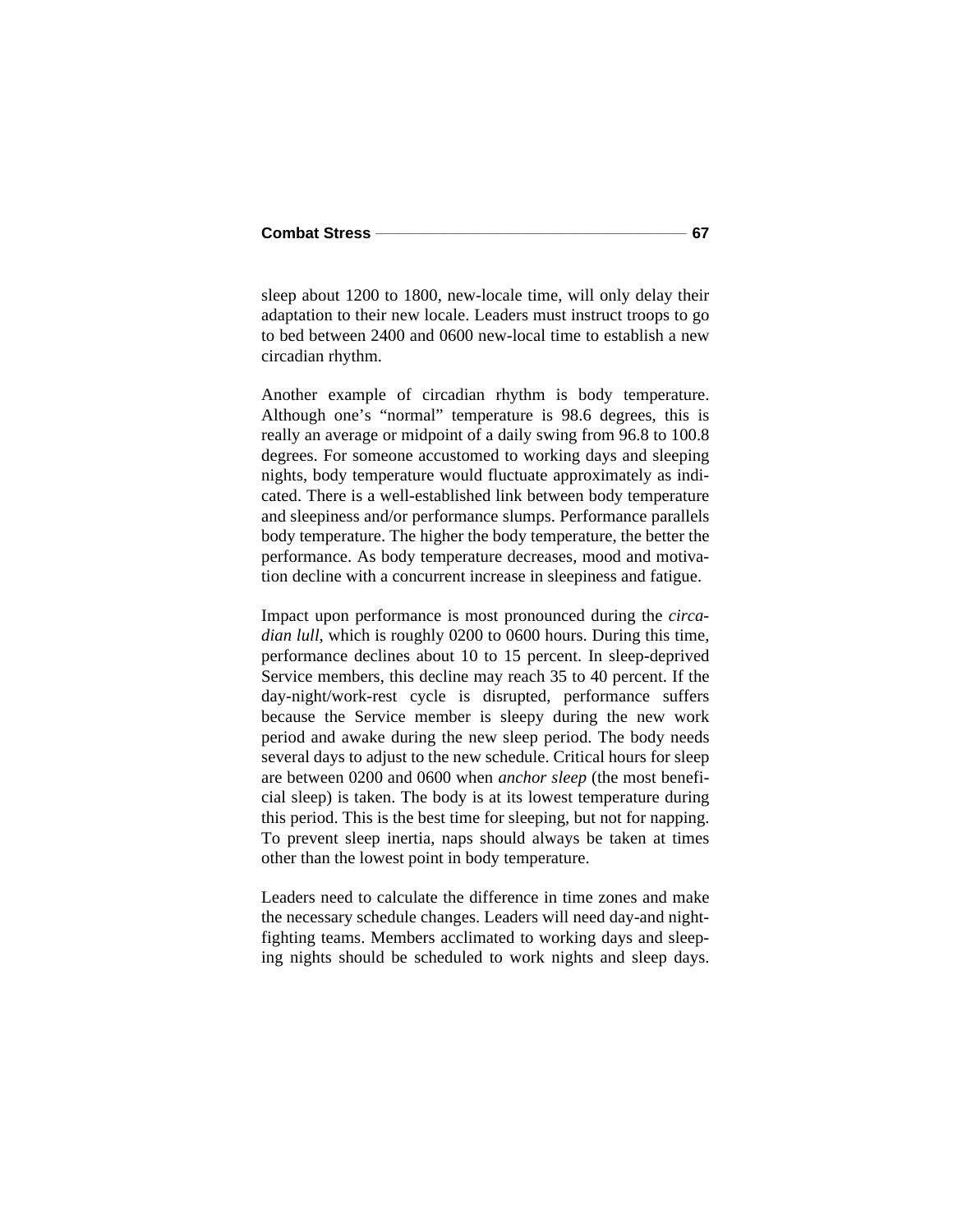sleep about 1200 to 1800, new-locale time, will only delay their adaptation to their new locale. Leaders must instruct troops to go to bed between 2400 and 0600 new-local time to establish a new circadian rhythm.

Another example of circadian rhythm is body temperature. Although one's "normal" temperature is 98.6 degrees, this is really an average or midpoint of a daily swing from 96.8 to 100.8 degrees. For someone accustomed to working days and sleeping nights, body temperature would fluctuate approximately as indicated. There is a well-established link between body temperature and sleepiness and/or performance slumps. Performance parallels body temperature. The higher the body temperature, the better the performance. As body temperature decreases, mood and motivation decline with a concurrent increase in sleepiness and fatigue.

Impact upon performance is most pronounced during the *circadian lull*, which is roughly 0200 to 0600 hours. During this time, performance declines about 10 to 15 percent. In sleep-deprived Service members, this decline may reach 35 to 40 percent. If the day-night/work-rest cycle is disrupted, performance suffers because the Service member is sleepy during the new work period and awake during the new sleep period. The body needs several days to adjust to the new schedule. Critical hours for sleep are between 0200 and 0600 when *anchor sleep* (the most beneficial sleep) is taken. The body is at its lowest temperature during this period. This is the best time for sleeping, but not for napping. To prevent sleep inertia, naps should always be taken at times other than the lowest point in body temperature.

Leaders need to calculate the difference in time zones and make the necessary schedule changes. Leaders will need day-and night-fighting teams. Members acclimated to working days and sleeping nights should be scheduled to work nights and sleep days.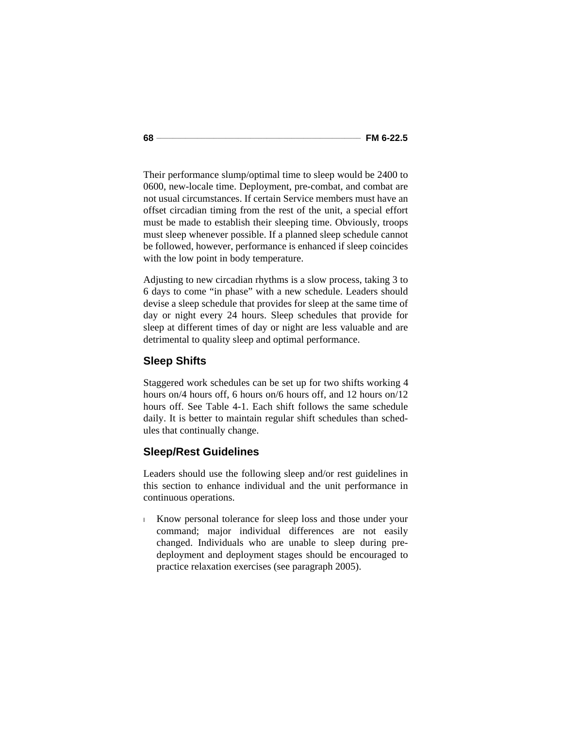Their performance slump/optimal time to sleep would be 2400 to 0600, new-locale time. Deployment, pre-combat, and combat are not usual circumstances. If certain Service members must have an offset circadian timing from the rest of the unit, a special effort must be made to establish their sleeping time. Obviously, troops must sleep whenever possible. If a planned sleep schedule cannot be followed, however, performance is enhanced if sleep coincides with the low point in body temperature.

Adjusting to new circadian rhythms is a slow process, taking 3 to 6 days to come "in phase" with a new schedule. Leaders should devise a sleep schedule that provides for sleep at the same time of day or night every 24 hours. Sleep schedules that provide for sleep at different times of day or night are less valuable and are detrimental to quality sleep and optimal performance.

## Sleep Shifts

Staggered work schedules can be set up for two shifts working 4 hours on/4 hours off, 6 hours on/6 hours off, and 12 hours on/12 hours off. See Table 4-1. Each shift follows the same schedule daily. It is better to maintain regular shift schedules than schedules that continually change.

## Sleep/Rest Guidelines

Leaders should use the following sleep and/or rest guidelines in this section to enhance individual and the unit performance in continuous operations.

- Know personal tolerance for sleep loss and those under your command; major individual differences are not easily changed. Individuals who are unable to sleep during pre-deployment and deployment stages should be encouraged to practice relaxation exercises (see paragraph 2005).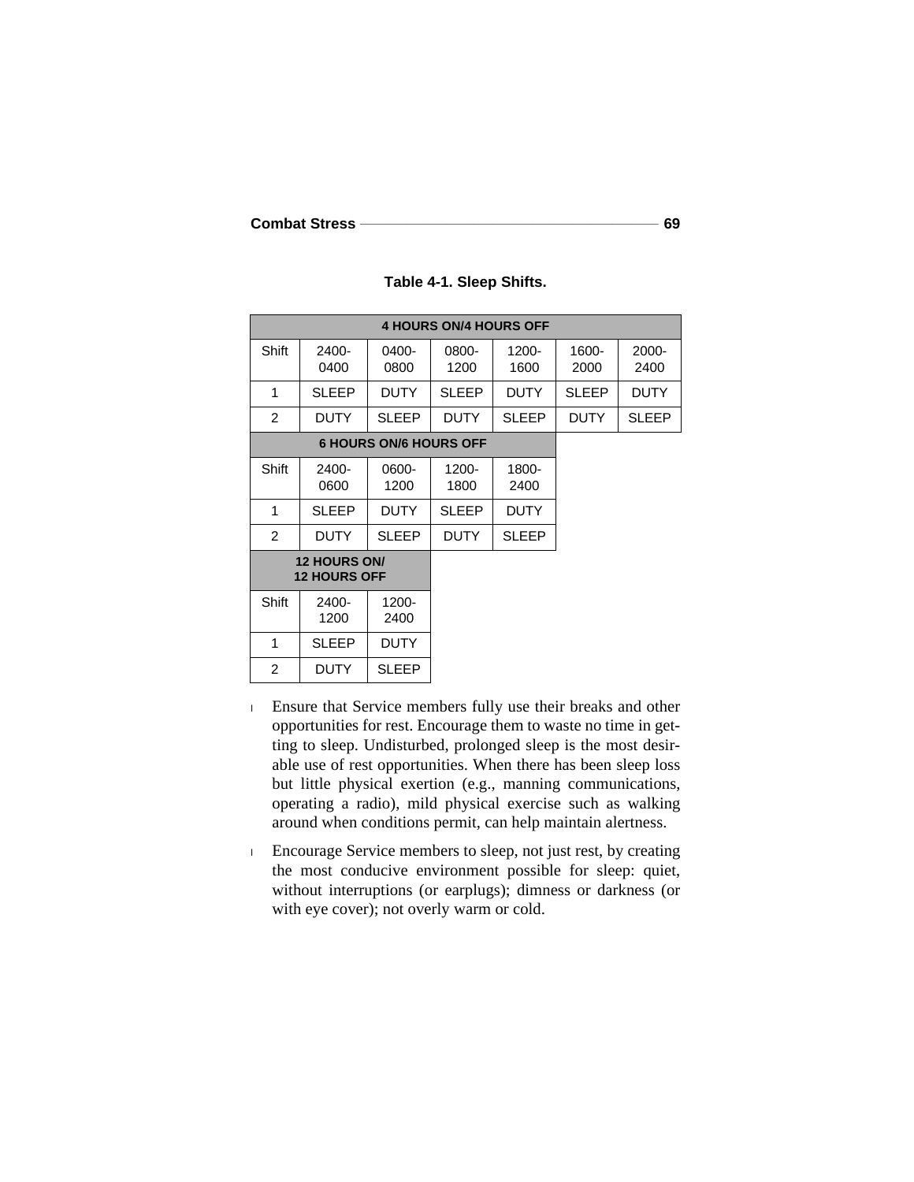**Table 4-1. Sleep Shifts.**

| 4 HOURS ON/4 HOURS OFF | | | | | | |
|---|---|---|---|---|---|---|
| Shift | 2400-0400 | 0400-0800 | 0800-1200 | 1200-1600 | 1600-2000 | 2000-2400 |
| 1 | SLEEP | DUTY | SLEEP | DUTY | SLEEP | DUTY |
| 2 | DUTY | SLEEP | DUTY | SLEEP | DUTY | SLEEP |

| 6 HOURS ON/6 HOURS OFF | | | | |
|---|---|---|---|---|
| Shift | 2400-0600 | 0600-1200 | 1200-1800 | 1800-2400 |
| 1 | SLEEP | DUTY | SLEEP | DUTY |
| 2 | DUTY | SLEEP | DUTY | SLEEP |

| 12 HOURS ON/12 HOURS OFF | | |
|---|---|---|
| Shift | 2400-1200 | 1200-2400 |
| 1 | SLEEP | DUTY |
| 2 | DUTY | SLEEP |

- Ensure that Service members fully use their breaks and other opportunities for rest. Encourage them to waste no time in getting to sleep. Undisturbed, prolonged sleep is the most desirable use of rest opportunities. When there has been sleep loss but little physical exertion (e.g., manning communications, operating a radio), mild physical exercise such as walking around when conditions permit, can help maintain alertness.

- Encourage Service members to sleep, not just rest, by creating the most conducive environment possible for sleep: quiet, without interruptions (or earplugs); dimness or darkness (or with eye cover); not overly warm or cold.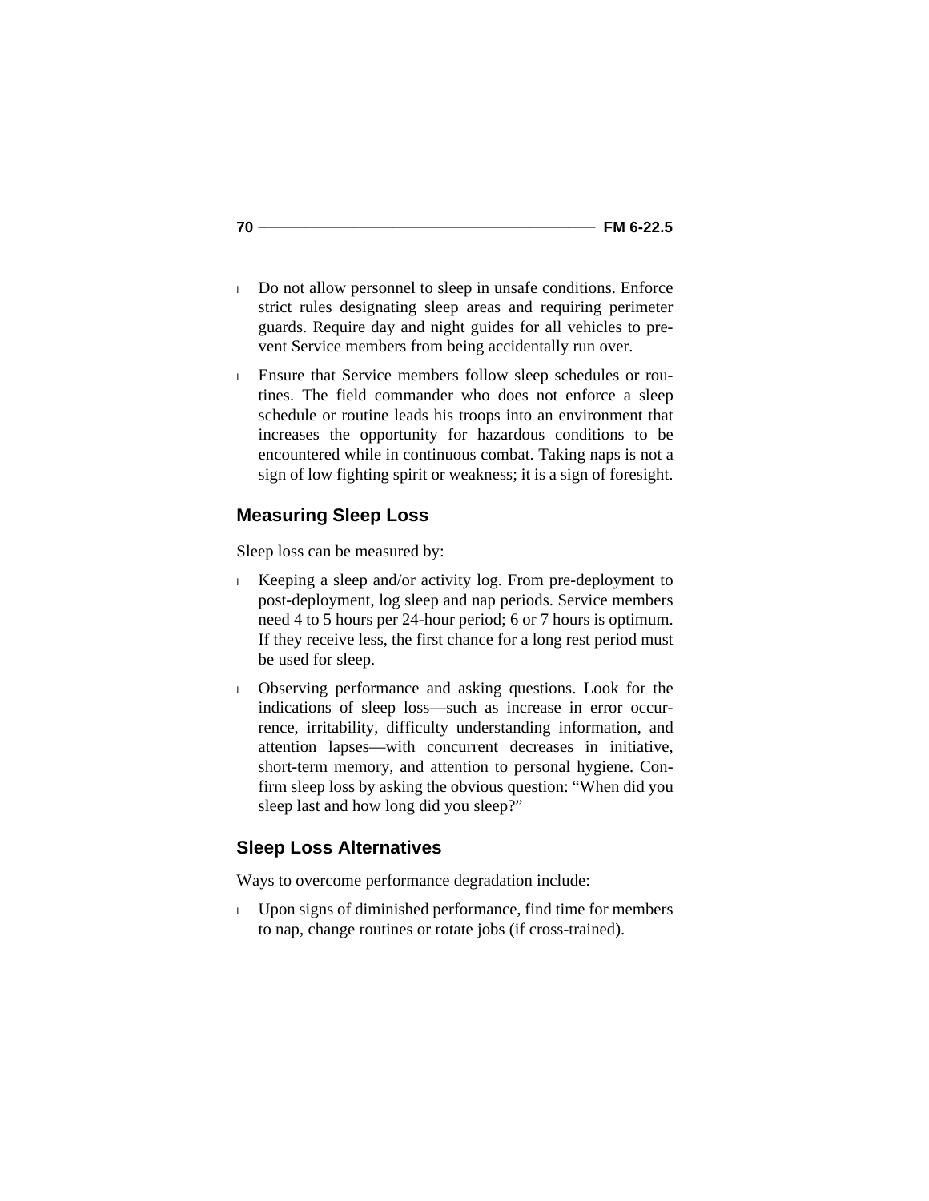- Do not allow personnel to sleep in unsafe conditions. Enforce strict rules designating sleep areas and requiring perimeter guards. Require day and night guides for all vehicles to prevent Service members from being accidentally run over.
- Ensure that Service members follow sleep schedules or routines. The field commander who does not enforce a sleep schedule or routine leads his troops into an environment that increases the opportunity for hazardous conditions to be encountered while in continuous combat. Taking naps is not a sign of low fighting spirit or weakness; it is a sign of foresight.

## Measuring Sleep Loss

Sleep loss can be measured by:

- Keeping a sleep and/or activity log. From pre-deployment to post-deployment, log sleep and nap periods. Service members need 4 to 5 hours per 24-hour period; 6 or 7 hours is optimum. If they receive less, the first chance for a long rest period must be used for sleep.
- Observing performance and asking questions. Look for the indications of sleep loss—such as increase in error occurrence, irritability, difficulty understanding information, and attention lapses—with concurrent decreases in initiative, short-term memory, and attention to personal hygiene. Confirm sleep loss by asking the obvious question: "When did you sleep last and how long did you sleep?"

## Sleep Loss Alternatives

Ways to overcome performance degradation include:

- Upon signs of diminished performance, find time for members to nap, change routines or rotate jobs (if cross-trained).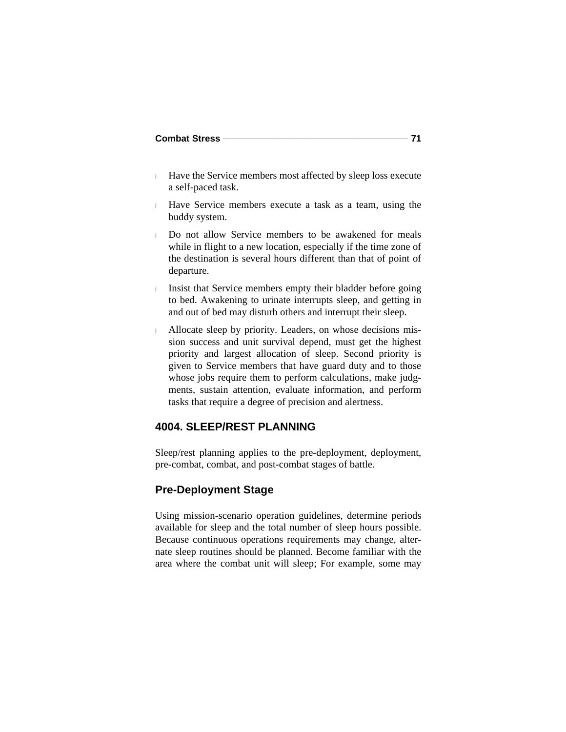- Have the Service members most affected by sleep loss execute a self-paced task.
- Have Service members execute a task as a team, using the buddy system.
- Do not allow Service members to be awakened for meals while in flight to a new location, especially if the time zone of the destination is several hours different than that of point of departure.
- Insist that Service members empty their bladder before going to bed. Awakening to urinate interrupts sleep, and getting in and out of bed may disturb others and interrupt their sleep.
- Allocate sleep by priority. Leaders, on whose decisions mission success and unit survival depend, must get the highest priority and largest allocation of sleep. Second priority is given to Service members that have guard duty and to those whose jobs require them to perform calculations, make judgments, sustain attention, evaluate information, and perform tasks that require a degree of precision and alertness.

## 4004. SLEEP/REST PLANNING

Sleep/rest planning applies to the pre-deployment, deployment, pre-combat, combat, and post-combat stages of battle.

### Pre-Deployment Stage

Using mission-scenario operation guidelines, determine periods available for sleep and the total number of sleep hours possible. Because continuous operations requirements may change, alternate sleep routines should be planned. Become familiar with the area where the combat unit will sleep; For example, some may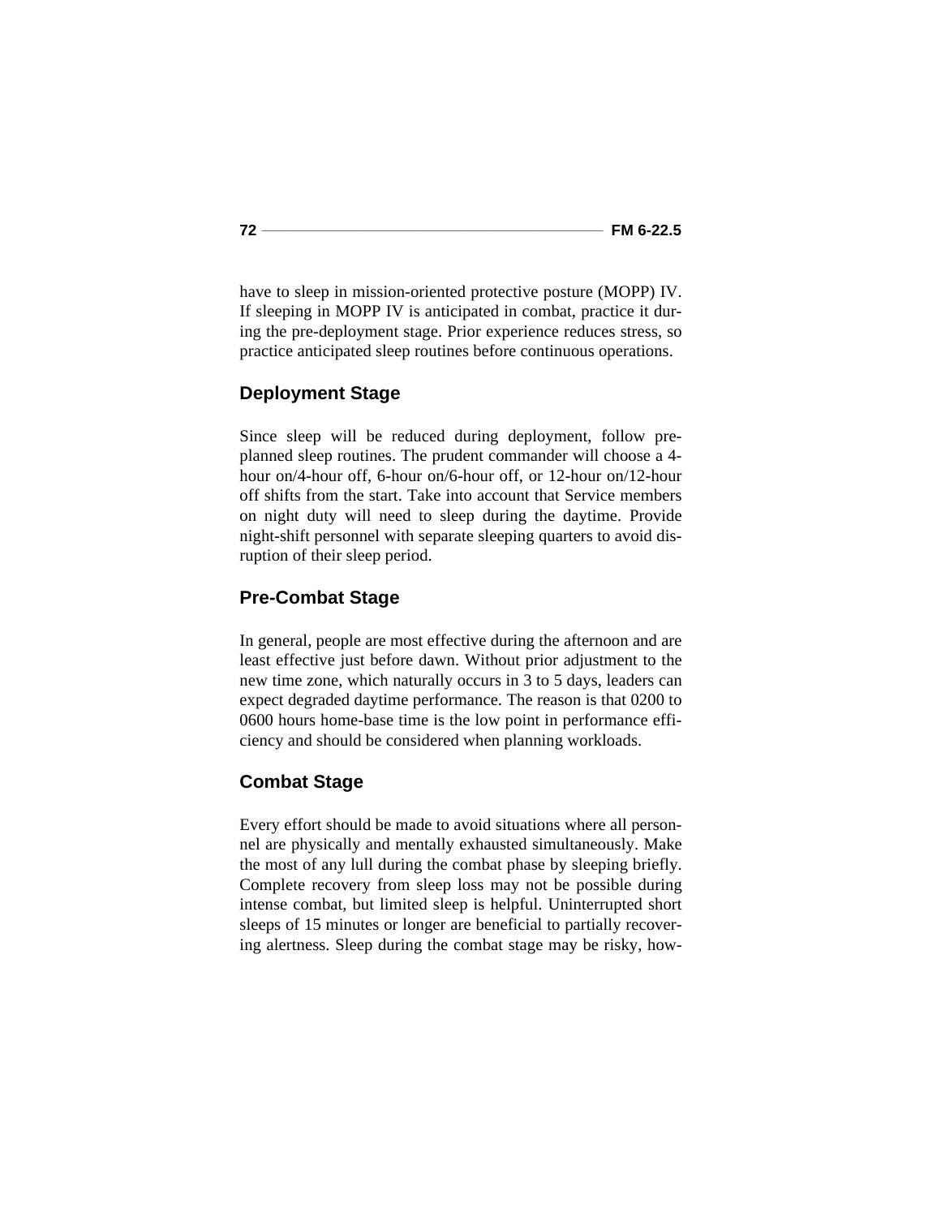have to sleep in mission-oriented protective posture (MOPP) IV. If sleeping in MOPP IV is anticipated in combat, practice it during the pre-deployment stage. Prior experience reduces stress, so practice anticipated sleep routines before continuous operations.

## Deployment Stage

Since sleep will be reduced during deployment, follow pre-planned sleep routines. The prudent commander will choose a 4-hour on/4-hour off, 6-hour on/6-hour off, or 12-hour on/12-hour off shifts from the start. Take into account that Service members on night duty will need to sleep during the daytime. Provide night-shift personnel with separate sleeping quarters to avoid disruption of their sleep period.

## Pre-Combat Stage

In general, people are most effective during the afternoon and are least effective just before dawn. Without prior adjustment to the new time zone, which naturally occurs in 3 to 5 days, leaders can expect degraded daytime performance. The reason is that 0200 to 0600 hours home-base time is the low point in performance efficiency and should be considered when planning workloads.

## Combat Stage

Every effort should be made to avoid situations where all personnel are physically and mentally exhausted simultaneously. Make the most of any lull during the combat phase by sleeping briefly. Complete recovery from sleep loss may not be possible during intense combat, but limited sleep is helpful. Uninterrupted short sleeps of 15 minutes or longer are beneficial to partially recovering alertness. Sleep during the combat stage may be risky, how-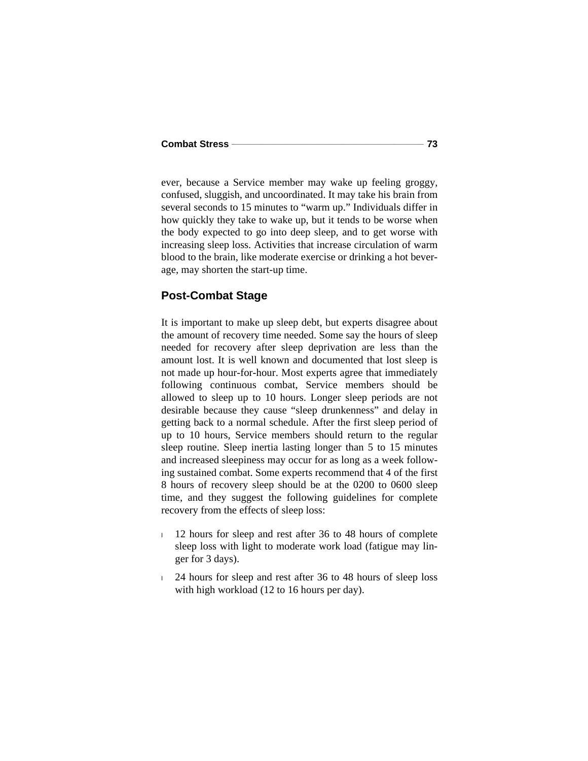ever, because a Service member may wake up feeling groggy, confused, sluggish, and uncoordinated. It may take his brain from several seconds to 15 minutes to "warm up." Individuals differ in how quickly they take to wake up, but it tends to be worse when the body expected to go into deep sleep, and to get worse with increasing sleep loss. Activities that increase circulation of warm blood to the brain, like moderate exercise or drinking a hot beverage, may shorten the start-up time.

## Post-Combat Stage

It is important to make up sleep debt, but experts disagree about the amount of recovery time needed. Some say the hours of sleep needed for recovery after sleep deprivation are less than the amount lost. It is well known and documented that lost sleep is not made up hour-for-hour. Most experts agree that immediately following continuous combat, Service members should be allowed to sleep up to 10 hours. Longer sleep periods are not desirable because they cause "sleep drunkenness" and delay in getting back to a normal schedule. After the first sleep period of up to 10 hours, Service members should return to the regular sleep routine. Sleep inertia lasting longer than 5 to 15 minutes and increased sleepiness may occur for as long as a week following sustained combat. Some experts recommend that 4 of the first 8 hours of recovery sleep should be at the 0200 to 0600 sleep time, and they suggest the following guidelines for complete recovery from the effects of sleep loss:

- 12 hours for sleep and rest after 36 to 48 hours of complete sleep loss with light to moderate work load (fatigue may linger for 3 days).
- 24 hours for sleep and rest after 36 to 48 hours of sleep loss with high workload (12 to 16 hours per day).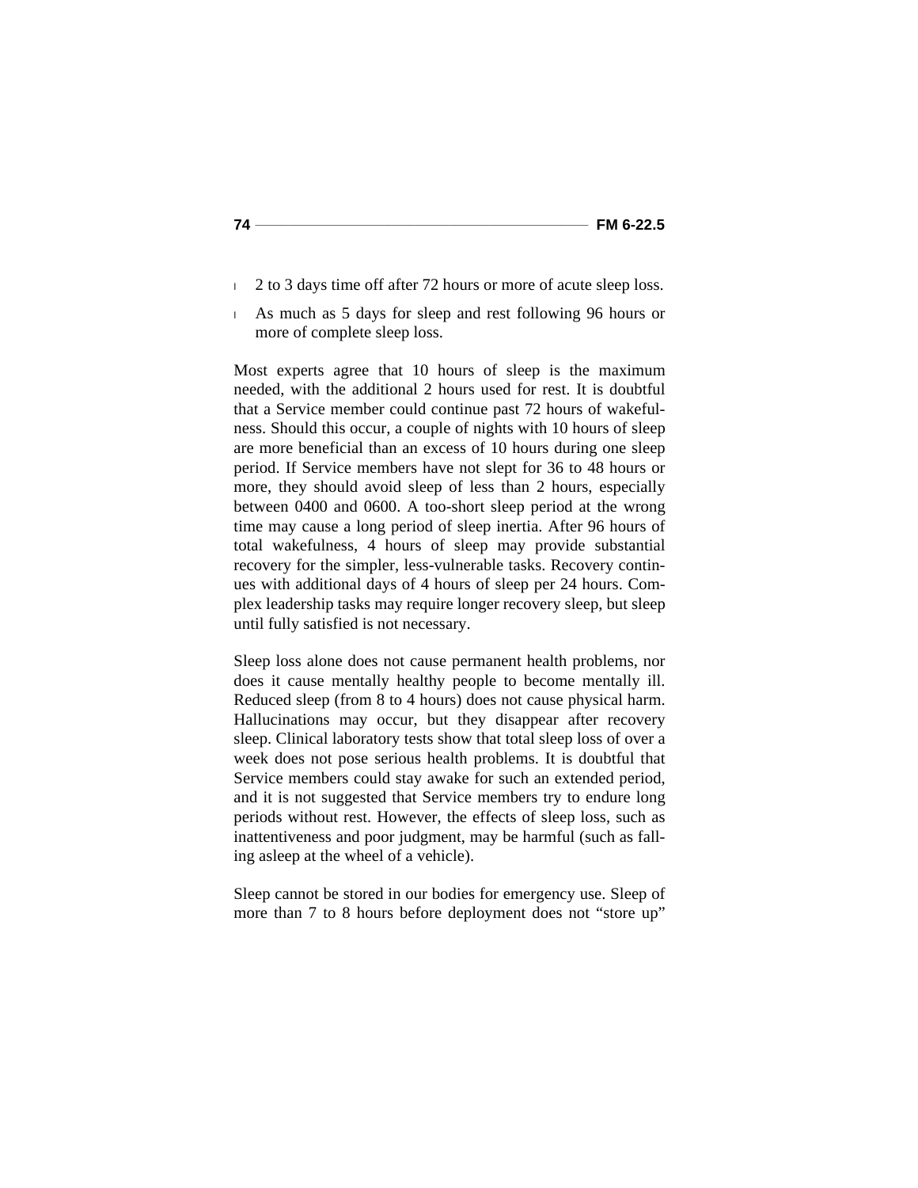- 2 to 3 days time off after 72 hours or more of acute sleep loss.
- As much as 5 days for sleep and rest following 96 hours or more of complete sleep loss.

Most experts agree that 10 hours of sleep is the maximum needed, with the additional 2 hours used for rest. It is doubtful that a Service member could continue past 72 hours of wakefulness. Should this occur, a couple of nights with 10 hours of sleep are more beneficial than an excess of 10 hours during one sleep period. If Service members have not slept for 36 to 48 hours or more, they should avoid sleep of less than 2 hours, especially between 0400 and 0600. A too-short sleep period at the wrong time may cause a long period of sleep inertia. After 96 hours of total wakefulness, 4 hours of sleep may provide substantial recovery for the simpler, less-vulnerable tasks. Recovery continues with additional days of 4 hours of sleep per 24 hours. Complex leadership tasks may require longer recovery sleep, but sleep until fully satisfied is not necessary.

Sleep loss alone does not cause permanent health problems, nor does it cause mentally healthy people to become mentally ill. Reduced sleep (from 8 to 4 hours) does not cause physical harm. Hallucinations may occur, but they disappear after recovery sleep. Clinical laboratory tests show that total sleep loss of over a week does not pose serious health problems. It is doubtful that Service members could stay awake for such an extended period, and it is not suggested that Service members try to endure long periods without rest. However, the effects of sleep loss, such as inattentiveness and poor judgment, may be harmful (such as falling asleep at the wheel of a vehicle).

Sleep cannot be stored in our bodies for emergency use. Sleep of more than 7 to 8 hours before deployment does not "store up"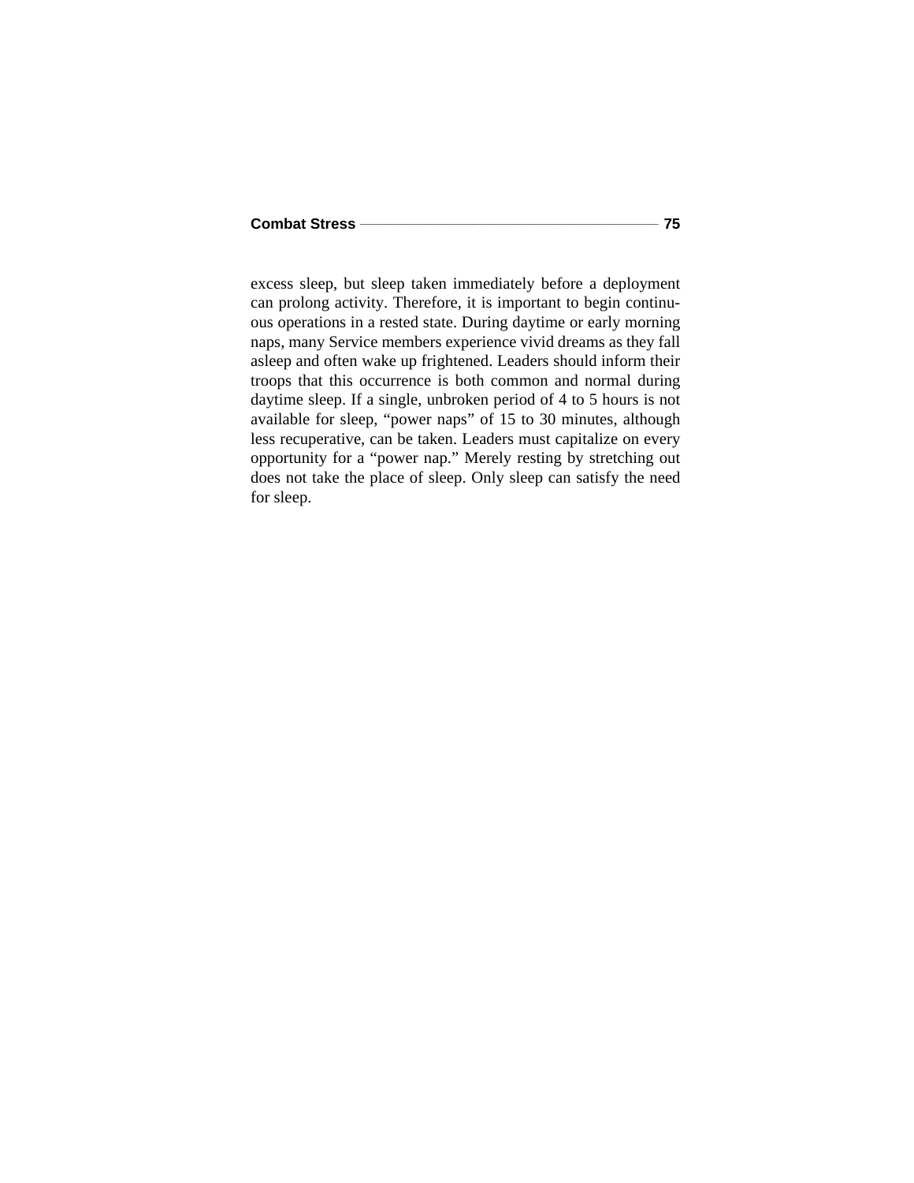excess sleep, but sleep taken immediately before a deployment can prolong activity. Therefore, it is important to begin continuous operations in a rested state. During daytime or early morning naps, many Service members experience vivid dreams as they fall asleep and often wake up frightened. Leaders should inform their troops that this occurrence is both common and normal during daytime sleep. If a single, unbroken period of 4 to 5 hours is not available for sleep, "power naps" of 15 to 30 minutes, although less recuperative, can be taken. Leaders must capitalize on every opportunity for a "power nap." Merely resting by stretching out does not take the place of sleep. Only sleep can satisfy the need for sleep.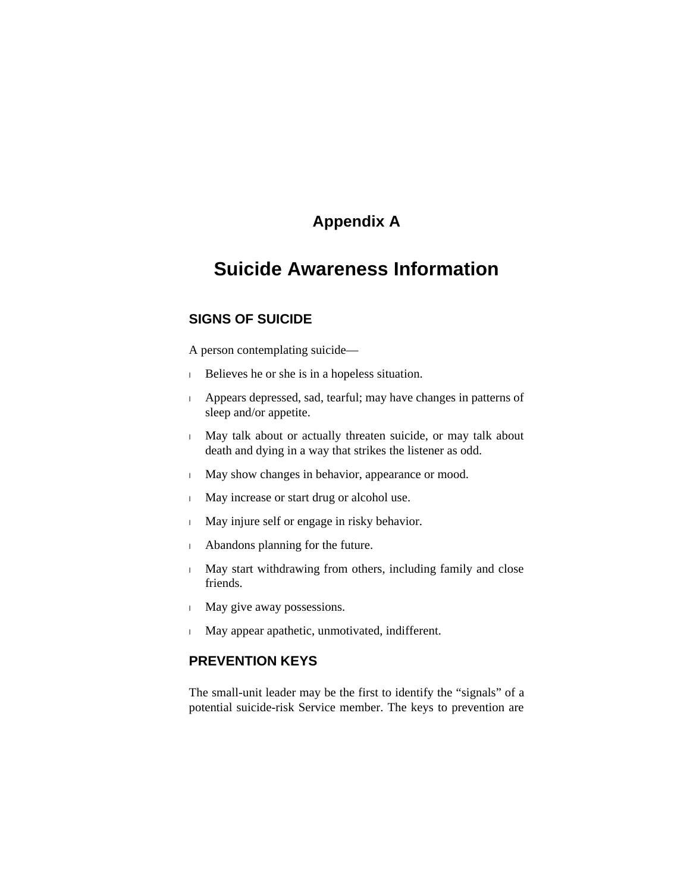# Appendix A

# Suicide Awareness Information

## SIGNS OF SUICIDE

A person contemplating suicide—

- Believes he or she is in a hopeless situation.
- Appears depressed, sad, tearful; may have changes in patterns of sleep and/or appetite.
- May talk about or actually threaten suicide, or may talk about death and dying in a way that strikes the listener as odd.
- May show changes in behavior, appearance or mood.
- May increase or start drug or alcohol use.
- May injure self or engage in risky behavior.
- Abandons planning for the future.
- May start withdrawing from others, including family and close friends.
- May give away possessions.
- May appear apathetic, unmotivated, indifferent.

## PREVENTION KEYS

The small-unit leader may be the first to identify the "signals" of a potential suicide-risk Service member. The keys to prevention are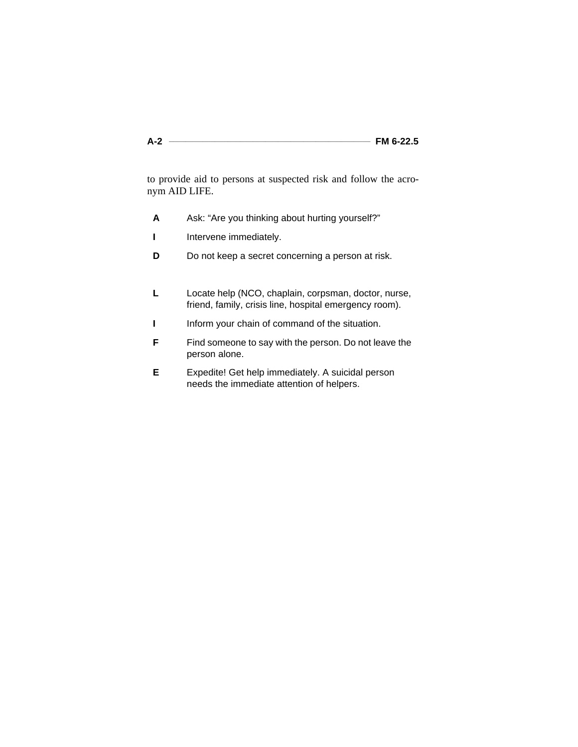to provide aid to persons at suspected risk and follow the acronym AID LIFE.

**A** Ask: "Are you thinking about hurting yourself?"

**I** Intervene immediately.

**D** Do not keep a secret concerning a person at risk.

**L** Locate help (NCO, chaplain, corpsman, doctor, nurse, friend, family, crisis line, hospital emergency room).

**I** Inform your chain of command of the situation.

**F** Find someone to say with the person. Do not leave the person alone.

**E** Expedite! Get help immediately. A suicidal person needs the immediate attention of helpers.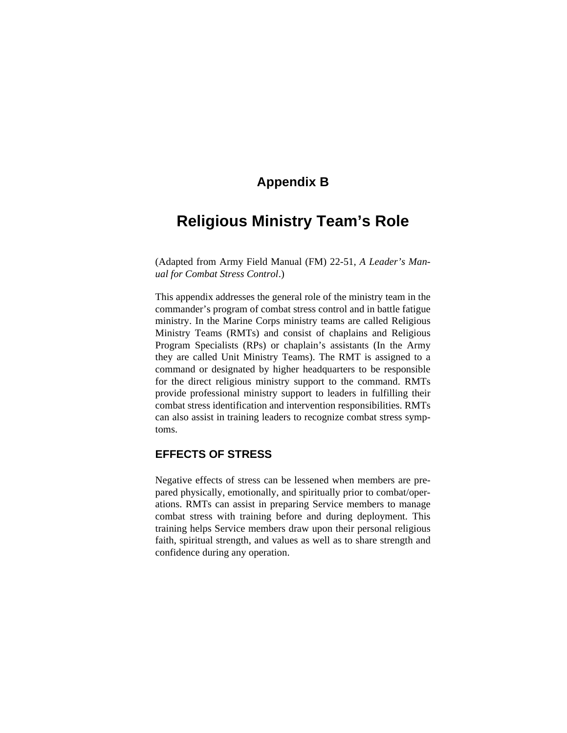# Appendix B

# Religious Ministry Team's Role

(Adapted from Army Field Manual (FM) 22-51, *A Leader's Manual for Combat Stress Control*.)

This appendix addresses the general role of the ministry team in the commander's program of combat stress control and in battle fatigue ministry. In the Marine Corps ministry teams are called Religious Ministry Teams (RMTs) and consist of chaplains and Religious Program Specialists (RPs) or chaplain's assistants (In the Army they are called Unit Ministry Teams). The RMT is assigned to a command or designated by higher headquarters to be responsible for the direct religious ministry support to the command. RMTs provide professional ministry support to leaders in fulfilling their combat stress identification and intervention responsibilities. RMTs can also assist in training leaders to recognize combat stress symptoms.

## EFFECTS OF STRESS

Negative effects of stress can be lessened when members are prepared physically, emotionally, and spiritually prior to combat/operations. RMTs can assist in preparing Service members to manage combat stress with training before and during deployment. This training helps Service members draw upon their personal religious faith, spiritual strength, and values as well as to share strength and confidence during any operation.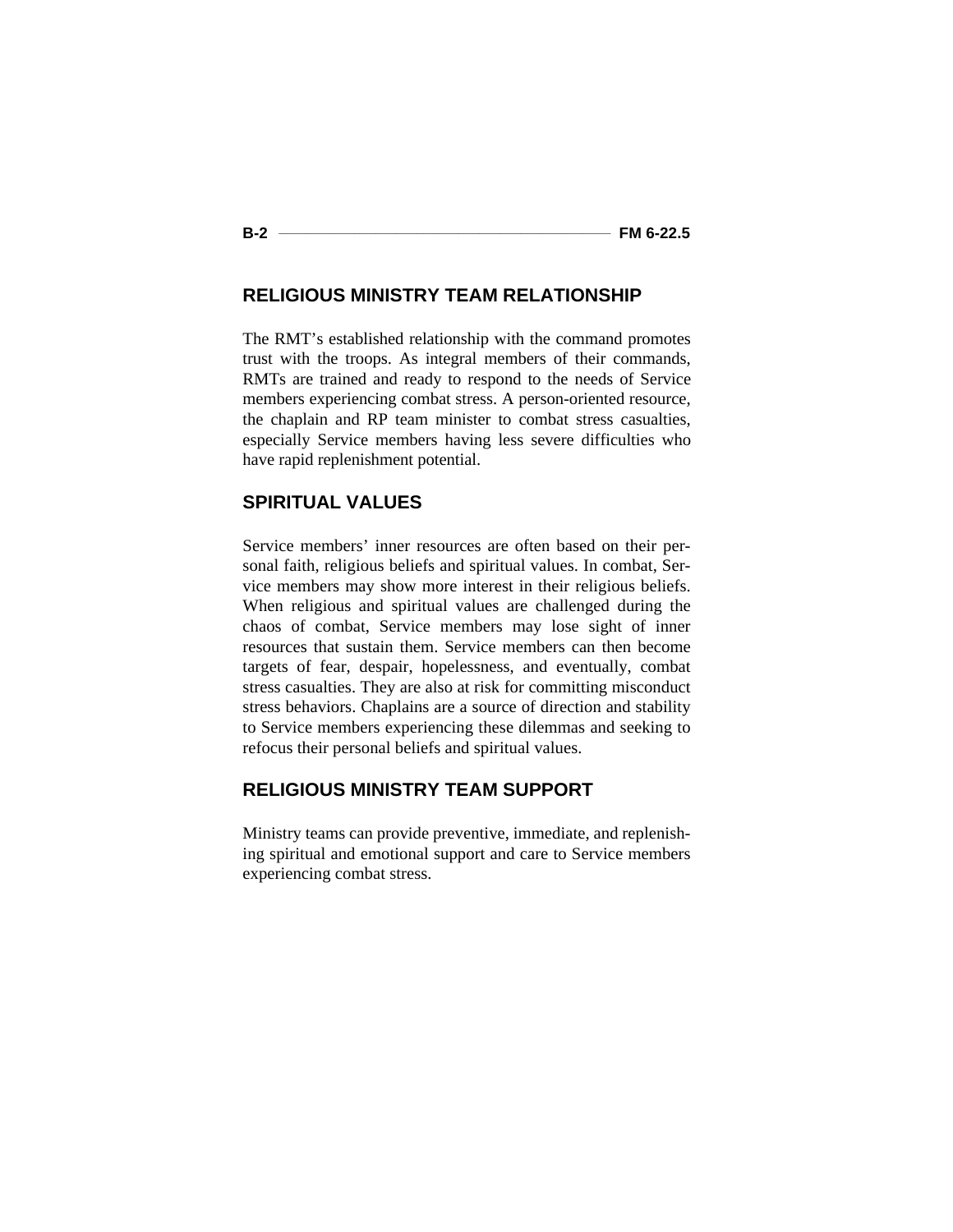## RELIGIOUS MINISTRY TEAM RELATIONSHIP

The RMT's established relationship with the command promotes trust with the troops. As integral members of their commands, RMTs are trained and ready to respond to the needs of Service members experiencing combat stress. A person-oriented resource, the chaplain and RP team minister to combat stress casualties, especially Service members having less severe difficulties who have rapid replenishment potential.

## SPIRITUAL VALUES

Service members' inner resources are often based on their personal faith, religious beliefs and spiritual values. In combat, Service members may show more interest in their religious beliefs. When religious and spiritual values are challenged during the chaos of combat, Service members may lose sight of inner resources that sustain them. Service members can then become targets of fear, despair, hopelessness, and eventually, combat stress casualties. They are also at risk for committing misconduct stress behaviors. Chaplains are a source of direction and stability to Service members experiencing these dilemmas and seeking to refocus their personal beliefs and spiritual values.

## RELIGIOUS MINISTRY TEAM SUPPORT

Ministry teams can provide preventive, immediate, and replenishing spiritual and emotional support and care to Service members experiencing combat stress.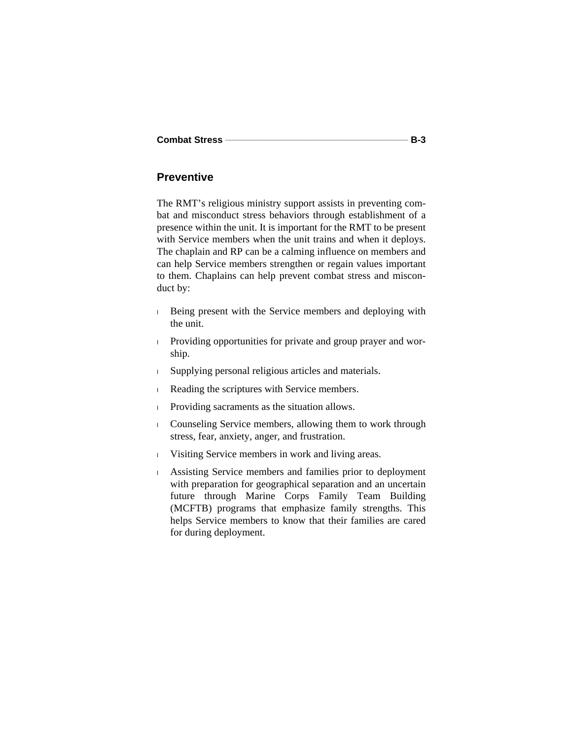## Preventive

The RMT's religious ministry support assists in preventing combat and misconduct stress behaviors through establishment of a presence within the unit. It is important for the RMT to be present with Service members when the unit trains and when it deploys. The chaplain and RP can be a calming influence on members and can help Service members strengthen or regain values important to them. Chaplains can help prevent combat stress and misconduct by:

- Being present with the Service members and deploying with the unit.
- Providing opportunities for private and group prayer and worship.
- Supplying personal religious articles and materials.
- Reading the scriptures with Service members.
- Providing sacraments as the situation allows.
- Counseling Service members, allowing them to work through stress, fear, anxiety, anger, and frustration.
- Visiting Service members in work and living areas.
- Assisting Service members and families prior to deployment with preparation for geographical separation and an uncertain future through Marine Corps Family Team Building (MCFTB) programs that emphasize family strengths. This helps Service members to know that their families are cared for during deployment.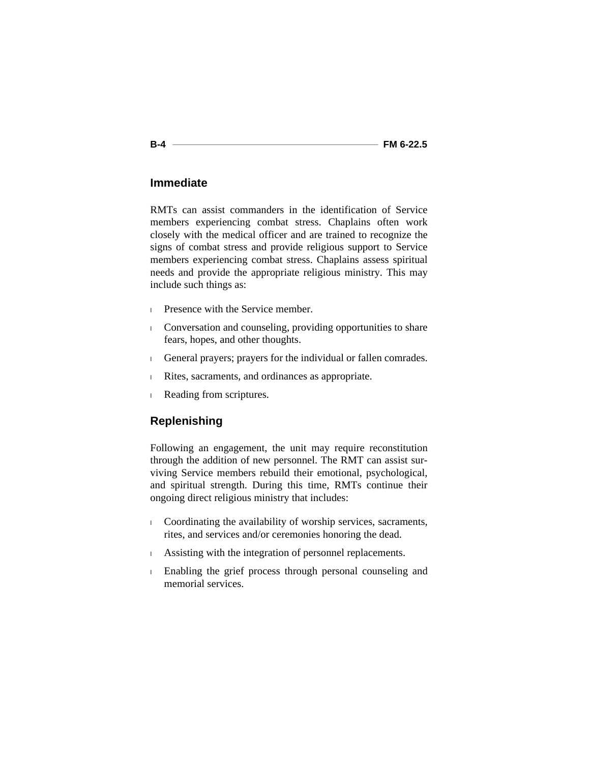## Immediate

RMTs can assist commanders in the identification of Service members experiencing combat stress. Chaplains often work closely with the medical officer and are trained to recognize the signs of combat stress and provide religious support to Service members experiencing combat stress. Chaplains assess spiritual needs and provide the appropriate religious ministry. This may include such things as:

- Presence with the Service member.
- Conversation and counseling, providing opportunities to share fears, hopes, and other thoughts.
- General prayers; prayers for the individual or fallen comrades.
- Rites, sacraments, and ordinances as appropriate.
- Reading from scriptures.

## Replenishing

Following an engagement, the unit may require reconstitution through the addition of new personnel. The RMT can assist surviving Service members rebuild their emotional, psychological, and spiritual strength. During this time, RMTs continue their ongoing direct religious ministry that includes:

- Coordinating the availability of worship services, sacraments, rites, and services and/or ceremonies honoring the dead.
- Assisting with the integration of personnel replacements.
- Enabling the grief process through personal counseling and memorial services.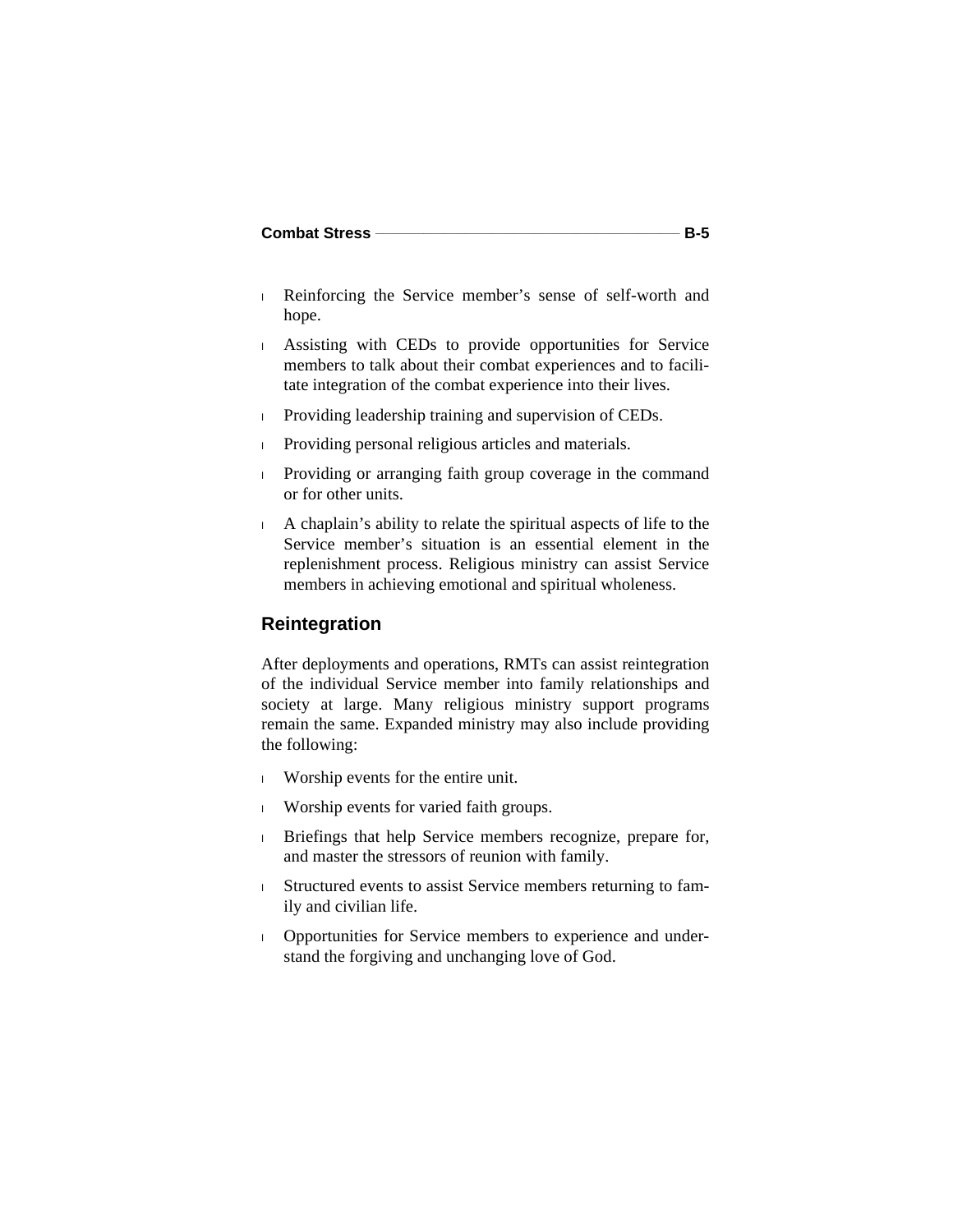- Reinforcing the Service member's sense of self-worth and hope.
- Assisting with CEDs to provide opportunities for Service members to talk about their combat experiences and to facilitate integration of the combat experience into their lives.
- Providing leadership training and supervision of CEDs.
- Providing personal religious articles and materials.
- Providing or arranging faith group coverage in the command or for other units.
- A chaplain's ability to relate the spiritual aspects of life to the Service member's situation is an essential element in the replenishment process. Religious ministry can assist Service members in achieving emotional and spiritual wholeness.

## Reintegration

After deployments and operations, RMTs can assist reintegration of the individual Service member into family relationships and society at large. Many religious ministry support programs remain the same. Expanded ministry may also include providing the following:

- Worship events for the entire unit.
- Worship events for varied faith groups.
- Briefings that help Service members recognize, prepare for, and master the stressors of reunion with family.
- Structured events to assist Service members returning to family and civilian life.
- Opportunities for Service members to experience and understand the forgiving and unchanging love of God.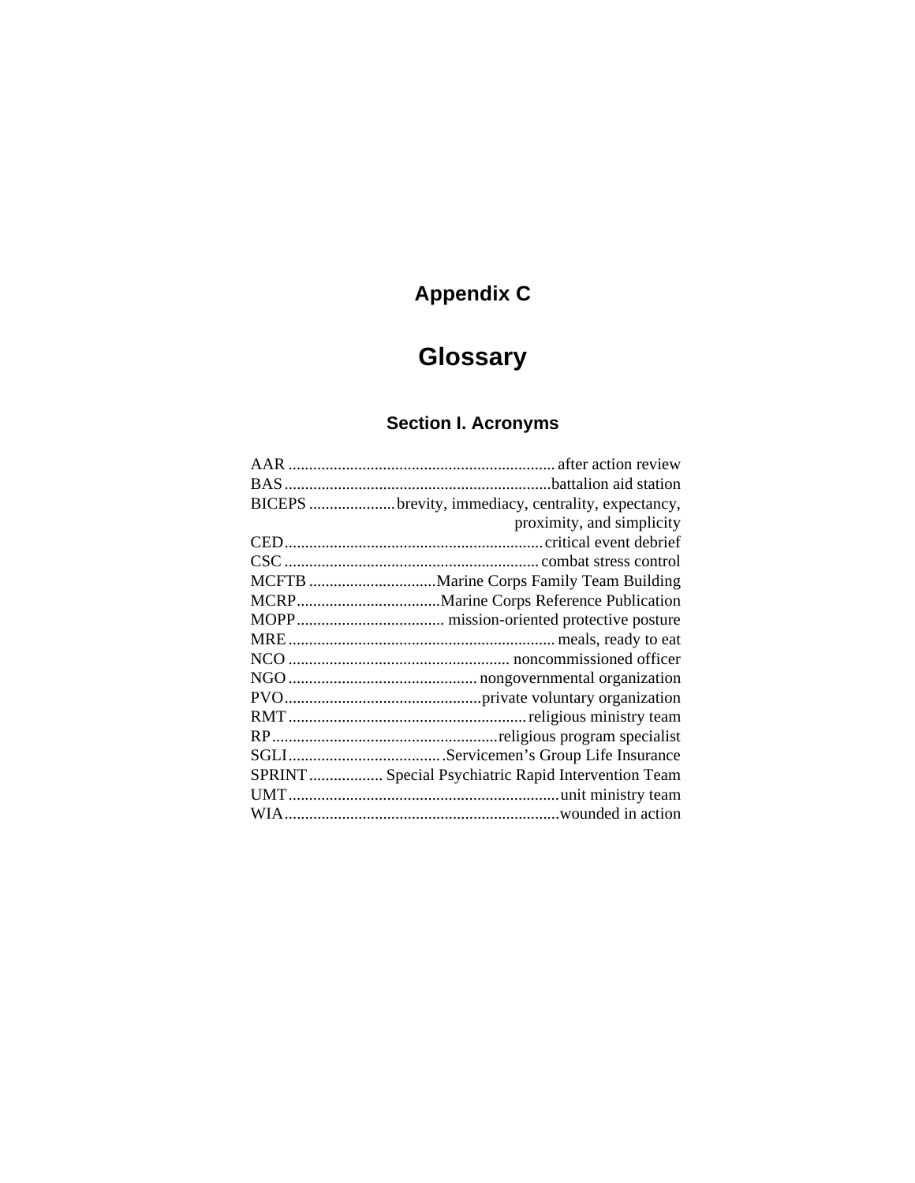# Appendix C

# Glossary

## Section I. Acronyms

AAR .................................................................. after action review
BAS .................................................................battalion aid station
BICEPS ....................brevity, immediacy, centrality, expectancy, proximity, and simplicity
CED..............................................................critical event debrief
CSC ............................................................combat stress control
MCFTB ..............................Marine Corps Family Team Building
MCRP..................................Marine Corps Reference Publication
MOPP.................................... mission-oriented protective posture
MRE ................................................................ meals, ready to eat
NCO ..................................................... noncommissioned officer
NGO ............................................. nongovernmental organization
PVO...............................................private voluntary organization
RMT .........................................................religious ministry team
RP......................................................religious program specialist
SGLI.....................................Servicemen's Group Life Insurance
SPRINT ................. Special Psychiatric Rapid Intervention Team
UMT................................................................unit ministry team
WIA.................................................................wounded in action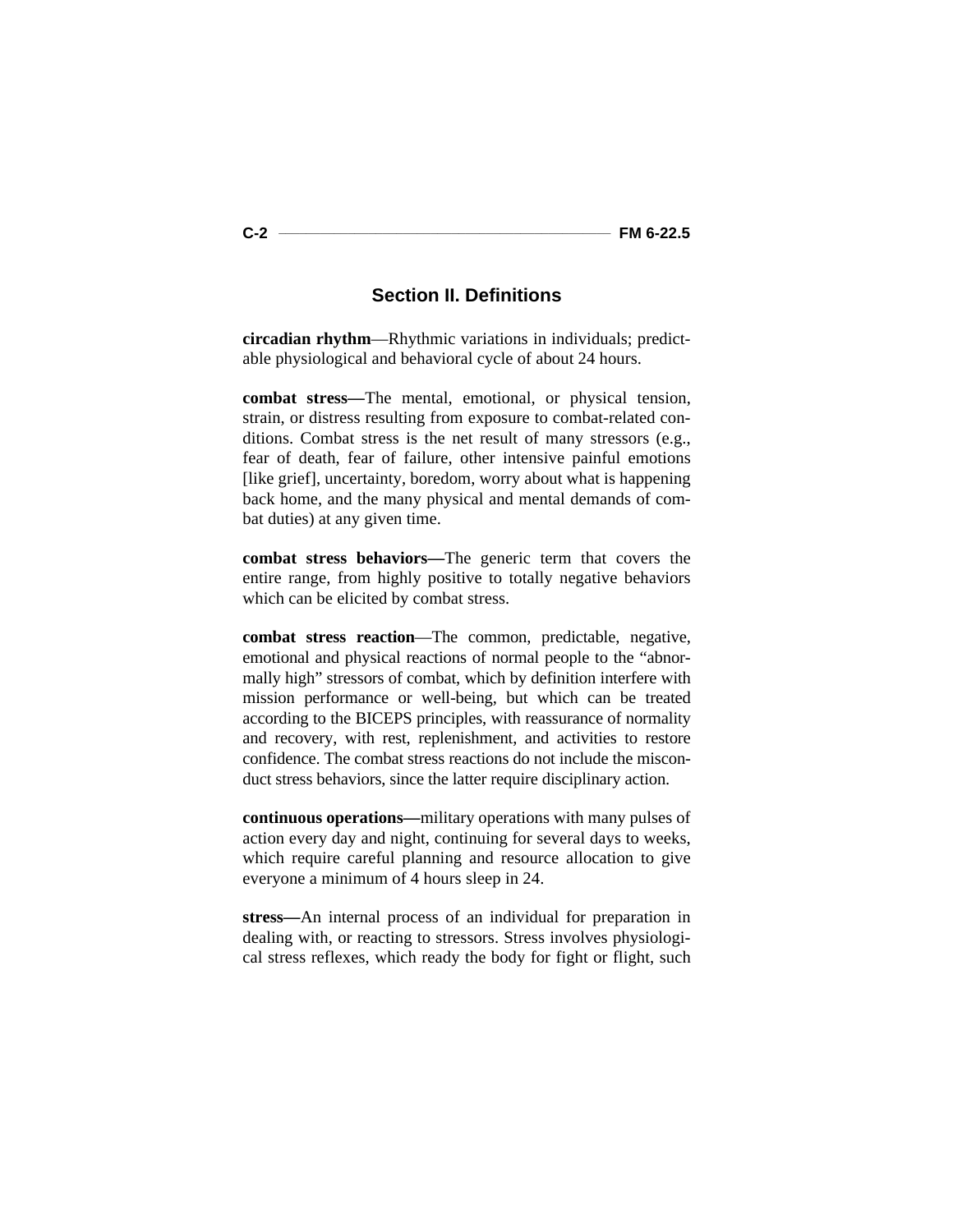## Section II. Definitions

**circadian rhythm**—Rhythmic variations in individuals; predictable physiological and behavioral cycle of about 24 hours.

**combat stress—**The mental, emotional, or physical tension, strain, or distress resulting from exposure to combat-related conditions. Combat stress is the net result of many stressors (e.g., fear of death, fear of failure, other intensive painful emotions [like grief], uncertainty, boredom, worry about what is happening back home, and the many physical and mental demands of combat duties) at any given time.

**combat stress behaviors—**The generic term that covers the entire range, from highly positive to totally negative behaviors which can be elicited by combat stress.

**combat stress reaction**—The common, predictable, negative, emotional and physical reactions of normal people to the "abnormally high" stressors of combat, which by definition interfere with mission performance or well-being, but which can be treated according to the BICEPS principles, with reassurance of normality and recovery, with rest, replenishment, and activities to restore confidence. The combat stress reactions do not include the misconduct stress behaviors, since the latter require disciplinary action.

**continuous operations—**military operations with many pulses of action every day and night, continuing for several days to weeks, which require careful planning and resource allocation to give everyone a minimum of 4 hours sleep in 24.

**stress—**An internal process of an individual for preparation in dealing with, or reacting to stressors. Stress involves physiological stress reflexes, which ready the body for fight or flight, such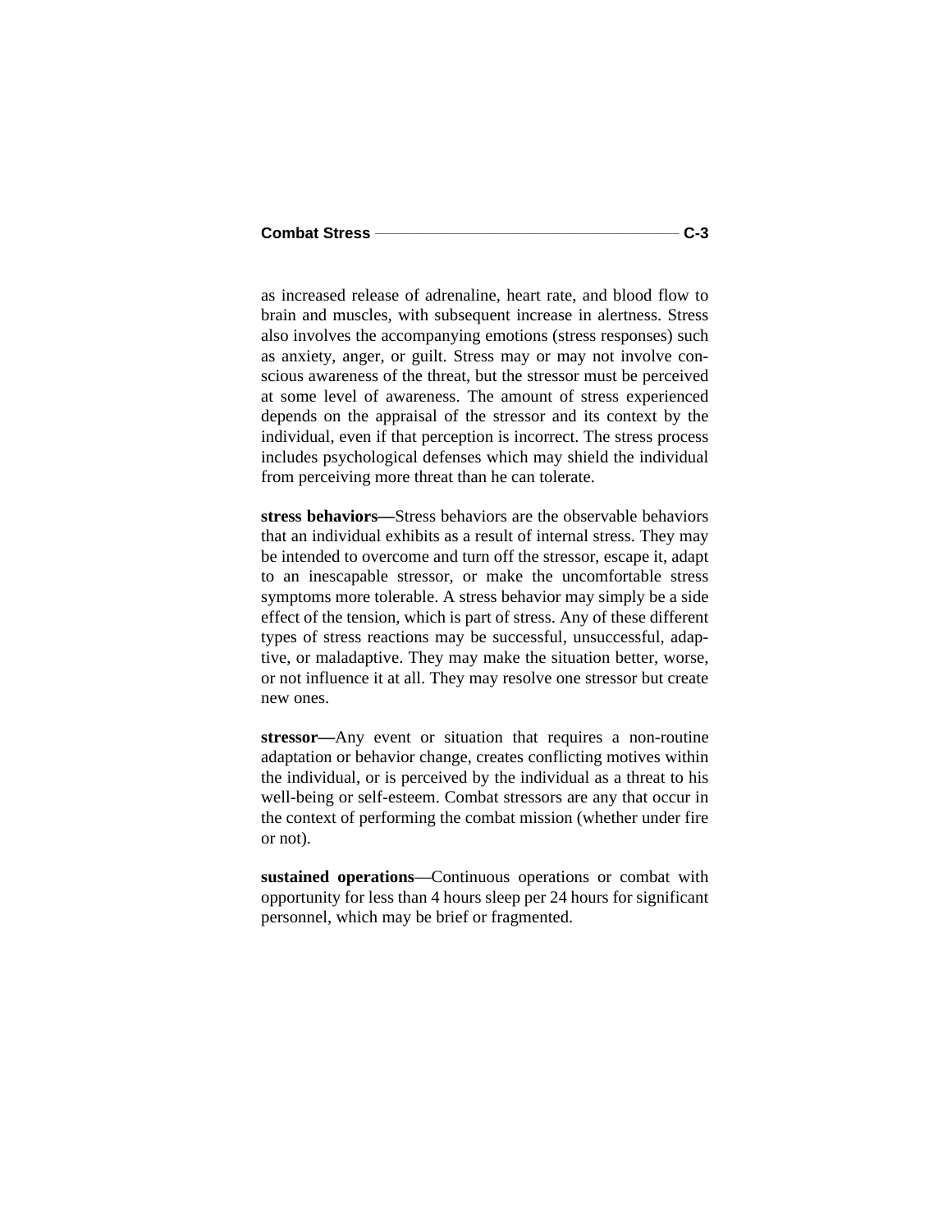as increased release of adrenaline, heart rate, and blood flow to brain and muscles, with subsequent increase in alertness. Stress also involves the accompanying emotions (stress responses) such as anxiety, anger, or guilt. Stress may or may not involve conscious awareness of the threat, but the stressor must be perceived at some level of awareness. The amount of stress experienced depends on the appraisal of the stressor and its context by the individual, even if that perception is incorrect. The stress process includes psychological defenses which may shield the individual from perceiving more threat than he can tolerate.

**stress behaviors—**Stress behaviors are the observable behaviors that an individual exhibits as a result of internal stress. They may be intended to overcome and turn off the stressor, escape it, adapt to an inescapable stressor, or make the uncomfortable stress symptoms more tolerable. A stress behavior may simply be a side effect of the tension, which is part of stress. Any of these different types of stress reactions may be successful, unsuccessful, adaptive, or maladaptive. They may make the situation better, worse, or not influence it at all. They may resolve one stressor but create new ones.

**stressor—**Any event or situation that requires a non-routine adaptation or behavior change, creates conflicting motives within the individual, or is perceived by the individual as a threat to his well-being or self-esteem. Combat stressors are any that occur in the context of performing the combat mission (whether under fire or not).

**sustained operations**—Continuous operations or combat with opportunity for less than 4 hours sleep per 24 hours for significant personnel, which may be brief or fragmented.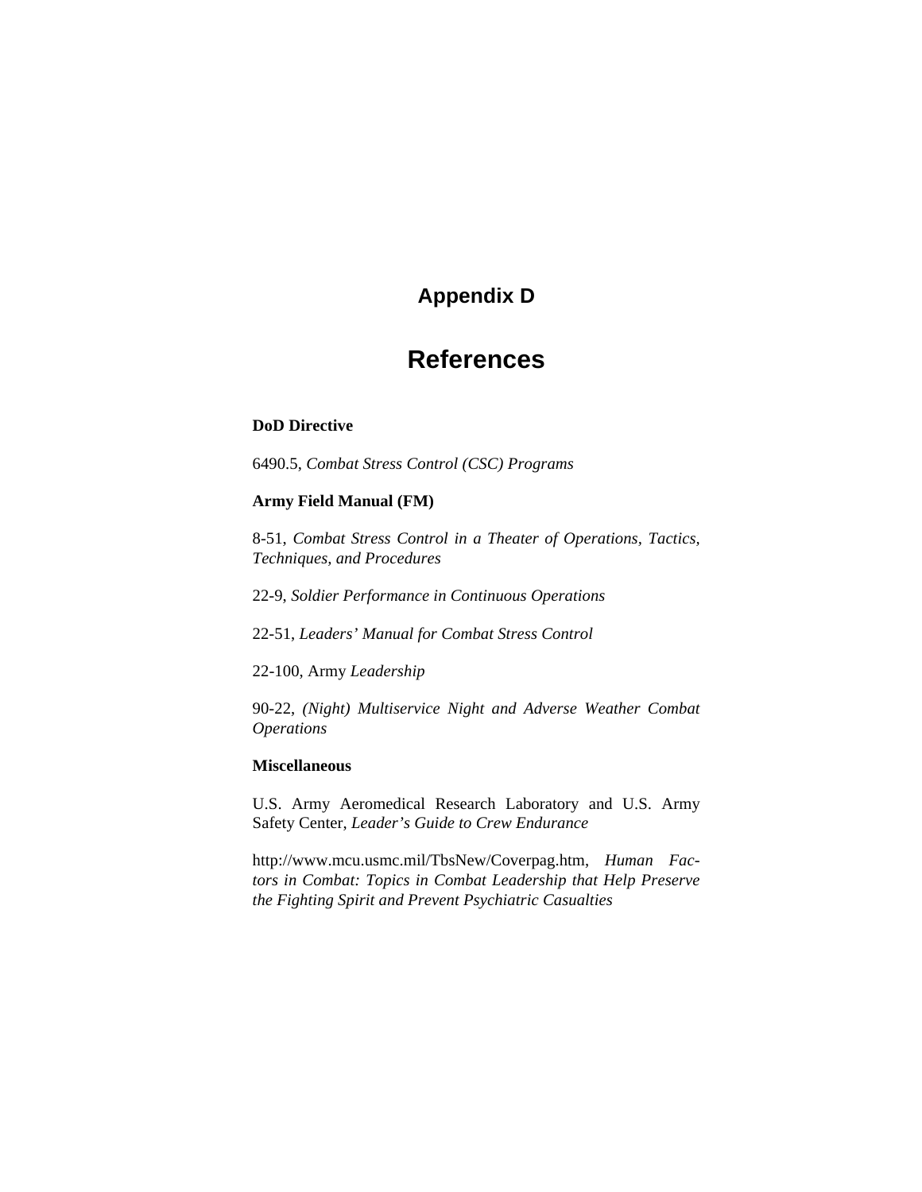# Appendix D

# References

**DoD Directive**

6490.5, *Combat Stress Control (CSC) Programs*

**Army Field Manual (FM)**

8-51, *Combat Stress Control in a Theater of Operations, Tactics, Techniques, and Procedures*

22-9, *Soldier Performance in Continuous Operations*

22-51, *Leaders' Manual for Combat Stress Control*

22-100, Army *Leadership*

90-22, *(Night) Multiservice Night and Adverse Weather Combat Operations*

**Miscellaneous**

U.S. Army Aeromedical Research Laboratory and U.S. Army Safety Center, *Leader's Guide to Crew Endurance*

http://www.mcu.usmc.mil/TbsNew/Coverpag.htm, *Human Factors in Combat: Topics in Combat Leadership that Help Preserve the Fighting Spirit and Prevent Psychiatric Casualties*